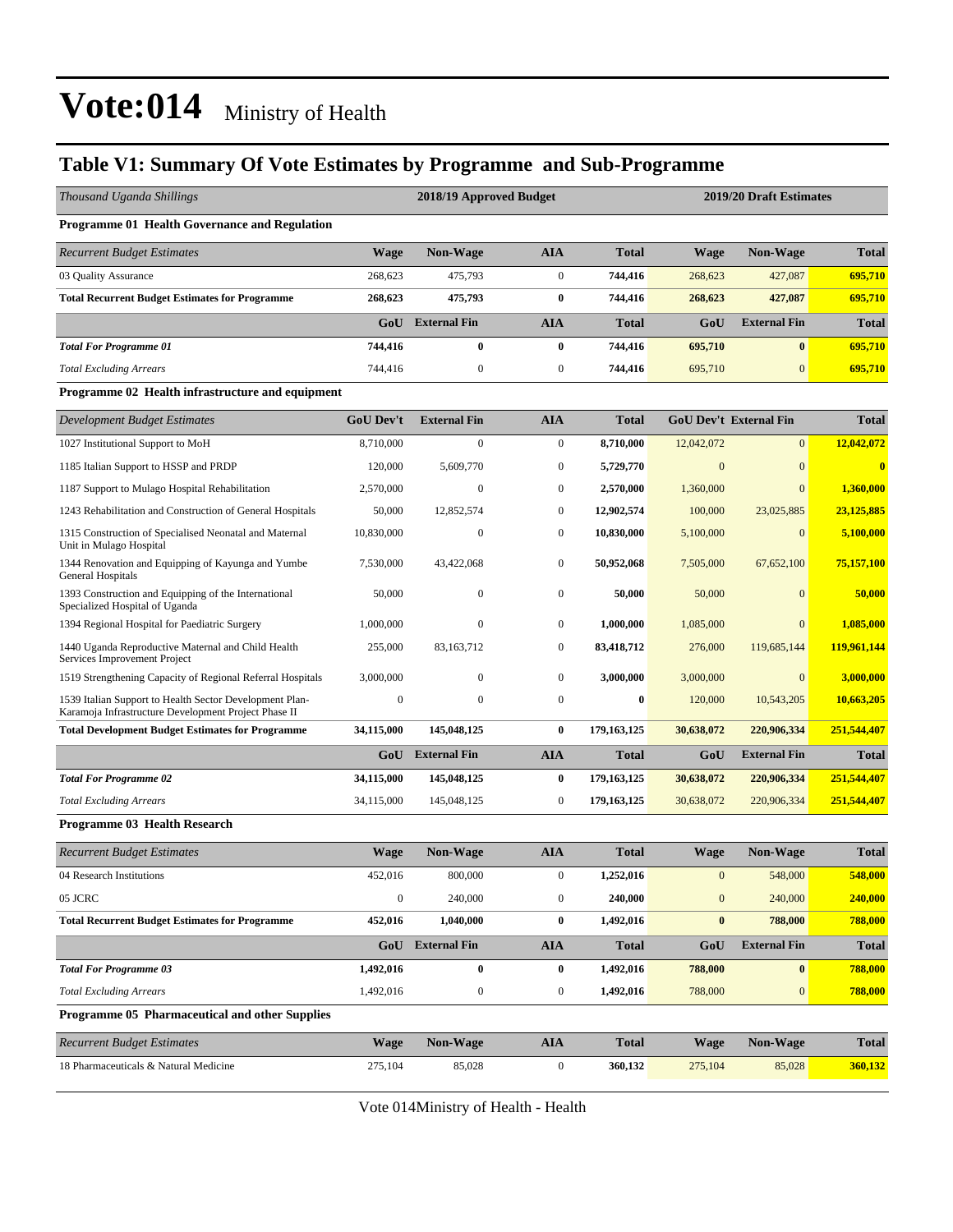# Vote:014 Ministry of Health

## Table V1: Summary Of Vote Estimates by Programme and Sub-Programme

| *Thousand Uganda Shillings* | 2018/19 Approved Budget | | | | 2019/20 Draft Estimates | | |
|---|---|---|---|---|---|---|---|
| **Programme 01 Health Governance and Regulation** | | | | | | | |
| *Recurrent Budget Estimates* | **Wage** | **Non-Wage** | **AIA** | **Total** | **Wage** | **Non-Wage** | **Total** |
| 03 Quality Assurance | 268,623 | 475,793 | 0 | **744,416** | 268,623 | 427,087 | **695,710** |
| **Total Recurrent Budget Estimates for Programme** | **268,623** | **475,793** | **0** | **744,416** | **268,623** | **427,087** | **695,710** |
| | **GoU** | **External Fin** | **AIA** | **Total** | **GoU** | **External Fin** | **Total** |
| ***Total For Programme 01*** | **744,416** | **0** | **0** | **744,416** | **695,710** | **0** | **695,710** |
| *Total Excluding Arrears* | 744,416 | 0 | 0 | **744,416** | 695,710 | 0 | **695,710** |
| **Programme 02 Health infrastructure and equipment** | | | | | | | |
| *Development Budget Estimates* | **GoU Dev't** | **External Fin** | **AIA** | **Total** | **GoU Dev't** | **External Fin** | **Total** |
| 1027 Institutional Support to MoH | 8,710,000 | 0 | 0 | **8,710,000** | 12,042,072 | 0 | **12,042,072** |
| 1185 Italian Support to HSSP and PRDP | 120,000 | 5,609,770 | 0 | **5,729,770** | 0 | 0 | **0** |
| 1187 Support to Mulago Hospital Rehabilitation | 2,570,000 | 0 | 0 | **2,570,000** | 1,360,000 | 0 | **1,360,000** |
| 1243 Rehabilitation and Construction of General Hospitals | 50,000 | 12,852,574 | 0 | **12,902,574** | 100,000 | 23,025,885 | **23,125,885** |
| 1315 Construction of Specialised Neonatal and Maternal Unit in Mulago Hospital | 10,830,000 | 0 | 0 | **10,830,000** | 5,100,000 | 0 | **5,100,000** |
| 1344 Renovation and Equipping of Kayunga and Yumbe General Hospitals | 7,530,000 | 43,422,068 | 0 | **50,952,068** | 7,505,000 | 67,652,100 | **75,157,100** |
| 1393 Construction and Equipping of the International Specialized Hospital of Uganda | 50,000 | 0 | 0 | **50,000** | 50,000 | 0 | **50,000** |
| 1394 Regional Hospital for Paediatric Surgery | 1,000,000 | 0 | 0 | **1,000,000** | 1,085,000 | 0 | **1,085,000** |
| 1440 Uganda Reproductive Maternal and Child Health Services Improvement Project | 255,000 | 83,163,712 | 0 | **83,418,712** | 276,000 | 119,685,144 | **119,961,144** |
| 1519 Strengthening Capacity of Regional Referral Hospitals | 3,000,000 | 0 | 0 | **3,000,000** | 3,000,000 | 0 | **3,000,000** |
| 1539 Italian Support to Health Sector Development Plan-Karamoja Infrastructure Development Project Phase II | 0 | 0 | 0 | **0** | 120,000 | 10,543,205 | **10,663,205** |
| **Total Development Budget Estimates for Programme** | **34,115,000** | **145,048,125** | **0** | **179,163,125** | **30,638,072** | **220,906,334** | **251,544,407** |
| | **GoU** | **External Fin** | **AIA** | **Total** | **GoU** | **External Fin** | **Total** |
| ***Total For Programme 02*** | **34,115,000** | **145,048,125** | **0** | **179,163,125** | **30,638,072** | **220,906,334** | **251,544,407** |
| *Total Excluding Arrears* | 34,115,000 | 145,048,125 | 0 | **179,163,125** | 30,638,072 | 220,906,334 | **251,544,407** |
| **Programme 03 Health Research** | | | | | | | |
| *Recurrent Budget Estimates* | **Wage** | **Non-Wage** | **AIA** | **Total** | **Wage** | **Non-Wage** | **Total** |
| 04 Research Institutions | 452,016 | 800,000 | 0 | **1,252,016** | 0 | 548,000 | **548,000** |
| 05 JCRC | 0 | 240,000 | 0 | **240,000** | 0 | 240,000 | **240,000** |
| **Total Recurrent Budget Estimates for Programme** | **452,016** | **1,040,000** | **0** | **1,492,016** | **0** | **788,000** | **788,000** |
| | **GoU** | **External Fin** | **AIA** | **Total** | **GoU** | **External Fin** | **Total** |
| ***Total For Programme 03*** | **1,492,016** | **0** | **0** | **1,492,016** | **788,000** | **0** | **788,000** |
| *Total Excluding Arrears* | 1,492,016 | 0 | 0 | **1,492,016** | 788,000 | 0 | **788,000** |
| **Programme 05 Pharmaceutical and other Supplies** | | | | | | | |
| *Recurrent Budget Estimates* | **Wage** | **Non-Wage** | **AIA** | **Total** | **Wage** | **Non-Wage** | **Total** |
| 18 Pharmaceuticals & Natural Medicine | 275,104 | 85,028 | 0 | **360,132** | 275,104 | 85,028 | **360,132** |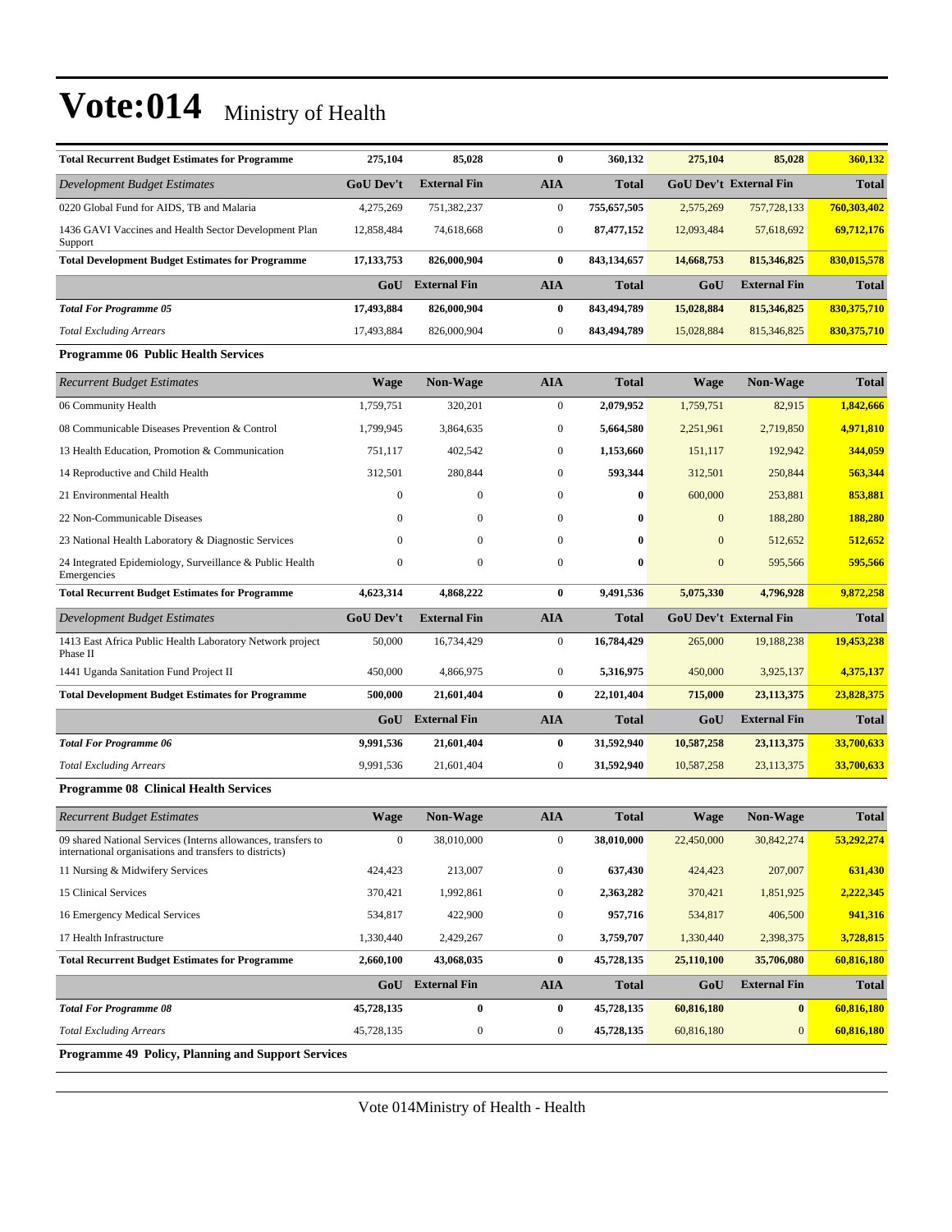# Vote:014 Ministry of Health

| Total Recurrent Budget Estimates for Programme | 275,104 | 85,028 | 0 | 360,132 | 275,104 | 85,028 | 360,132 |
|---|---|---|---|---|---|---|---|
| *Development Budget Estimates* | **GoU Dev't** | **External Fin** | **AIA** | **Total** | **GoU Dev't** | **External Fin** | **Total** |
| 0220 Global Fund for AIDS, TB and Malaria | 4,275,269 | 751,382,237 | 0 | **755,657,505** | 2,575,269 | 757,728,133 | **760,303,402** |
| 1436 GAVI Vaccines and Health Sector Development Plan Support | 12,858,484 | 74,618,668 | 0 | **87,477,152** | 12,093,484 | 57,618,692 | **69,712,176** |
| **Total Development Budget Estimates for Programme** | **17,133,753** | **826,000,904** | **0** | **843,134,657** | **14,668,753** | **815,346,825** | **830,015,578** |
| | **GoU** | **External Fin** | **AIA** | **Total** | **GoU** | **External Fin** | **Total** |
| ***Total For Programme 05*** | **17,493,884** | **826,000,904** | **0** | **843,494,789** | **15,028,884** | **815,346,825** | **830,375,710** |
| *Total Excluding Arrears* | 17,493,884 | 826,000,904 | 0 | **843,494,789** | 15,028,884 | 815,346,825 | **830,375,710** |

**Programme 06 Public Health Services**

| *Recurrent Budget Estimates* | Wage | Non-Wage | AIA | Total | Wage | Non-Wage | Total |
|---|---|---|---|---|---|---|---|
| 06 Community Health | 1,759,751 | 320,201 | 0 | **2,079,952** | 1,759,751 | 82,915 | **1,842,666** |
| 08 Communicable Diseases Prevention & Control | 1,799,945 | 3,864,635 | 0 | **5,664,580** | 2,251,961 | 2,719,850 | **4,971,810** |
| 13 Health Education, Promotion & Communication | 751,117 | 402,542 | 0 | **1,153,660** | 151,117 | 192,942 | **344,059** |
| 14 Reproductive and Child Health | 312,501 | 280,844 | 0 | **593,344** | 312,501 | 250,844 | **563,344** |
| 21 Environmental Health | 0 | 0 | 0 | **0** | 600,000 | 253,881 | **853,881** |
| 22 Non-Communicable Diseases | 0 | 0 | 0 | **0** | 0 | 188,280 | **188,280** |
| 23 National Health Laboratory & Diagnostic Services | 0 | 0 | 0 | **0** | 0 | 512,652 | **512,652** |
| 24 Integrated Epidemiology, Surveillance & Public Health Emergencies | 0 | 0 | 0 | **0** | 0 | 595,566 | **595,566** |
| **Total Recurrent Budget Estimates for Programme** | **4,623,314** | **4,868,222** | **0** | **9,491,536** | **5,075,330** | **4,796,928** | **9,872,258** |
| *Development Budget Estimates* | **GoU Dev't** | **External Fin** | **AIA** | **Total** | **GoU Dev't** | **External Fin** | **Total** |
| 1413 East Africa Public Health Laboratory Network project Phase II | 50,000 | 16,734,429 | 0 | **16,784,429** | 265,000 | 19,188,238 | **19,453,238** |
| 1441 Uganda Sanitation Fund Project II | 450,000 | 4,866,975 | 0 | **5,316,975** | 450,000 | 3,925,137 | **4,375,137** |
| **Total Development Budget Estimates for Programme** | **500,000** | **21,601,404** | **0** | **22,101,404** | **715,000** | **23,113,375** | **23,828,375** |
| | **GoU** | **External Fin** | **AIA** | **Total** | **GoU** | **External Fin** | **Total** |
| ***Total For Programme 06*** | **9,991,536** | **21,601,404** | **0** | **31,592,940** | **10,587,258** | **23,113,375** | **33,700,633** |
| *Total Excluding Arrears* | 9,991,536 | 21,601,404 | 0 | **31,592,940** | 10,587,258 | 23,113,375 | **33,700,633** |

**Programme 08 Clinical Health Services**

| *Recurrent Budget Estimates* | Wage | Non-Wage | AIA | Total | Wage | Non-Wage | Total |
|---|---|---|---|---|---|---|---|
| 09 shared National Services (Interns allowances, transfers to international organisations and transfers to districts) | 0 | 38,010,000 | 0 | **38,010,000** | 22,450,000 | 30,842,274 | **53,292,274** |
| 11 Nursing & Midwifery Services | 424,423 | 213,007 | 0 | **637,430** | 424,423 | 207,007 | **631,430** |
| 15 Clinical Services | 370,421 | 1,992,861 | 0 | **2,363,282** | 370,421 | 1,851,925 | **2,222,345** |
| 16 Emergency Medical Services | 534,817 | 422,900 | 0 | **957,716** | 534,817 | 406,500 | **941,316** |
| 17 Health Infrastructure | 1,330,440 | 2,429,267 | 0 | **3,759,707** | 1,330,440 | 2,398,375 | **3,728,815** |
| **Total Recurrent Budget Estimates for Programme** | **2,660,100** | **43,068,035** | **0** | **45,728,135** | **25,110,100** | **35,706,080** | **60,816,180** |
| | **GoU** | **External Fin** | **AIA** | **Total** | **GoU** | **External Fin** | **Total** |
| ***Total For Programme 08*** | **45,728,135** | **0** | **0** | **45,728,135** | **60,816,180** | **0** | **60,816,180** |
| *Total Excluding Arrears* | 45,728,135 | 0 | 0 | **45,728,135** | 60,816,180 | 0 | **60,816,180** |

**Programme 49 Policy, Planning and Support Services**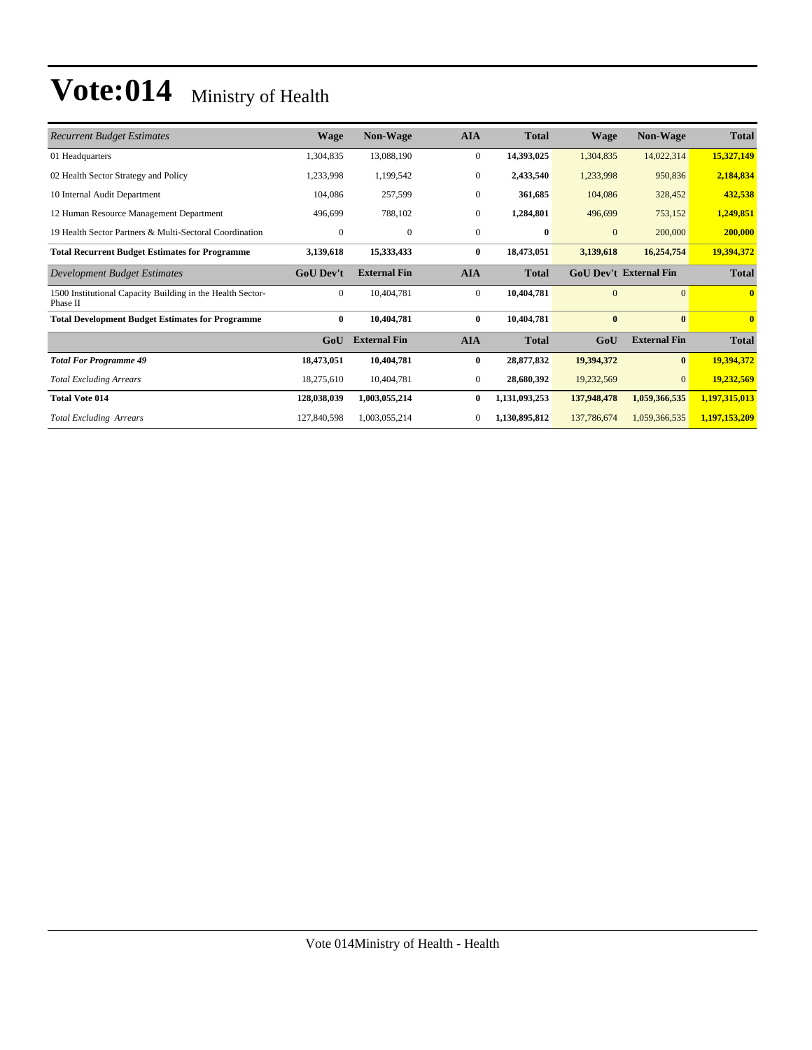# Vote:014 Ministry of Health

| *Recurrent Budget Estimates* | Wage | Non-Wage | AIA | Total | Wage | Non-Wage | Total |
|---|---|---|---|---|---|---|---|
| 01 Headquarters | 1,304,835 | 13,088,190 | 0 | **14,393,025** | 1,304,835 | 14,022,314 | **15,327,149** |
| 02 Health Sector Strategy and Policy | 1,233,998 | 1,199,542 | 0 | **2,433,540** | 1,233,998 | 950,836 | **2,184,834** |
| 10 Internal Audit Department | 104,086 | 257,599 | 0 | **361,685** | 104,086 | 328,452 | **432,538** |
| 12 Human Resource Management Department | 496,699 | 788,102 | 0 | **1,284,801** | 496,699 | 753,152 | **1,249,851** |
| 19 Health Sector Partners & Multi-Sectoral Coordination | 0 | 0 | 0 | **0** | 0 | 200,000 | **200,000** |
| **Total Recurrent Budget Estimates for Programme** | **3,139,618** | **15,333,433** | **0** | **18,473,051** | **3,139,618** | **16,254,754** | **19,394,372** |
| *Development Budget Estimates* | **GoU Dev't** | **External Fin** | **AIA** | **Total** | **GoU Dev't** | **External Fin** | **Total** |
| 1500 Institutional Capacity Building in the Health Sector-Phase II | 0 | 10,404,781 | 0 | **10,404,781** | 0 | 0 | **0** |
| **Total Development Budget Estimates for Programme** | **0** | **10,404,781** | **0** | **10,404,781** | **0** | **0** | **0** |
| | **GoU** | **External Fin** | **AIA** | **Total** | **GoU** | **External Fin** | **Total** |
| ***Total For Programme 49*** | **18,473,051** | **10,404,781** | **0** | **28,877,832** | **19,394,372** | **0** | **19,394,372** |
| *Total Excluding Arrears* | 18,275,610 | 10,404,781 | 0 | **28,680,392** | 19,232,569 | 0 | **19,232,569** |
| **Total Vote 014** | **128,038,039** | **1,003,055,214** | **0** | **1,131,093,253** | **137,948,478** | **1,059,366,535** | **1,197,315,013** |
| *Total Excluding Arrears* | 127,840,598 | 1,003,055,214 | 0 | **1,130,895,812** | 137,786,674 | 1,059,366,535 | **1,197,153,209** |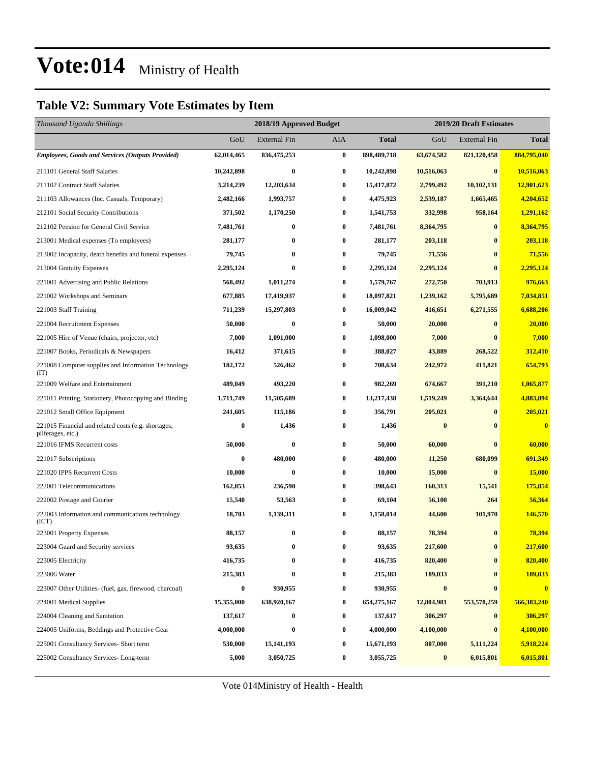# Vote:014 Ministry of Health

## Table V2: Summary Vote Estimates by Item

| *Thousand Uganda Shillings* | 2018/19 Approved Budget | | | | 2019/20 Draft Estimates | | |
|---|---|---|---|---|---|---|---|
| | GoU | External Fin | AIA | **Total** | GoU | External Fin | **Total** |
| ***Employees, Goods and Services (Outputs Provided)*** | **62,014,465** | **836,475,253** | **0** | **898,489,718** | **63,674,582** | **821,120,458** | **884,795,040** |
| 211101 General Staff Salaries | **10,242,898** | **0** | **0** | **10,242,898** | **10,516,063** | **0** | **10,516,063** |
| 211102 Contract Staff Salaries | **3,214,239** | **12,203,634** | **0** | **15,417,872** | **2,799,492** | **10,102,131** | **12,901,623** |
| 211103 Allowances (Inc. Casuals, Temporary) | **2,482,166** | **1,993,757** | **0** | **4,475,923** | **2,539,187** | **1,665,465** | **4,204,652** |
| 212101 Social Security Contributions | **371,502** | **1,170,250** | **0** | **1,541,753** | **332,998** | **958,164** | **1,291,162** |
| 212102 Pension for General Civil Service | **7,481,761** | **0** | **0** | **7,481,761** | **8,364,795** | **0** | **8,364,795** |
| 213001 Medical expenses (To employees) | **281,177** | **0** | **0** | **281,177** | **203,118** | **0** | **203,118** |
| 213002 Incapacity, death benefits and funeral expenses | **79,745** | **0** | **0** | **79,745** | **71,556** | **0** | **71,556** |
| 213004 Gratuity Expenses | **2,295,124** | **0** | **0** | **2,295,124** | **2,295,124** | **0** | **2,295,124** |
| 221001 Advertising and Public Relations | **568,492** | **1,011,274** | **0** | **1,579,767** | **272,750** | **703,913** | **976,663** |
| 221002 Workshops and Seminars | **677,885** | **17,419,937** | **0** | **18,097,821** | **1,239,162** | **5,795,689** | **7,034,851** |
| 221003 Staff Training | **711,239** | **15,297,803** | **0** | **16,009,042** | **416,651** | **6,271,555** | **6,688,206** |
| 221004 Recruitment Expenses | **50,000** | **0** | **0** | **50,000** | **20,000** | **0** | **20,000** |
| 221005 Hire of Venue (chairs, projector, etc) | **7,000** | **1,091,000** | **0** | **1,098,000** | **7,000** | **0** | **7,000** |
| 221007 Books, Periodicals & Newspapers | **16,412** | **371,615** | **0** | **388,027** | **43,889** | **268,522** | **312,410** |
| 221008 Computer supplies and Information Technology (IT) | **182,172** | **526,462** | **0** | **708,634** | **242,972** | **411,821** | **654,793** |
| 221009 Welfare and Entertainment | **489,049** | **493,220** | **0** | **982,269** | **674,667** | **391,210** | **1,065,877** |
| 221011 Printing, Stationery, Photocopying and Binding | **1,711,749** | **11,505,689** | **0** | **13,217,438** | **1,519,249** | **3,364,644** | **4,883,894** |
| 221012 Small Office Equipment | **241,605** | **115,186** | **0** | **356,791** | **205,021** | **0** | **205,021** |
| 221015 Financial and related costs (e.g. shortages, pilferages, etc.) | **0** | **1,436** | **0** | **1,436** | **0** | **0** | **0** |
| 221016 IFMS Recurrent costs | **50,000** | **0** | **0** | **50,000** | **60,000** | **0** | **60,000** |
| 221017 Subscriptions | **0** | **480,000** | **0** | **480,000** | **11,250** | **680,099** | **691,349** |
| 221020 IPPS Recurrent Costs | **10,000** | **0** | **0** | **10,000** | **15,000** | **0** | **15,000** |
| 222001 Telecommunications | **162,053** | **236,590** | **0** | **398,643** | **160,313** | **15,541** | **175,854** |
| 222002 Postage and Courier | **15,540** | **53,563** | **0** | **69,104** | **56,100** | **264** | **56,364** |
| 222003 Information and communications technology (ICT) | **18,703** | **1,139,311** | **0** | **1,158,014** | **44,600** | **101,970** | **146,570** |
| 223001 Property Expenses | **88,157** | **0** | **0** | **88,157** | **78,394** | **0** | **78,394** |
| 223004 Guard and Security services | **93,635** | **0** | **0** | **93,635** | **217,600** | **0** | **217,600** |
| 223005 Electricity | **416,735** | **0** | **0** | **416,735** | **820,400** | **0** | **820,400** |
| 223006 Water | **215,383** | **0** | **0** | **215,383** | **189,033** | **0** | **189,033** |
| 223007 Other Utilities- (fuel, gas, firewood, charcoal) | **0** | **930,955** | **0** | **930,955** | **0** | **0** | **0** |
| 224001 Medical Supplies | **15,355,000** | **638,920,167** | **0** | **654,275,167** | **12,804,981** | **553,578,259** | **566,383,240** |
| 224004 Cleaning and Sanitation | **137,617** | **0** | **0** | **137,617** | **306,297** | **0** | **306,297** |
| 224005 Uniforms, Beddings and Protective Gear | **4,000,000** | **0** | **0** | **4,000,000** | **4,100,000** | **0** | **4,100,000** |
| 225001 Consultancy Services- Short term | **530,000** | **15,141,193** | **0** | **15,671,193** | **807,000** | **5,111,224** | **5,918,224** |
| 225002 Consultancy Services- Long-term | **5,000** | **3,050,725** | **0** | **3,055,725** | **0** | **6,015,801** | **6,015,801** |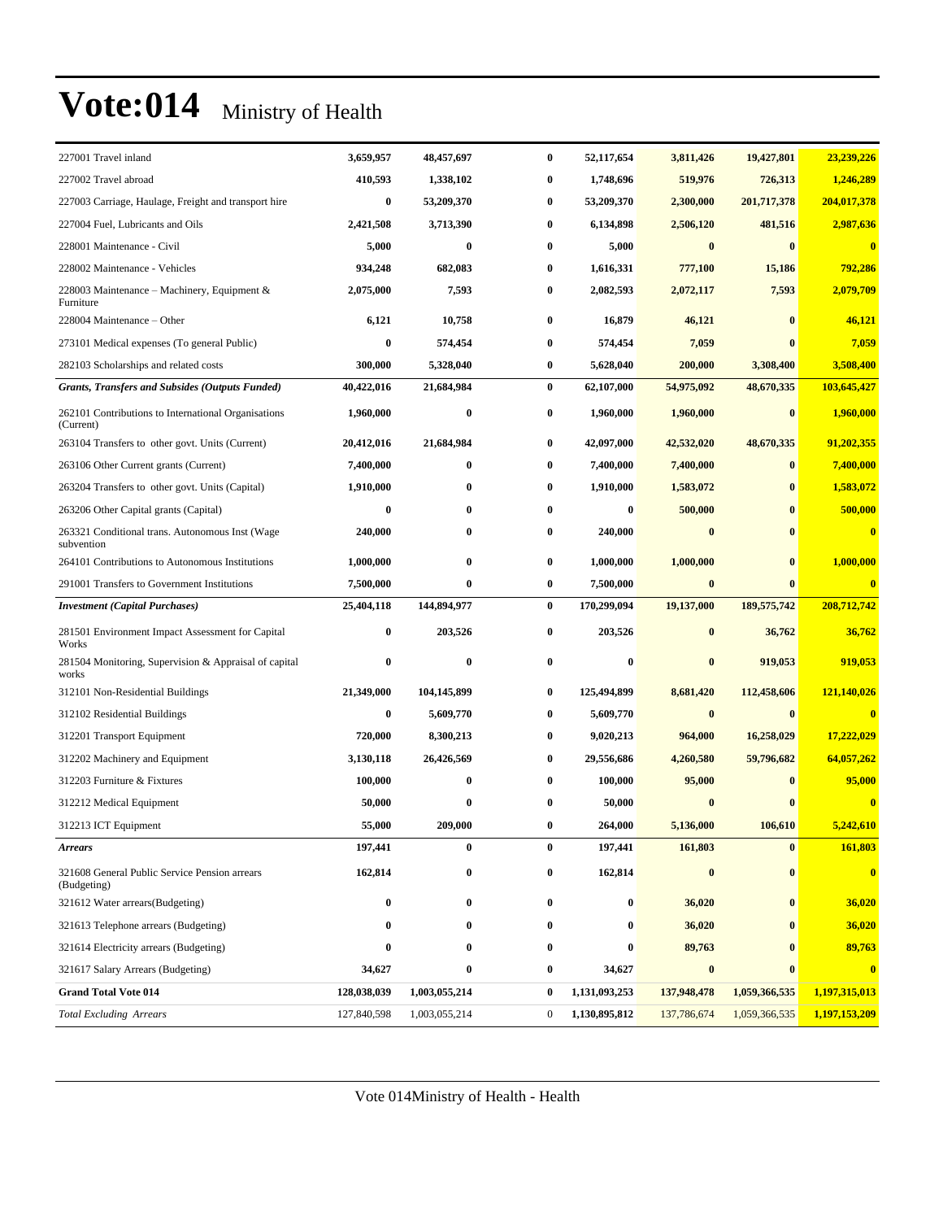# Vote:014 Ministry of Health

| | | | | | | | |
|---|---|---|---|---|---|---|---|
| 227001 Travel inland | **3,659,957** | **48,457,697** | **0** | **52,117,654** | **3,811,426** | **19,427,801** | **23,239,226** |
| 227002 Travel abroad | **410,593** | **1,338,102** | **0** | **1,748,696** | **519,976** | **726,313** | **1,246,289** |
| 227003 Carriage, Haulage, Freight and transport hire | **0** | **53,209,370** | **0** | **53,209,370** | **2,300,000** | **201,717,378** | **204,017,378** |
| 227004 Fuel, Lubricants and Oils | **2,421,508** | **3,713,390** | **0** | **6,134,898** | **2,506,120** | **481,516** | **2,987,636** |
| 228001 Maintenance - Civil | **5,000** | **0** | **0** | **5,000** | **0** | **0** | **0** |
| 228002 Maintenance - Vehicles | **934,248** | **682,083** | **0** | **1,616,331** | **777,100** | **15,186** | **792,286** |
| 228003 Maintenance – Machinery, Equipment & Furniture | **2,075,000** | **7,593** | **0** | **2,082,593** | **2,072,117** | **7,593** | **2,079,709** |
| 228004 Maintenance – Other | **6,121** | **10,758** | **0** | **16,879** | **46,121** | **0** | **46,121** |
| 273101 Medical expenses (To general Public) | **0** | **574,454** | **0** | **574,454** | **7,059** | **0** | **7,059** |
| 282103 Scholarships and related costs | **300,000** | **5,328,040** | **0** | **5,628,040** | **200,000** | **3,308,400** | **3,508,400** |
| ***Grants, Transfers and Subsides (Outputs Funded)*** | **40,422,016** | **21,684,984** | **0** | **62,107,000** | **54,975,092** | **48,670,335** | **103,645,427** |
| 262101 Contributions to International Organisations (Current) | **1,960,000** | **0** | **0** | **1,960,000** | **1,960,000** | **0** | **1,960,000** |
| 263104 Transfers to other govt. Units (Current) | **20,412,016** | **21,684,984** | **0** | **42,097,000** | **42,532,020** | **48,670,335** | **91,202,355** |
| 263106 Other Current grants (Current) | **7,400,000** | **0** | **0** | **7,400,000** | **7,400,000** | **0** | **7,400,000** |
| 263204 Transfers to other govt. Units (Capital) | **1,910,000** | **0** | **0** | **1,910,000** | **1,583,072** | **0** | **1,583,072** |
| 263206 Other Capital grants (Capital) | **0** | **0** | **0** | **0** | **500,000** | **0** | **500,000** |
| 263321 Conditional trans. Autonomous Inst (Wage subvention | **240,000** | **0** | **0** | **240,000** | **0** | **0** | **0** |
| 264101 Contributions to Autonomous Institutions | **1,000,000** | **0** | **0** | **1,000,000** | **1,000,000** | **0** | **1,000,000** |
| 291001 Transfers to Government Institutions | **7,500,000** | **0** | **0** | **7,500,000** | **0** | **0** | **0** |
| ***Investment (Capital Purchases)*** | **25,404,118** | **144,894,977** | **0** | **170,299,094** | **19,137,000** | **189,575,742** | **208,712,742** |
| 281501 Environment Impact Assessment for Capital Works | **0** | **203,526** | **0** | **203,526** | **0** | **36,762** | **36,762** |
| 281504 Monitoring, Supervision & Appraisal of capital works | **0** | **0** | **0** | **0** | **0** | **919,053** | **919,053** |
| 312101 Non-Residential Buildings | **21,349,000** | **104,145,899** | **0** | **125,494,899** | **8,681,420** | **112,458,606** | **121,140,026** |
| 312102 Residential Buildings | **0** | **5,609,770** | **0** | **5,609,770** | **0** | **0** | **0** |
| 312201 Transport Equipment | **720,000** | **8,300,213** | **0** | **9,020,213** | **964,000** | **16,258,029** | **17,222,029** |
| 312202 Machinery and Equipment | **3,130,118** | **26,426,569** | **0** | **29,556,686** | **4,260,580** | **59,796,682** | **64,057,262** |
| 312203 Furniture & Fixtures | **100,000** | **0** | **0** | **100,000** | **95,000** | **0** | **95,000** |
| 312212 Medical Equipment | **50,000** | **0** | **0** | **50,000** | **0** | **0** | **0** |
| 312213 ICT Equipment | **55,000** | **209,000** | **0** | **264,000** | **5,136,000** | **106,610** | **5,242,610** |
| ***Arrears*** | **197,441** | **0** | **0** | **197,441** | **161,803** | **0** | **161,803** |
| 321608 General Public Service Pension arrears (Budgeting) | **162,814** | **0** | **0** | **162,814** | **0** | **0** | **0** |
| 321612 Water arrears(Budgeting) | **0** | **0** | **0** | **0** | **36,020** | **0** | **36,020** |
| 321613 Telephone arrears (Budgeting) | **0** | **0** | **0** | **0** | **36,020** | **0** | **36,020** |
| 321614 Electricity arrears (Budgeting) | **0** | **0** | **0** | **0** | **89,763** | **0** | **89,763** |
| 321617 Salary Arrears (Budgeting) | **34,627** | **0** | **0** | **34,627** | **0** | **0** | **0** |
| **Grand Total Vote 014** | **128,038,039** | **1,003,055,214** | **0** | **1,131,093,253** | **137,948,478** | **1,059,366,535** | **1,197,315,013** |
| *Total Excluding Arrears* | 127,840,598 | 1,003,055,214 | 0 | **1,130,895,812** | 137,786,674 | 1,059,366,535 | **1,197,153,209** |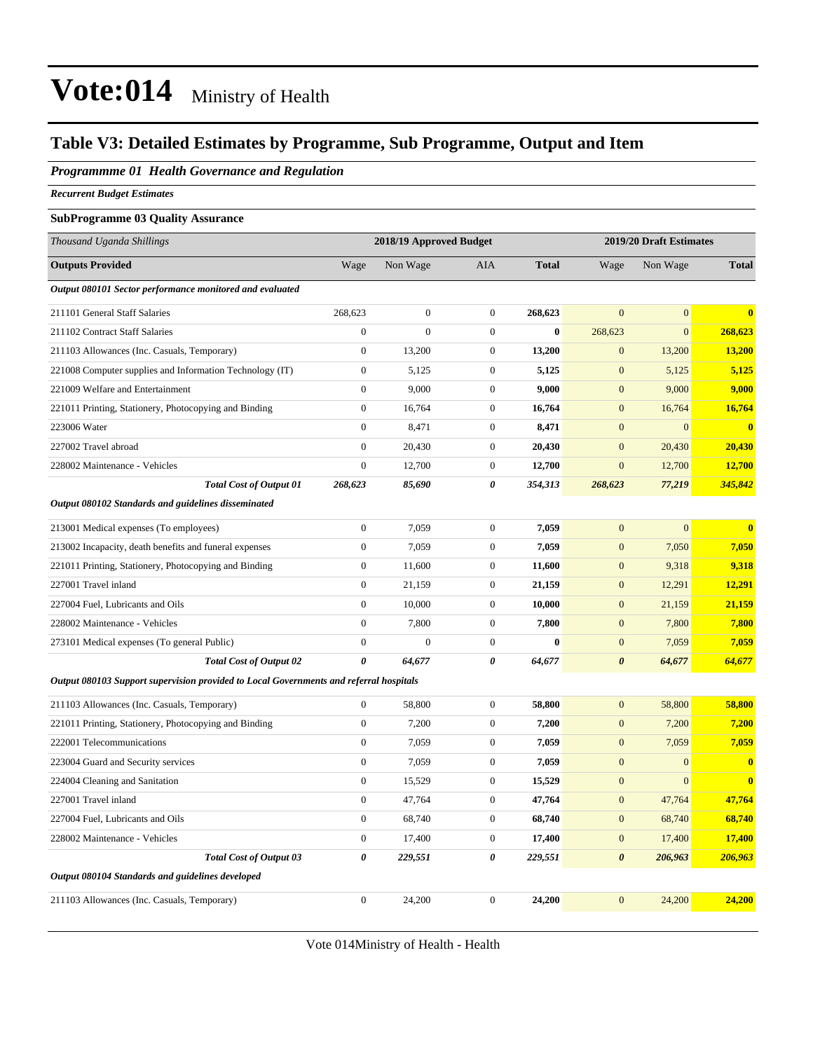# Vote:014 Ministry of Health

## Table V3: Detailed Estimates by Programme, Sub Programme, Output and Item

### *Programmme 01 Health Governance and Regulation*

***Recurrent Budget Estimates***

**SubProgramme 03 Quality Assurance**

| *Thousand Uganda Shillings* | 2018/19 Approved Budget | | | | 2019/20 Draft Estimates | | |
|---|---|---|---|---|---|---|---|
| **Outputs Provided** | Wage | Non Wage | AIA | **Total** | Wage | Non Wage | **Total** |
| ***Output 080101 Sector performance monitored and evaluated*** | | | | | | | |
| 211101 General Staff Salaries | 268,623 | 0 | 0 | **268,623** | 0 | 0 | **0** |
| 211102 Contract Staff Salaries | 0 | 0 | 0 | **0** | 268,623 | 0 | **268,623** |
| 211103 Allowances (Inc. Casuals, Temporary) | 0 | 13,200 | 0 | **13,200** | 0 | 13,200 | **13,200** |
| 221008 Computer supplies and Information Technology (IT) | 0 | 5,125 | 0 | **5,125** | 0 | 5,125 | **5,125** |
| 221009 Welfare and Entertainment | 0 | 9,000 | 0 | **9,000** | 0 | 9,000 | **9,000** |
| 221011 Printing, Stationery, Photocopying and Binding | 0 | 16,764 | 0 | **16,764** | 0 | 16,764 | **16,764** |
| 223006 Water | 0 | 8,471 | 0 | **8,471** | 0 | 0 | **0** |
| 227002 Travel abroad | 0 | 20,430 | 0 | **20,430** | 0 | 20,430 | **20,430** |
| 228002 Maintenance - Vehicles | 0 | 12,700 | 0 | **12,700** | 0 | 12,700 | **12,700** |
| ***Total Cost of Output 01*** | ***268,623*** | ***85,690*** | ***0*** | ***354,313*** | ***268,623*** | ***77,219*** | ***345,842*** |
| ***Output 080102 Standards and guidelines disseminated*** | | | | | | | |
| 213001 Medical expenses (To employees) | 0 | 7,059 | 0 | **7,059** | 0 | 0 | **0** |
| 213002 Incapacity, death benefits and funeral expenses | 0 | 7,059 | 0 | **7,059** | 0 | 7,050 | **7,050** |
| 221011 Printing, Stationery, Photocopying and Binding | 0 | 11,600 | 0 | **11,600** | 0 | 9,318 | **9,318** |
| 227001 Travel inland | 0 | 21,159 | 0 | **21,159** | 0 | 12,291 | **12,291** |
| 227004 Fuel, Lubricants and Oils | 0 | 10,000 | 0 | **10,000** | 0 | 21,159 | **21,159** |
| 228002 Maintenance - Vehicles | 0 | 7,800 | 0 | **7,800** | 0 | 7,800 | **7,800** |
| 273101 Medical expenses (To general Public) | 0 | 0 | 0 | **0** | 0 | 7,059 | **7,059** |
| ***Total Cost of Output 02*** | ***0*** | ***64,677*** | ***0*** | ***64,677*** | ***0*** | ***64,677*** | ***64,677*** |
| ***Output 080103 Support supervision provided to Local Governments and referral hospitals*** | | | | | | | |
| 211103 Allowances (Inc. Casuals, Temporary) | 0 | 58,800 | 0 | **58,800** | 0 | 58,800 | **58,800** |
| 221011 Printing, Stationery, Photocopying and Binding | 0 | 7,200 | 0 | **7,200** | 0 | 7,200 | **7,200** |
| 222001 Telecommunications | 0 | 7,059 | 0 | **7,059** | 0 | 7,059 | **7,059** |
| 223004 Guard and Security services | 0 | 7,059 | 0 | **7,059** | 0 | 0 | **0** |
| 224004 Cleaning and Sanitation | 0 | 15,529 | 0 | **15,529** | 0 | 0 | **0** |
| 227001 Travel inland | 0 | 47,764 | 0 | **47,764** | 0 | 47,764 | **47,764** |
| 227004 Fuel, Lubricants and Oils | 0 | 68,740 | 0 | **68,740** | 0 | 68,740 | **68,740** |
| 228002 Maintenance - Vehicles | 0 | 17,400 | 0 | **17,400** | 0 | 17,400 | **17,400** |
| ***Total Cost of Output 03*** | ***0*** | ***229,551*** | ***0*** | ***229,551*** | ***0*** | ***206,963*** | ***206,963*** |
| ***Output 080104 Standards and guidelines developed*** | | | | | | | |
| 211103 Allowances (Inc. Casuals, Temporary) | 0 | 24,200 | 0 | **24,200** | 0 | 24,200 | **24,200** |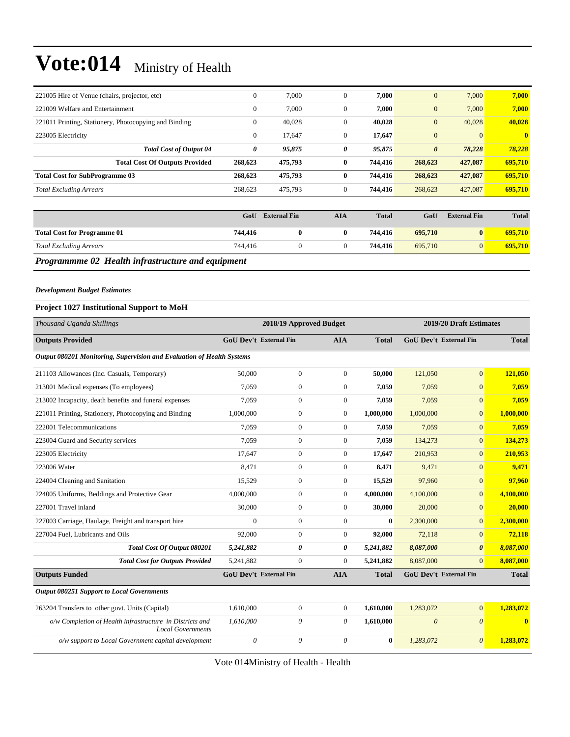# Vote:014 Ministry of Health

| | | | | | | | |
|---|---|---|---|---|---|---|---|
| 221005 Hire of Venue (chairs, projector, etc) | 0 | 7,000 | 0 | **7,000** | 0 | 7,000 | **7,000** |
| 221009 Welfare and Entertainment | 0 | 7,000 | 0 | **7,000** | 0 | 7,000 | **7,000** |
| 221011 Printing, Stationery, Photocopying and Binding | 0 | 40,028 | 0 | **40,028** | 0 | 40,028 | **40,028** |
| 223005 Electricity | 0 | 17,647 | 0 | **17,647** | 0 | 0 | **0** |
| ***Total Cost of Output 04*** | ***0*** | ***95,875*** | ***0*** | ***95,875*** | ***0*** | ***78,228*** | ***78,228*** |
| **Total Cost Of Outputs Provided** | **268,623** | **475,793** | **0** | **744,416** | **268,623** | **427,087** | **695,710** |
| **Total Cost for SubProgramme 03** | **268,623** | **475,793** | **0** | **744,416** | **268,623** | **427,087** | **695,710** |
| *Total Excluding Arrears* | 268,623 | 475,793 | 0 | **744,416** | 268,623 | 427,087 | **695,710** |

| | GoU | External Fin | AIA | Total | GoU | External Fin | Total |
|---|---|---|---|---|---|---|---|
| **Total Cost for Programme 01** | **744,416** | **0** | **0** | **744,416** | **695,710** | **0** | **695,710** |
| *Total Excluding Arrears* | 744,416 | 0 | 0 | **744,416** | 695,710 | 0 | **695,710** |

## *Programmme 02 Health infrastructure and equipment*

***Development Budget Estimates***

### Project 1027 Institutional Support to MoH

| *Thousand Uganda Shillings* | 2018/19 Approved Budget | | | | 2019/20 Draft Estimates | | |
|---|---|---|---|---|---|---|---|
| **Outputs Provided** | **GoU Dev't** | **External Fin** | **AIA** | **Total** | **GoU Dev't** | **External Fin** | **Total** |
| ***Output 080201 Monitoring, Supervision and Evaluation of Health Systems*** | | | | | | | |
| 211103 Allowances (Inc. Casuals, Temporary) | 50,000 | 0 | 0 | **50,000** | 121,050 | 0 | **121,050** |
| 213001 Medical expenses (To employees) | 7,059 | 0 | 0 | **7,059** | 7,059 | 0 | **7,059** |
| 213002 Incapacity, death benefits and funeral expenses | 7,059 | 0 | 0 | **7,059** | 7,059 | 0 | **7,059** |
| 221011 Printing, Stationery, Photocopying and Binding | 1,000,000 | 0 | 0 | **1,000,000** | 1,000,000 | 0 | **1,000,000** |
| 222001 Telecommunications | 7,059 | 0 | 0 | **7,059** | 7,059 | 0 | **7,059** |
| 223004 Guard and Security services | 7,059 | 0 | 0 | **7,059** | 134,273 | 0 | **134,273** |
| 223005 Electricity | 17,647 | 0 | 0 | **17,647** | 210,953 | 0 | **210,953** |
| 223006 Water | 8,471 | 0 | 0 | **8,471** | 9,471 | 0 | **9,471** |
| 224004 Cleaning and Sanitation | 15,529 | 0 | 0 | **15,529** | 97,960 | 0 | **97,960** |
| 224005 Uniforms, Beddings and Protective Gear | 4,000,000 | 0 | 0 | **4,000,000** | 4,100,000 | 0 | **4,100,000** |
| 227001 Travel inland | 30,000 | 0 | 0 | **30,000** | 20,000 | 0 | **20,000** |
| 227003 Carriage, Haulage, Freight and transport hire | 0 | 0 | 0 | **0** | 2,300,000 | 0 | **2,300,000** |
| 227004 Fuel, Lubricants and Oils | 92,000 | 0 | 0 | **92,000** | 72,118 | 0 | **72,118** |
| ***Total Cost Of Output 080201*** | ***5,241,882*** | ***0*** | ***0*** | ***5,241,882*** | ***8,087,000*** | ***0*** | ***8,087,000*** |
| ***Total Cost for Outputs Provided*** | 5,241,882 | 0 | 0 | **5,241,882** | 8,087,000 | 0 | **8,087,000** |
| **Outputs Funded** | **GoU Dev't** | **External Fin** | **AIA** | **Total** | **GoU Dev't** | **External Fin** | **Total** |
| ***Output 080251 Support to Local Governments*** | | | | | | | |
| 263204 Transfers to other govt. Units (Capital) | 1,610,000 | 0 | 0 | **1,610,000** | 1,283,072 | 0 | **1,283,072** |
| *o/w Completion of Health infrastructure in Districts and Local Governments* | *1,610,000* | *0* | *0* | **1,610,000** | *0* | *0* | **0** |
| *o/w support to Local Government capital development* | *0* | *0* | *0* | **0** | *1,283,072* | *0* | **1,283,072** |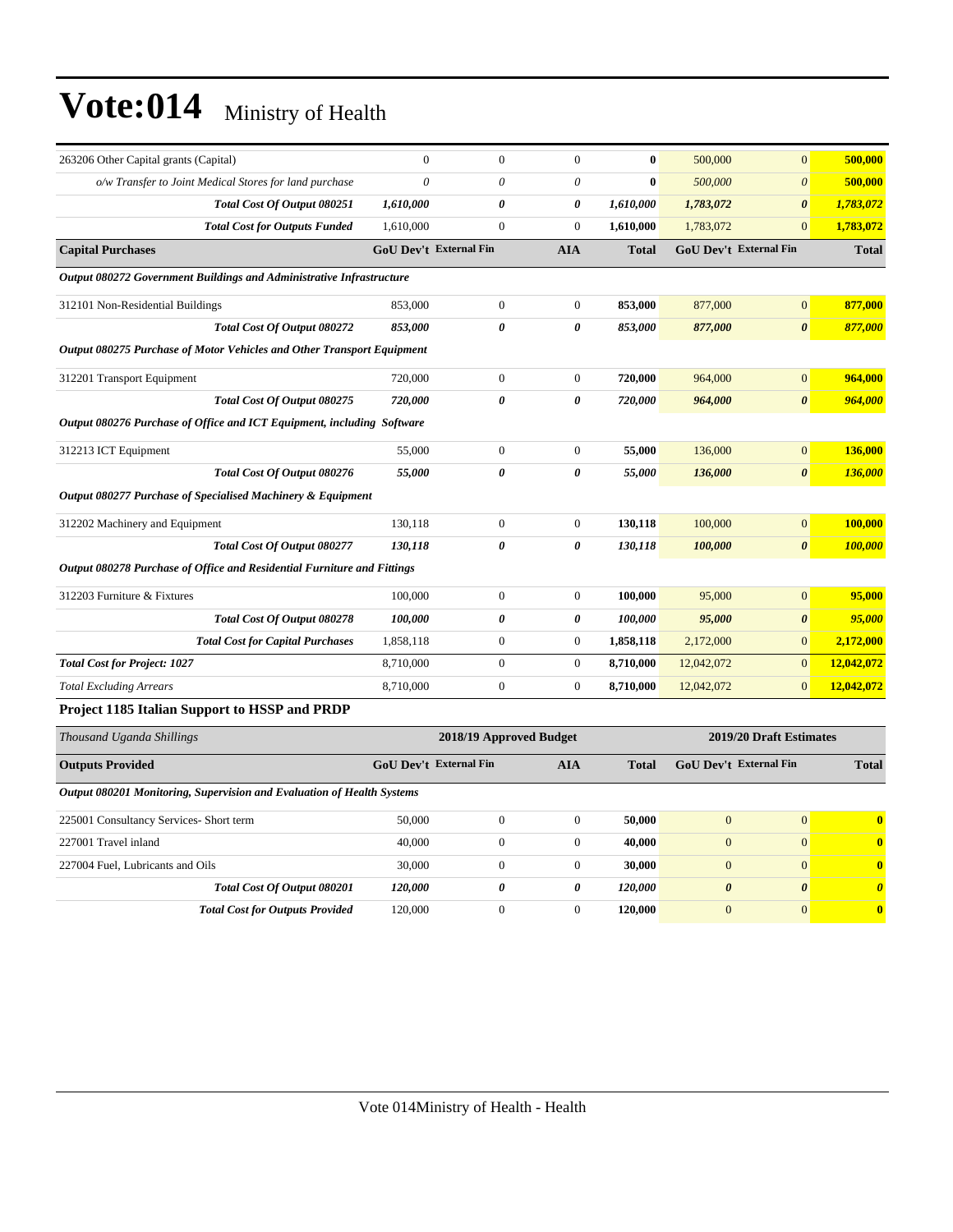| 263206 Other Capital grants (Capital) | 0 | 0 | 0 | **0** | 500,000 | 0 | **500,000** |
|---|---|---|---|---|---|---|---|
| *o/w Transfer to Joint Medical Stores for land purchase* | *0* | *0* | *0* | **0** | *500,000* | *0* | **500,000** |
| ***Total Cost Of Output 080251*** | ***1,610,000*** | ***0*** | ***0*** | ***1,610,000*** | ***1,783,072*** | ***0*** | ***1,783,072*** |
| ***Total Cost for Outputs Funded*** | 1,610,000 | 0 | 0 | **1,610,000** | 1,783,072 | 0 | **1,783,072** |
| **Capital Purchases** | **GoU Dev't** | **External Fin** | **AIA** | **Total** | **GoU Dev't** | **External Fin** | **Total** |
| ***Output 080272 Government Buildings and Administrative Infrastructure*** | | | | | | | |
| 312101 Non-Residential Buildings | 853,000 | 0 | 0 | **853,000** | 877,000 | 0 | **877,000** |
| ***Total Cost Of Output 080272*** | ***853,000*** | ***0*** | ***0*** | ***853,000*** | ***877,000*** | ***0*** | ***877,000*** |
| ***Output 080275 Purchase of Motor Vehicles and Other Transport Equipment*** | | | | | | | |
| 312201 Transport Equipment | 720,000 | 0 | 0 | **720,000** | 964,000 | 0 | **964,000** |
| ***Total Cost Of Output 080275*** | ***720,000*** | ***0*** | ***0*** | ***720,000*** | ***964,000*** | ***0*** | ***964,000*** |
| ***Output 080276 Purchase of Office and ICT Equipment, including Software*** | | | | | | | |
| 312213 ICT Equipment | 55,000 | 0 | 0 | **55,000** | 136,000 | 0 | **136,000** |
| ***Total Cost Of Output 080276*** | ***55,000*** | ***0*** | ***0*** | ***55,000*** | ***136,000*** | ***0*** | ***136,000*** |
| ***Output 080277 Purchase of Specialised Machinery & Equipment*** | | | | | | | |
| 312202 Machinery and Equipment | 130,118 | 0 | 0 | **130,118** | 100,000 | 0 | **100,000** |
| ***Total Cost Of Output 080277*** | ***130,118*** | ***0*** | ***0*** | ***130,118*** | ***100,000*** | ***0*** | ***100,000*** |
| ***Output 080278 Purchase of Office and Residential Furniture and Fittings*** | | | | | | | |
| 312203 Furniture & Fixtures | 100,000 | 0 | 0 | **100,000** | 95,000 | 0 | **95,000** |
| ***Total Cost Of Output 080278*** | ***100,000*** | ***0*** | ***0*** | ***100,000*** | ***95,000*** | ***0*** | ***95,000*** |
| ***Total Cost for Capital Purchases*** | 1,858,118 | 0 | 0 | **1,858,118** | 2,172,000 | 0 | **2,172,000** |
| ***Total Cost for Project: 1027*** | 8,710,000 | 0 | 0 | **8,710,000** | 12,042,072 | 0 | **12,042,072** |
| *Total Excluding Arrears* | 8,710,000 | 0 | 0 | **8,710,000** | 12,042,072 | 0 | **12,042,072** |

**Project 1185 Italian Support to HSSP and PRDP**

| *Thousand Uganda Shillings* | **2018/19 Approved Budget** | | | | **2019/20 Draft Estimates** | | |
|---|---|---|---|---|---|---|---|
| **Outputs Provided** | **GoU Dev't** | **External Fin** | **AIA** | **Total** | **GoU Dev't** | **External Fin** | **Total** |
| ***Output 080201 Monitoring, Supervision and Evaluation of Health Systems*** | | | | | | | |
| 225001 Consultancy Services- Short term | 50,000 | 0 | 0 | **50,000** | 0 | 0 | **0** |
| 227001 Travel inland | 40,000 | 0 | 0 | **40,000** | 0 | 0 | **0** |
| 227004 Fuel, Lubricants and Oils | 30,000 | 0 | 0 | **30,000** | 0 | 0 | **0** |
| ***Total Cost Of Output 080201*** | ***120,000*** | ***0*** | ***0*** | ***120,000*** | ***0*** | ***0*** | ***0*** |
| ***Total Cost for Outputs Provided*** | 120,000 | 0 | 0 | **120,000** | 0 | 0 | **0** |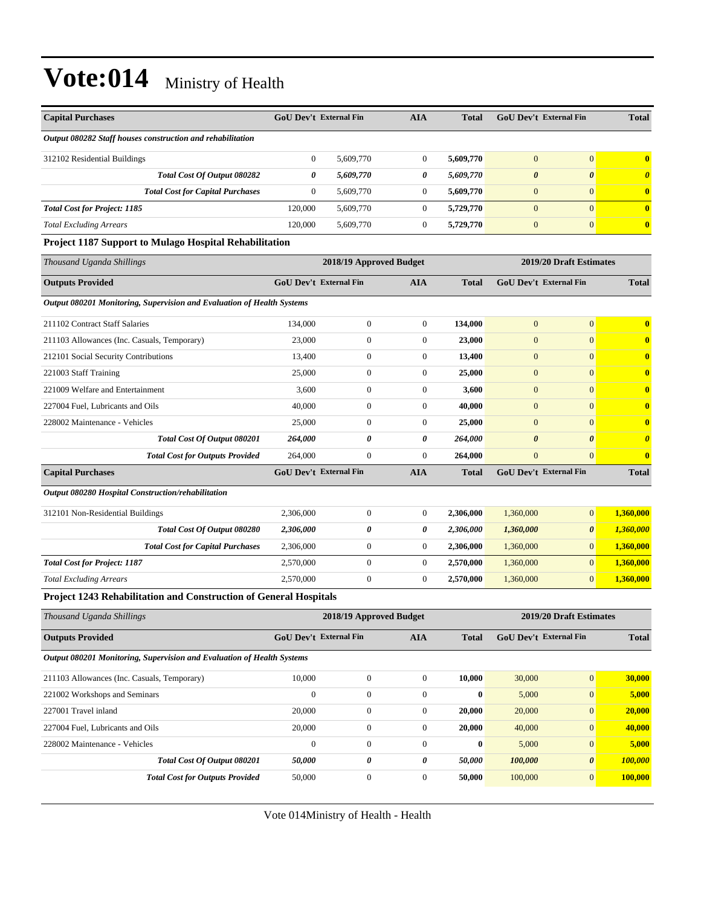# Vote:014 Ministry of Health

| Capital Purchases | GoU Dev't | External Fin | AIA | Total | GoU Dev't | External Fin | Total |
|---|---|---|---|---|---|---|---|
| *Output 080282 Staff houses construction and rehabilitation* | | | | | | | |
| 312102 Residential Buildings | 0 | 5,609,770 | 0 | **5,609,770** | 0 | 0 | **0** |
| ***Total Cost Of Output 080282*** | ***0*** | ***5,609,770*** | ***0*** | ***5,609,770*** | ***0*** | ***0*** | ***0*** |
| ***Total Cost for Capital Purchases*** | 0 | 5,609,770 | 0 | **5,609,770** | 0 | 0 | **0** |
| ***Total Cost for Project: 1185*** | 120,000 | 5,609,770 | 0 | **5,729,770** | 0 | 0 | **0** |
| *Total Excluding Arrears* | 120,000 | 5,609,770 | 0 | **5,729,770** | 0 | 0 | **0** |

**Project 1187 Support to Mulago Hospital Rehabilitation**

| *Thousand Uganda Shillings* | 2018/19 Approved Budget | | | | 2019/20 Draft Estimates | | |
|---|---|---|---|---|---|---|---|
| **Outputs Provided** | **GoU Dev't** | **External Fin** | **AIA** | **Total** | **GoU Dev't** | **External Fin** | **Total** |
| *Output 080201 Monitoring, Supervision and Evaluation of Health Systems* | | | | | | | |
| 211102 Contract Staff Salaries | 134,000 | 0 | 0 | **134,000** | 0 | 0 | **0** |
| 211103 Allowances (Inc. Casuals, Temporary) | 23,000 | 0 | 0 | **23,000** | 0 | 0 | **0** |
| 212101 Social Security Contributions | 13,400 | 0 | 0 | **13,400** | 0 | 0 | **0** |
| 221003 Staff Training | 25,000 | 0 | 0 | **25,000** | 0 | 0 | **0** |
| 221009 Welfare and Entertainment | 3,600 | 0 | 0 | **3,600** | 0 | 0 | **0** |
| 227004 Fuel, Lubricants and Oils | 40,000 | 0 | 0 | **40,000** | 0 | 0 | **0** |
| 228002 Maintenance - Vehicles | 25,000 | 0 | 0 | **25,000** | 0 | 0 | **0** |
| ***Total Cost Of Output 080201*** | ***264,000*** | ***0*** | ***0*** | ***264,000*** | ***0*** | ***0*** | ***0*** |
| ***Total Cost for Outputs Provided*** | 264,000 | 0 | 0 | **264,000** | 0 | 0 | **0** |
| **Capital Purchases** | **GoU Dev't** | **External Fin** | **AIA** | **Total** | **GoU Dev't** | **External Fin** | **Total** |
| *Output 080280 Hospital Construction/rehabilitation* | | | | | | | |
| 312101 Non-Residential Buildings | 2,306,000 | 0 | 0 | **2,306,000** | 1,360,000 | 0 | **1,360,000** |
| ***Total Cost Of Output 080280*** | ***2,306,000*** | ***0*** | ***0*** | ***2,306,000*** | ***1,360,000*** | ***0*** | ***1,360,000*** |
| ***Total Cost for Capital Purchases*** | 2,306,000 | 0 | 0 | **2,306,000** | 1,360,000 | 0 | **1,360,000** |
| ***Total Cost for Project: 1187*** | 2,570,000 | 0 | 0 | **2,570,000** | 1,360,000 | 0 | **1,360,000** |
| *Total Excluding Arrears* | 2,570,000 | 0 | 0 | **2,570,000** | 1,360,000 | 0 | **1,360,000** |

**Project 1243 Rehabilitation and Construction of General Hospitals**

| *Thousand Uganda Shillings* | 2018/19 Approved Budget | | | | 2019/20 Draft Estimates | | |
|---|---|---|---|---|---|---|---|
| **Outputs Provided** | **GoU Dev't** | **External Fin** | **AIA** | **Total** | **GoU Dev't** | **External Fin** | **Total** |
| *Output 080201 Monitoring, Supervision and Evaluation of Health Systems* | | | | | | | |
| 211103 Allowances (Inc. Casuals, Temporary) | 10,000 | 0 | 0 | **10,000** | 30,000 | 0 | **30,000** |
| 221002 Workshops and Seminars | 0 | 0 | 0 | **0** | 5,000 | 0 | **5,000** |
| 227001 Travel inland | 20,000 | 0 | 0 | **20,000** | 20,000 | 0 | **20,000** |
| 227004 Fuel, Lubricants and Oils | 20,000 | 0 | 0 | **20,000** | 40,000 | 0 | **40,000** |
| 228002 Maintenance - Vehicles | 0 | 0 | 0 | **0** | 5,000 | 0 | **5,000** |
| ***Total Cost Of Output 080201*** | ***50,000*** | ***0*** | ***0*** | ***50,000*** | ***100,000*** | ***0*** | ***100,000*** |
| ***Total Cost for Outputs Provided*** | 50,000 | 0 | 0 | **50,000** | 100,000 | 0 | **100,000** |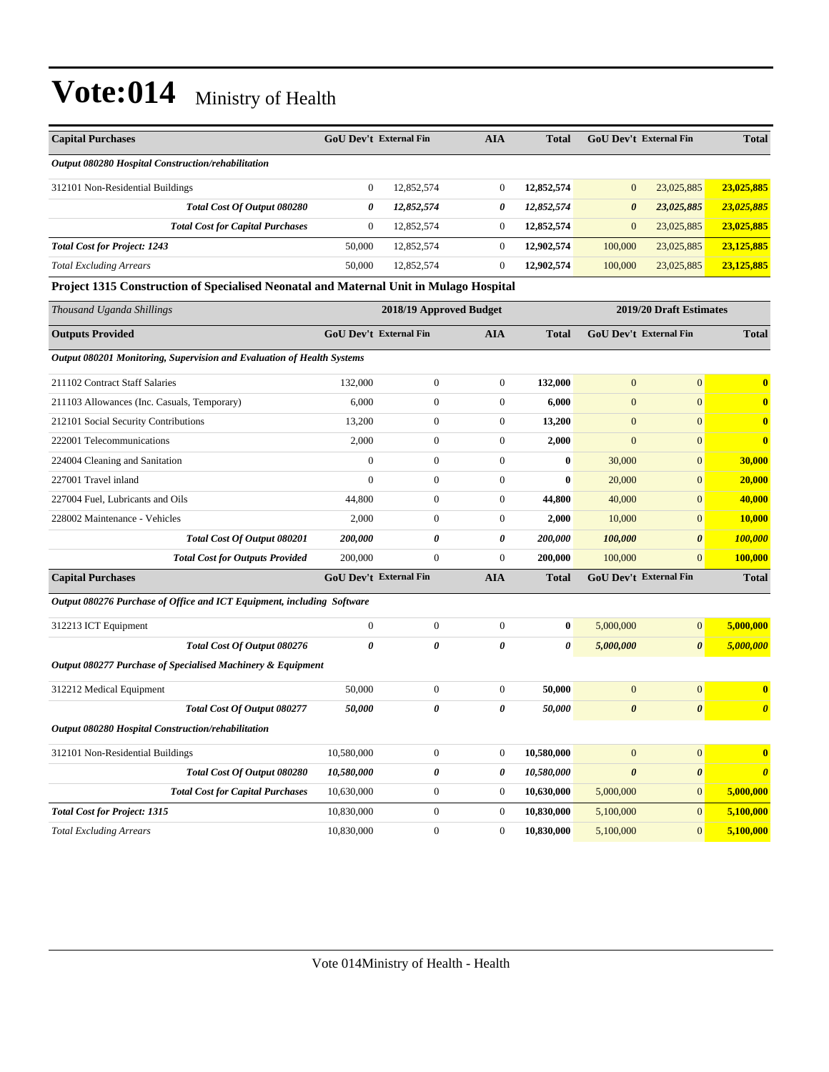# Vote:014 Ministry of Health

| Capital Purchases | GoU Dev't | External Fin | AIA | Total | GoU Dev't | External Fin | Total |
|---|---|---|---|---|---|---|---|
| *Output 080280 Hospital Construction/rehabilitation* | | | | | | | |
| 312101 Non-Residential Buildings | 0 | 12,852,574 | 0 | **12,852,574** | 0 | 23,025,885 | **23,025,885** |
| ***Total Cost Of Output 080280*** | ***0*** | ***12,852,574*** | ***0*** | ***12,852,574*** | ***0*** | ***23,025,885*** | ***23,025,885*** |
| ***Total Cost for Capital Purchases*** | 0 | 12,852,574 | 0 | **12,852,574** | 0 | 23,025,885 | **23,025,885** |
| ***Total Cost for Project: 1243*** | 50,000 | 12,852,574 | 0 | **12,902,574** | 100,000 | 23,025,885 | **23,125,885** |
| *Total Excluding Arrears* | 50,000 | 12,852,574 | 0 | **12,902,574** | 100,000 | 23,025,885 | **23,125,885** |

### Project 1315 Construction of Specialised Neonatal and Maternal Unit in Mulago Hospital

| *Thousand Uganda Shillings* | 2018/19 Approved Budget | | | | 2019/20 Draft Estimates | | |
|---|---|---|---|---|---|---|---|
| **Outputs Provided** | **GoU Dev't** | **External Fin** | **AIA** | **Total** | **GoU Dev't** | **External Fin** | **Total** |
| *Output 080201 Monitoring, Supervision and Evaluation of Health Systems* | | | | | | | |
| 211102 Contract Staff Salaries | 132,000 | 0 | 0 | **132,000** | 0 | 0 | **0** |
| 211103 Allowances (Inc. Casuals, Temporary) | 6,000 | 0 | 0 | **6,000** | 0 | 0 | **0** |
| 212101 Social Security Contributions | 13,200 | 0 | 0 | **13,200** | 0 | 0 | **0** |
| 222001 Telecommunications | 2,000 | 0 | 0 | **2,000** | 0 | 0 | **0** |
| 224004 Cleaning and Sanitation | 0 | 0 | 0 | **0** | 30,000 | 0 | **30,000** |
| 227001 Travel inland | 0 | 0 | 0 | **0** | 20,000 | 0 | **20,000** |
| 227004 Fuel, Lubricants and Oils | 44,800 | 0 | 0 | **44,800** | 40,000 | 0 | **40,000** |
| 228002 Maintenance - Vehicles | 2,000 | 0 | 0 | **2,000** | 10,000 | 0 | **10,000** |
| ***Total Cost Of Output 080201*** | ***200,000*** | ***0*** | ***0*** | ***200,000*** | ***100,000*** | ***0*** | ***100,000*** |
| ***Total Cost for Outputs Provided*** | 200,000 | 0 | 0 | **200,000** | 100,000 | 0 | **100,000** |
| **Capital Purchases** | **GoU Dev't** | **External Fin** | **AIA** | **Total** | **GoU Dev't** | **External Fin** | **Total** |
| *Output 080276 Purchase of Office and ICT Equipment, including Software* | | | | | | | |
| 312213 ICT Equipment | 0 | 0 | 0 | **0** | 5,000,000 | 0 | **5,000,000** |
| ***Total Cost Of Output 080276*** | ***0*** | ***0*** | ***0*** | ***0*** | ***5,000,000*** | ***0*** | ***5,000,000*** |
| *Output 080277 Purchase of Specialised Machinery & Equipment* | | | | | | | |
| 312212 Medical Equipment | 50,000 | 0 | 0 | **50,000** | 0 | 0 | **0** |
| ***Total Cost Of Output 080277*** | ***50,000*** | ***0*** | ***0*** | ***50,000*** | ***0*** | ***0*** | ***0*** |
| *Output 080280 Hospital Construction/rehabilitation* | | | | | | | |
| 312101 Non-Residential Buildings | 10,580,000 | 0 | 0 | **10,580,000** | 0 | 0 | **0** |
| ***Total Cost Of Output 080280*** | ***10,580,000*** | ***0*** | ***0*** | ***10,580,000*** | ***0*** | ***0*** | ***0*** |
| ***Total Cost for Capital Purchases*** | 10,630,000 | 0 | 0 | **10,630,000** | 5,000,000 | 0 | **5,000,000** |
| ***Total Cost for Project: 1315*** | 10,830,000 | 0 | 0 | **10,830,000** | 5,100,000 | 0 | **5,100,000** |
| *Total Excluding Arrears* | 10,830,000 | 0 | 0 | **10,830,000** | 5,100,000 | 0 | **5,100,000** |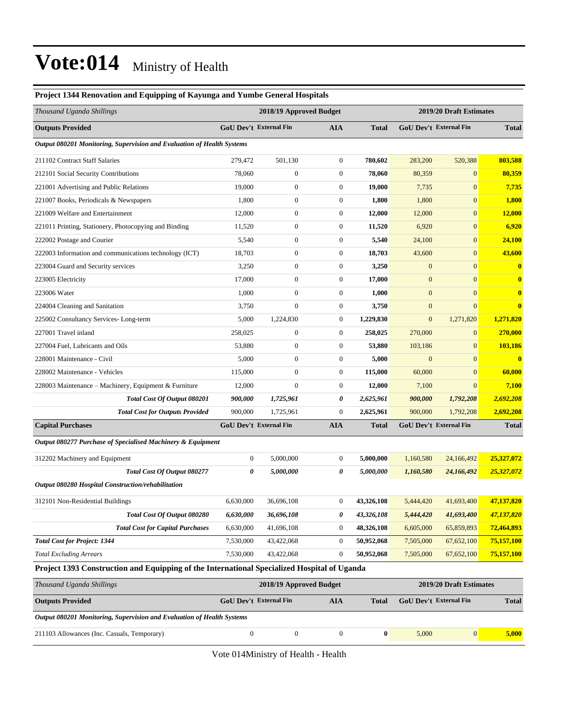# Vote:014 Ministry of Health

### Project 1344 Renovation and Equipping of Kayunga and Yumbe General Hospitals

| *Thousand Uganda Shillings* | 2018/19 Approved Budget | | | | 2019/20 Draft Estimates | | |
|---|---|---|---|---|---|---|---|
| **Outputs Provided** | **GoU Dev't** | **External Fin** | **AIA** | **Total** | **GoU Dev't** | **External Fin** | **Total** |
| ***Output 080201 Monitoring, Supervision and Evaluation of Health Systems*** | | | | | | | |
| 211102 Contract Staff Salaries | 279,472 | 501,130 | 0 | **780,602** | 283,200 | 520,388 | **803,588** |
| 212101 Social Security Contributions | 78,060 | 0 | 0 | **78,060** | 80,359 | 0 | **80,359** |
| 221001 Advertising and Public Relations | 19,000 | 0 | 0 | **19,000** | 7,735 | 0 | **7,735** |
| 221007 Books, Periodicals & Newspapers | 1,800 | 0 | 0 | **1,800** | 1,800 | 0 | **1,800** |
| 221009 Welfare and Entertainment | 12,000 | 0 | 0 | **12,000** | 12,000 | 0 | **12,000** |
| 221011 Printing, Stationery, Photocopying and Binding | 11,520 | 0 | 0 | **11,520** | 6,920 | 0 | **6,920** |
| 222002 Postage and Courier | 5,540 | 0 | 0 | **5,540** | 24,100 | 0 | **24,100** |
| 222003 Information and communications technology (ICT) | 18,703 | 0 | 0 | **18,703** | 43,600 | 0 | **43,600** |
| 223004 Guard and Security services | 3,250 | 0 | 0 | **3,250** | 0 | 0 | **0** |
| 223005 Electricity | 17,000 | 0 | 0 | **17,000** | 0 | 0 | **0** |
| 223006 Water | 1,000 | 0 | 0 | **1,000** | 0 | 0 | **0** |
| 224004 Cleaning and Sanitation | 3,750 | 0 | 0 | **3,750** | 0 | 0 | **0** |
| 225002 Consultancy Services- Long-term | 5,000 | 1,224,830 | 0 | **1,229,830** | 0 | 1,271,820 | **1,271,820** |
| 227001 Travel inland | 258,025 | 0 | 0 | **258,025** | 270,000 | 0 | **270,000** |
| 227004 Fuel, Lubricants and Oils | 53,880 | 0 | 0 | **53,880** | 103,186 | 0 | **103,186** |
| 228001 Maintenance - Civil | 5,000 | 0 | 0 | **5,000** | 0 | 0 | **0** |
| 228002 Maintenance - Vehicles | 115,000 | 0 | 0 | **115,000** | 60,000 | 0 | **60,000** |
| 228003 Maintenance – Machinery, Equipment & Furniture | 12,000 | 0 | 0 | **12,000** | 7,100 | 0 | **7,100** |
| ***Total Cost Of Output 080201*** | ***900,000*** | ***1,725,961*** | ***0*** | ***2,625,961*** | ***900,000*** | ***1,792,208*** | ***2,692,208*** |
| ***Total Cost for Outputs Provided*** | 900,000 | 1,725,961 | 0 | **2,625,961** | 900,000 | 1,792,208 | **2,692,208** |
| **Capital Purchases** | **GoU Dev't** | **External Fin** | **AIA** | **Total** | **GoU Dev't** | **External Fin** | **Total** |
| ***Output 080277 Purchase of Specialised Machinery & Equipment*** | | | | | | | |
| 312202 Machinery and Equipment | 0 | 5,000,000 | 0 | **5,000,000** | 1,160,580 | 24,166,492 | **25,327,072** |
| ***Total Cost Of Output 080277*** | ***0*** | ***5,000,000*** | ***0*** | ***5,000,000*** | ***1,160,580*** | ***24,166,492*** | ***25,327,072*** |
| ***Output 080280 Hospital Construction/rehabilitation*** | | | | | | | |
| 312101 Non-Residential Buildings | 6,630,000 | 36,696,108 | 0 | **43,326,108** | 5,444,420 | 41,693,400 | **47,137,820** |
| ***Total Cost Of Output 080280*** | ***6,630,000*** | ***36,696,108*** | ***0*** | ***43,326,108*** | ***5,444,420*** | ***41,693,400*** | ***47,137,820*** |
| ***Total Cost for Capital Purchases*** | 6,630,000 | 41,696,108 | 0 | **48,326,108** | 6,605,000 | 65,859,893 | **72,464,893** |
| ***Total Cost for Project: 1344*** | 7,530,000 | 43,422,068 | 0 | **50,952,068** | 7,505,000 | 67,652,100 | **75,157,100** |
| *Total Excluding Arrears* | 7,530,000 | 43,422,068 | 0 | **50,952,068** | 7,505,000 | 67,652,100 | **75,157,100** |

### Project 1393 Construction and Equipping of the International Specialized Hospital of Uganda

| *Thousand Uganda Shillings* | 2018/19 Approved Budget | | | | 2019/20 Draft Estimates | | |
|---|---|---|---|---|---|---|---|
| **Outputs Provided** | **GoU Dev't** | **External Fin** | **AIA** | **Total** | **GoU Dev't** | **External Fin** | **Total** |
| ***Output 080201 Monitoring, Supervision and Evaluation of Health Systems*** | | | | | | | |
| 211103 Allowances (Inc. Casuals, Temporary) | 0 | 0 | 0 | **0** | 5,000 | 0 | **5,000** |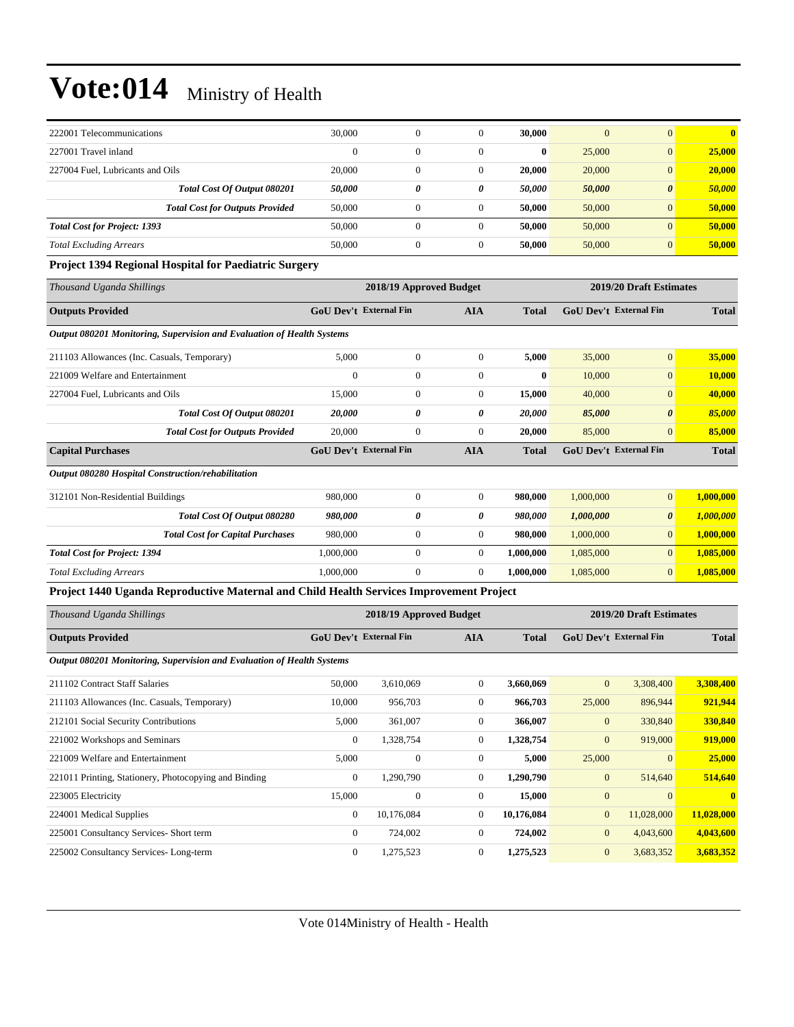| 222001 Telecommunications | 30,000 | 0 | 0 | **30,000** | 0 | 0 | **0** |
|---|---|---|---|---|---|---|---|
| 227001 Travel inland | 0 | 0 | 0 | **0** | 25,000 | 0 | **25,000** |
| 227004 Fuel, Lubricants and Oils | 20,000 | 0 | 0 | **20,000** | 20,000 | 0 | **20,000** |
| ***Total Cost Of Output 080201*** | ***50,000*** | ***0*** | ***0*** | ***50,000*** | ***50,000*** | ***0*** | ***50,000*** |
| ***Total Cost for Outputs Provided*** | 50,000 | 0 | 0 | **50,000** | 50,000 | 0 | **50,000** |
| ***Total Cost for Project: 1393*** | 50,000 | 0 | 0 | **50,000** | 50,000 | 0 | **50,000** |
| *Total Excluding Arrears* | 50,000 | 0 | 0 | **50,000** | 50,000 | 0 | **50,000** |

**Project 1394 Regional Hospital for Paediatric Surgery**

| *Thousand Uganda Shillings* | 2018/19 Approved Budget | | | | 2019/20 Draft Estimates | | |
|---|---|---|---|---|---|---|---|
| **Outputs Provided** | **GoU Dev't** | **External Fin** | **AIA** | **Total** | **GoU Dev't** | **External Fin** | **Total** |
| ***Output 080201 Monitoring, Supervision and Evaluation of Health Systems*** | | | | | | | |
| 211103 Allowances (Inc. Casuals, Temporary) | 5,000 | 0 | 0 | **5,000** | 35,000 | 0 | **35,000** |
| 221009 Welfare and Entertainment | 0 | 0 | 0 | **0** | 10,000 | 0 | **10,000** |
| 227004 Fuel, Lubricants and Oils | 15,000 | 0 | 0 | **15,000** | 40,000 | 0 | **40,000** |
| ***Total Cost Of Output 080201*** | ***20,000*** | ***0*** | ***0*** | ***20,000*** | ***85,000*** | ***0*** | ***85,000*** |
| ***Total Cost for Outputs Provided*** | 20,000 | 0 | 0 | **20,000** | 85,000 | 0 | **85,000** |
| **Capital Purchases** | **GoU Dev't** | **External Fin** | **AIA** | **Total** | **GoU Dev't** | **External Fin** | **Total** |
| ***Output 080280 Hospital Construction/rehabilitation*** | | | | | | | |
| 312101 Non-Residential Buildings | 980,000 | 0 | 0 | **980,000** | 1,000,000 | 0 | **1,000,000** |
| ***Total Cost Of Output 080280*** | ***980,000*** | ***0*** | ***0*** | ***980,000*** | ***1,000,000*** | ***0*** | ***1,000,000*** |
| ***Total Cost for Capital Purchases*** | 980,000 | 0 | 0 | **980,000** | 1,000,000 | 0 | **1,000,000** |
| ***Total Cost for Project: 1394*** | 1,000,000 | 0 | 0 | **1,000,000** | 1,085,000 | 0 | **1,085,000** |
| *Total Excluding Arrears* | 1,000,000 | 0 | 0 | **1,000,000** | 1,085,000 | 0 | **1,085,000** |

**Project 1440 Uganda Reproductive Maternal and Child Health Services Improvement Project**

| *Thousand Uganda Shillings* | 2018/19 Approved Budget | | | | 2019/20 Draft Estimates | | |
|---|---|---|---|---|---|---|---|
| **Outputs Provided** | **GoU Dev't** | **External Fin** | **AIA** | **Total** | **GoU Dev't** | **External Fin** | **Total** |
| ***Output 080201 Monitoring, Supervision and Evaluation of Health Systems*** | | | | | | | |
| 211102 Contract Staff Salaries | 50,000 | 3,610,069 | 0 | **3,660,069** | 0 | 3,308,400 | **3,308,400** |
| 211103 Allowances (Inc. Casuals, Temporary) | 10,000 | 956,703 | 0 | **966,703** | 25,000 | 896,944 | **921,944** |
| 212101 Social Security Contributions | 5,000 | 361,007 | 0 | **366,007** | 0 | 330,840 | **330,840** |
| 221002 Workshops and Seminars | 0 | 1,328,754 | 0 | **1,328,754** | 0 | 919,000 | **919,000** |
| 221009 Welfare and Entertainment | 5,000 | 0 | 0 | **5,000** | 25,000 | 0 | **25,000** |
| 221011 Printing, Stationery, Photocopying and Binding | 0 | 1,290,790 | 0 | **1,290,790** | 0 | 514,640 | **514,640** |
| 223005 Electricity | 15,000 | 0 | 0 | **15,000** | 0 | 0 | **0** |
| 224001 Medical Supplies | 0 | 10,176,084 | 0 | **10,176,084** | 0 | 11,028,000 | **11,028,000** |
| 225001 Consultancy Services- Short term | 0 | 724,002 | 0 | **724,002** | 0 | 4,043,600 | **4,043,600** |
| 225002 Consultancy Services- Long-term | 0 | 1,275,523 | 0 | **1,275,523** | 0 | 3,683,352 | **3,683,352** |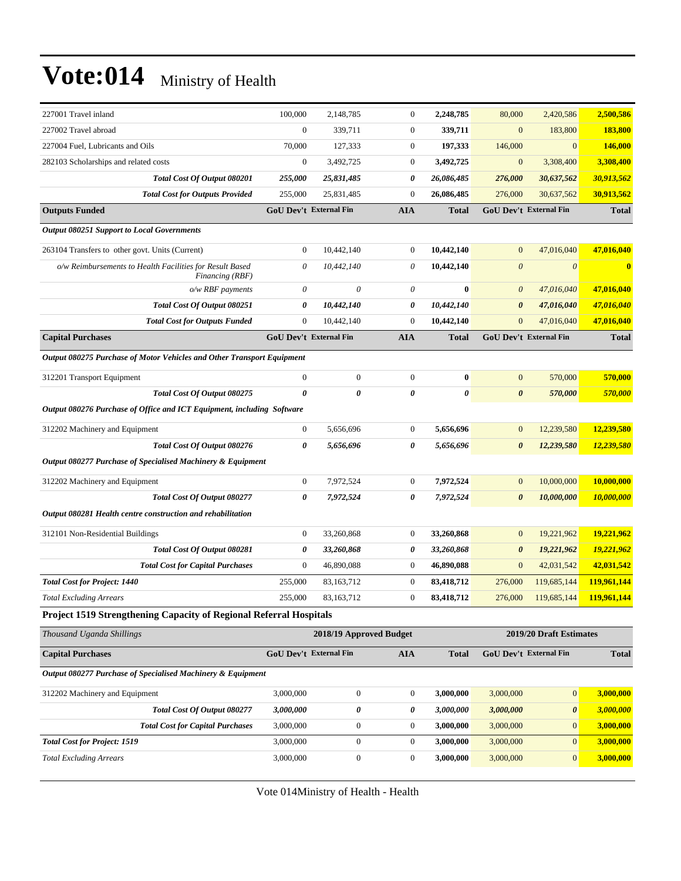# Vote:014 Ministry of Health

| | | | | | | | |
|---|---|---|---|---|---|---|---|
| 227001 Travel inland | 100,000 | 2,148,785 | 0 | **2,248,785** | 80,000 | 2,420,586 | **2,500,586** |
| 227002 Travel abroad | 0 | 339,711 | 0 | **339,711** | 0 | 183,800 | **183,800** |
| 227004 Fuel, Lubricants and Oils | 70,000 | 127,333 | 0 | **197,333** | 146,000 | 0 | **146,000** |
| 282103 Scholarships and related costs | 0 | 3,492,725 | 0 | **3,492,725** | 0 | 3,308,400 | **3,308,400** |
| ***Total Cost Of Output 080201*** | ***255,000*** | ***25,831,485*** | ***0*** | ***26,086,485*** | ***276,000*** | ***30,637,562*** | ***30,913,562*** |
| ***Total Cost for Outputs Provided*** | 255,000 | 25,831,485 | 0 | **26,086,485** | 276,000 | 30,637,562 | **30,913,562** |
| **Outputs Funded** | **GoU Dev't** | **External Fin** | **AIA** | **Total** | **GoU Dev't** | **External Fin** | **Total** |
| ***Output 080251 Support to Local Governments*** | | | | | | | |
| 263104 Transfers to other govt. Units (Current) | 0 | 10,442,140 | 0 | **10,442,140** | 0 | 47,016,040 | **47,016,040** |
| *o/w Reimbursements to Health Facilities for Result Based Financing (RBF)* | *0* | *10,442,140* | *0* | **10,442,140** | *0* | *0* | **0** |
| *o/w RBF payments* | *0* | *0* | *0* | **0** | *0* | *47,016,040* | **47,016,040** |
| ***Total Cost Of Output 080251*** | ***0*** | ***10,442,140*** | ***0*** | ***10,442,140*** | ***0*** | ***47,016,040*** | ***47,016,040*** |
| ***Total Cost for Outputs Funded*** | 0 | 10,442,140 | 0 | **10,442,140** | 0 | 47,016,040 | **47,016,040** |
| **Capital Purchases** | **GoU Dev't** | **External Fin** | **AIA** | **Total** | **GoU Dev't** | **External Fin** | **Total** |
| ***Output 080275 Purchase of Motor Vehicles and Other Transport Equipment*** | | | | | | | |
| 312201 Transport Equipment | 0 | 0 | 0 | **0** | 0 | 570,000 | **570,000** |
| ***Total Cost Of Output 080275*** | ***0*** | ***0*** | ***0*** | ***0*** | ***0*** | ***570,000*** | ***570,000*** |
| ***Output 080276 Purchase of Office and ICT Equipment, including Software*** | | | | | | | |
| 312202 Machinery and Equipment | 0 | 5,656,696 | 0 | **5,656,696** | 0 | 12,239,580 | **12,239,580** |
| ***Total Cost Of Output 080276*** | ***0*** | ***5,656,696*** | ***0*** | ***5,656,696*** | ***0*** | ***12,239,580*** | ***12,239,580*** |
| ***Output 080277 Purchase of Specialised Machinery & Equipment*** | | | | | | | |
| 312202 Machinery and Equipment | 0 | 7,972,524 | 0 | **7,972,524** | 0 | 10,000,000 | **10,000,000** |
| ***Total Cost Of Output 080277*** | ***0*** | ***7,972,524*** | ***0*** | ***7,972,524*** | ***0*** | ***10,000,000*** | ***10,000,000*** |
| ***Output 080281 Health centre construction and rehabilitation*** | | | | | | | |
| 312101 Non-Residential Buildings | 0 | 33,260,868 | 0 | **33,260,868** | 0 | 19,221,962 | **19,221,962** |
| ***Total Cost Of Output 080281*** | ***0*** | ***33,260,868*** | ***0*** | ***33,260,868*** | ***0*** | ***19,221,962*** | ***19,221,962*** |
| ***Total Cost for Capital Purchases*** | 0 | 46,890,088 | 0 | **46,890,088** | 0 | 42,031,542 | **42,031,542** |
| ***Total Cost for Project: 1440*** | 255,000 | 83,163,712 | 0 | **83,418,712** | 276,000 | 119,685,144 | **119,961,144** |
| *Total Excluding Arrears* | 255,000 | 83,163,712 | 0 | **83,418,712** | 276,000 | 119,685,144 | **119,961,144** |

### Project 1519 Strengthening Capacity of Regional Referral Hospitals

| *Thousand Uganda Shillings* | 2018/19 Approved Budget | | | | 2019/20 Draft Estimates | | |
|---|---|---|---|---|---|---|---|
| **Capital Purchases** | **GoU Dev't** | **External Fin** | **AIA** | **Total** | **GoU Dev't** | **External Fin** | **Total** |
| ***Output 080277 Purchase of Specialised Machinery & Equipment*** | | | | | | | |
| 312202 Machinery and Equipment | 3,000,000 | 0 | 0 | **3,000,000** | 3,000,000 | 0 | **3,000,000** |
| ***Total Cost Of Output 080277*** | ***3,000,000*** | ***0*** | ***0*** | ***3,000,000*** | ***3,000,000*** | ***0*** | ***3,000,000*** |
| ***Total Cost for Capital Purchases*** | 3,000,000 | 0 | 0 | **3,000,000** | 3,000,000 | 0 | **3,000,000** |
| ***Total Cost for Project: 1519*** | 3,000,000 | 0 | 0 | **3,000,000** | 3,000,000 | 0 | **3,000,000** |
| *Total Excluding Arrears* | 3,000,000 | 0 | 0 | **3,000,000** | 3,000,000 | 0 | **3,000,000** |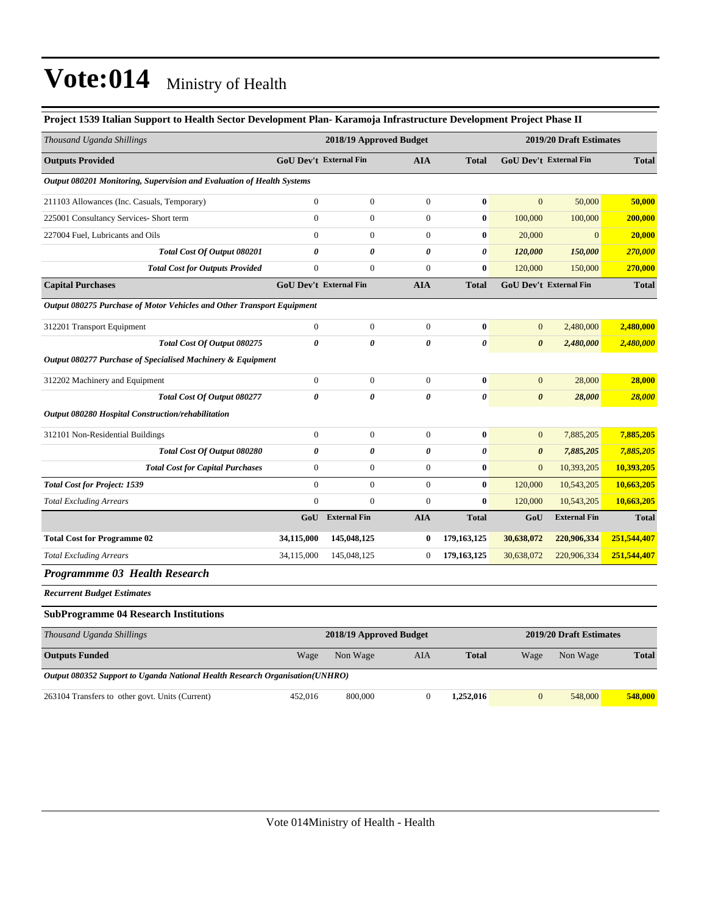# Vote:014 Ministry of Health

**Project 1539 Italian Support to Health Sector Development Plan- Karamoja Infrastructure Development Project Phase II**

| *Thousand Uganda Shillings* | 2018/19 Approved Budget | | | | 2019/20 Draft Estimates | | |
|---|---|---|---|---|---|---|---|
| **Outputs Provided** | **GoU Dev't** | **External Fin** | **AIA** | **Total** | **GoU Dev't** | **External Fin** | **Total** |
| ***Output 080201 Monitoring, Supervision and Evaluation of Health Systems*** | | | | | | | |
| 211103 Allowances (Inc. Casuals, Temporary) | 0 | 0 | 0 | **0** | 0 | 50,000 | **50,000** |
| 225001 Consultancy Services- Short term | 0 | 0 | 0 | **0** | 100,000 | 100,000 | **200,000** |
| 227004 Fuel, Lubricants and Oils | 0 | 0 | 0 | **0** | 20,000 | 0 | **20,000** |
| ***Total Cost Of Output 080201*** | ***0*** | ***0*** | ***0*** | ***0*** | ***120,000*** | ***150,000*** | ***270,000*** |
| ***Total Cost for Outputs Provided*** | 0 | 0 | 0 | **0** | 120,000 | 150,000 | **270,000** |
| **Capital Purchases** | **GoU Dev't** | **External Fin** | **AIA** | **Total** | **GoU Dev't** | **External Fin** | **Total** |
| ***Output 080275 Purchase of Motor Vehicles and Other Transport Equipment*** | | | | | | | |
| 312201 Transport Equipment | 0 | 0 | 0 | **0** | 0 | 2,480,000 | **2,480,000** |
| ***Total Cost Of Output 080275*** | ***0*** | ***0*** | ***0*** | ***0*** | ***0*** | ***2,480,000*** | ***2,480,000*** |
| ***Output 080277 Purchase of Specialised Machinery & Equipment*** | | | | | | | |
| 312202 Machinery and Equipment | 0 | 0 | 0 | **0** | 0 | 28,000 | **28,000** |
| ***Total Cost Of Output 080277*** | ***0*** | ***0*** | ***0*** | ***0*** | ***0*** | ***28,000*** | ***28,000*** |
| ***Output 080280 Hospital Construction/rehabilitation*** | | | | | | | |
| 312101 Non-Residential Buildings | 0 | 0 | 0 | **0** | 0 | 7,885,205 | **7,885,205** |
| ***Total Cost Of Output 080280*** | ***0*** | ***0*** | ***0*** | ***0*** | ***0*** | ***7,885,205*** | ***7,885,205*** |
| ***Total Cost for Capital Purchases*** | 0 | 0 | 0 | **0** | 0 | 10,393,205 | **10,393,205** |
| ***Total Cost for Project: 1539*** | 0 | 0 | 0 | **0** | 120,000 | 10,543,205 | **10,663,205** |
| *Total Excluding Arrears* | 0 | 0 | 0 | **0** | 120,000 | 10,543,205 | **10,663,205** |
| | **GoU** | **External Fin** | **AIA** | **Total** | **GoU** | **External Fin** | **Total** |
| **Total Cost for Programme 02** | **34,115,000** | **145,048,125** | **0** | **179,163,125** | **30,638,072** | **220,906,334** | **251,544,407** |
| *Total Excluding Arrears* | 34,115,000 | 145,048,125 | 0 | **179,163,125** | 30,638,072 | 220,906,334 | **251,544,407** |

## *Programmme 03 Health Research*

***Recurrent Budget Estimates***

### SubProgramme 04 Research Institutions

| *Thousand Uganda Shillings* | 2018/19 Approved Budget | | | | 2019/20 Draft Estimates | | |
|---|---|---|---|---|---|---|---|
| **Outputs Funded** | Wage | Non Wage | AIA | **Total** | Wage | Non Wage | **Total** |
| ***Output 080352 Support to Uganda National Health Research Organisation(UNHRO)*** | | | | | | | |
| 263104 Transfers to other govt. Units (Current) | 452,016 | 800,000 | 0 | **1,252,016** | 0 | 548,000 | **548,000** |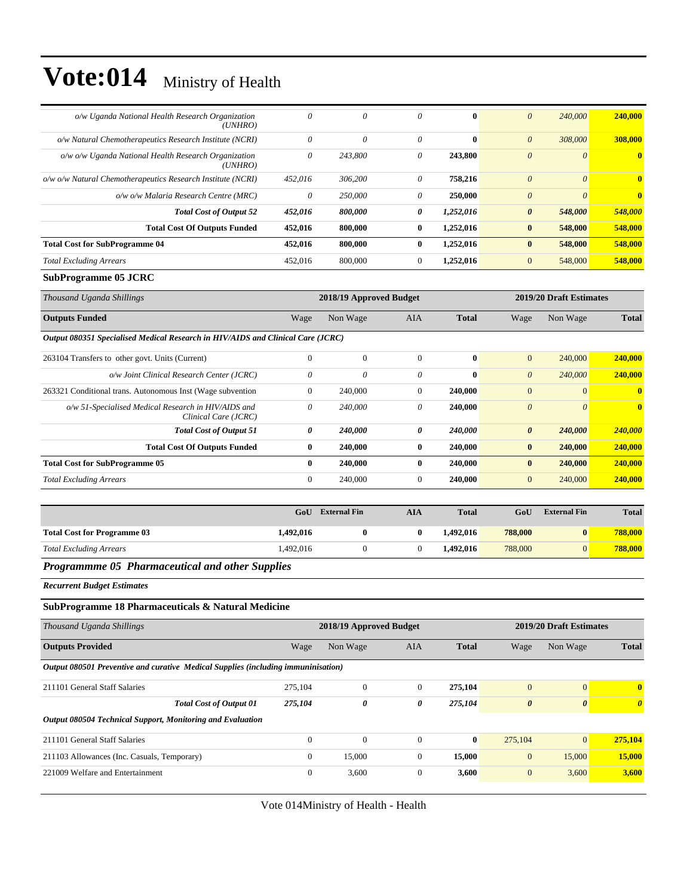| | | | | | | | |
|---|---|---|---|---|---|---|---|
| *o/w Uganda National Health Research Organization (UNHRO)* | *0* | *0* | *0* | **0** | *0* | *240,000* | **240,000** |
| *o/w Natural Chemotherapeutics Research Institute (NCRI)* | *0* | *0* | *0* | **0** | *0* | *308,000* | **308,000** |
| *o/w o/w Uganda National Health Research Organization (UNHRO)* | *0* | *243,800* | *0* | **243,800** | *0* | *0* | **0** |
| *o/w o/w Natural Chemotherapeutics Research Institute (NCRI)* | *452,016* | *306,200* | *0* | **758,216** | *0* | *0* | **0** |
| *o/w o/w Malaria Research Centre (MRC)* | *0* | *250,000* | *0* | **250,000** | *0* | *0* | **0** |
| ***Total Cost of Output 52*** | ***452,016*** | ***800,000*** | ***0*** | ***1,252,016*** | ***0*** | ***548,000*** | ***548,000*** |
| **Total Cost Of Outputs Funded** | **452,016** | **800,000** | **0** | **1,252,016** | **0** | **548,000** | **548,000** |
| **Total Cost for SubProgramme 04** | **452,016** | **800,000** | **0** | **1,252,016** | **0** | **548,000** | **548,000** |
| *Total Excluding Arrears* | 452,016 | 800,000 | 0 | **1,252,016** | 0 | 548,000 | **548,000** |

**SubProgramme 05 JCRC**

| *Thousand Uganda Shillings* | 2018/19 Approved Budget | | | | 2019/20 Draft Estimates | | |
|---|---|---|---|---|---|---|---|
| **Outputs Funded** | Wage | Non Wage | AIA | **Total** | Wage | Non Wage | **Total** |
| ***Output 080351 Specialised Medical Research in HIV/AIDS and Clinical Care (JCRC)*** | | | | | | | |
| 263104 Transfers to other govt. Units (Current) | 0 | 0 | 0 | **0** | 0 | 240,000 | **240,000** |
| *o/w Joint Clinical Research Center (JCRC)* | *0* | *0* | *0* | **0** | *0* | *240,000* | **240,000** |
| 263321 Conditional trans. Autonomous Inst (Wage subvention | 0 | 240,000 | 0 | **240,000** | 0 | 0 | **0** |
| *o/w 51-Specialised Medical Research in HIV/AIDS and Clinical Care (JCRC)* | *0* | *240,000* | *0* | **240,000** | *0* | *0* | **0** |
| ***Total Cost of Output 51*** | ***0*** | ***240,000*** | ***0*** | ***240,000*** | ***0*** | ***240,000*** | ***240,000*** |
| **Total Cost Of Outputs Funded** | **0** | **240,000** | **0** | **240,000** | **0** | **240,000** | **240,000** |
| **Total Cost for SubProgramme 05** | **0** | **240,000** | **0** | **240,000** | **0** | **240,000** | **240,000** |
| *Total Excluding Arrears* | 0 | 240,000 | 0 | **240,000** | 0 | 240,000 | **240,000** |

| | GoU | External Fin | AIA | Total | GoU | External Fin | Total |
|---|---|---|---|---|---|---|---|
| **Total Cost for Programme 03** | **1,492,016** | **0** | **0** | **1,492,016** | **788,000** | **0** | **788,000** |
| *Total Excluding Arrears* | 1,492,016 | 0 | 0 | **1,492,016** | 788,000 | 0 | **788,000** |

## *Programmme 05 Pharmaceutical and other Supplies*

***Recurrent Budget Estimates***

**SubProgramme 18 Pharmaceuticals & Natural Medicine**

| *Thousand Uganda Shillings* | 2018/19 Approved Budget | | | | 2019/20 Draft Estimates | | |
|---|---|---|---|---|---|---|---|
| **Outputs Provided** | Wage | Non Wage | AIA | **Total** | Wage | Non Wage | **Total** |
| ***Output 080501 Preventive and curative Medical Supplies (including immuninisation)*** | | | | | | | |
| 211101 General Staff Salaries | 275,104 | 0 | 0 | **275,104** | 0 | 0 | **0** |
| ***Total Cost of Output 01*** | ***275,104*** | ***0*** | ***0*** | ***275,104*** | ***0*** | ***0*** | ***0*** |
| ***Output 080504 Technical Support, Monitoring and Evaluation*** | | | | | | | |
| 211101 General Staff Salaries | 0 | 0 | 0 | **0** | 275,104 | 0 | **275,104** |
| 211103 Allowances (Inc. Casuals, Temporary) | 0 | 15,000 | 0 | **15,000** | 0 | 15,000 | **15,000** |
| 221009 Welfare and Entertainment | 0 | 3,600 | 0 | **3,600** | 0 | 3,600 | **3,600** |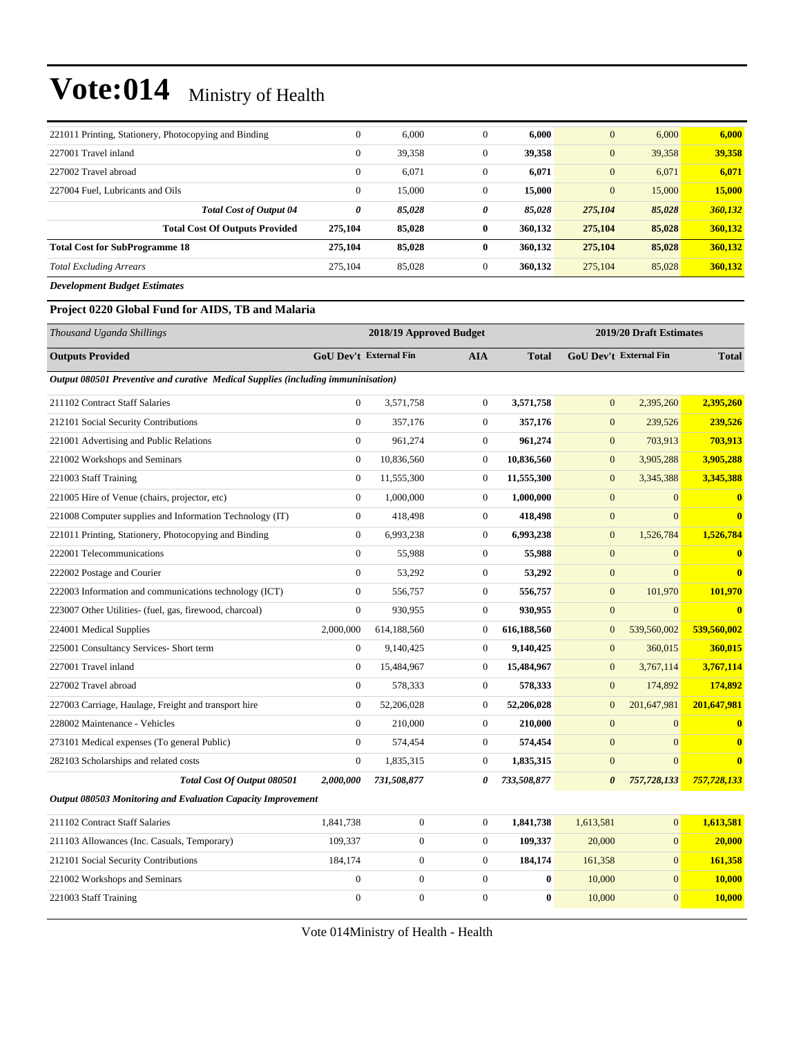# Vote:014 Ministry of Health

| | | | | | | | |
|---|---|---|---|---|---|---|---|
| 221011 Printing, Stationery, Photocopying and Binding | 0 | 6,000 | 0 | **6,000** | 0 | 6,000 | **6,000** |
| 227001 Travel inland | 0 | 39,358 | 0 | **39,358** | 0 | 39,358 | **39,358** |
| 227002 Travel abroad | 0 | 6,071 | 0 | **6,071** | 0 | 6,071 | **6,071** |
| 227004 Fuel, Lubricants and Oils | 0 | 15,000 | 0 | **15,000** | 0 | 15,000 | **15,000** |
| ***Total Cost of Output 04*** | ***0*** | ***85,028*** | ***0*** | ***85,028*** | ***275,104*** | ***85,028*** | ***360,132*** |
| **Total Cost Of Outputs Provided** | **275,104** | **85,028** | **0** | **360,132** | **275,104** | **85,028** | **360,132** |
| **Total Cost for SubProgramme 18** | **275,104** | **85,028** | **0** | **360,132** | **275,104** | **85,028** | **360,132** |
| *Total Excluding Arrears* | 275,104 | 85,028 | 0 | **360,132** | 275,104 | 85,028 | **360,132** |

***Development Budget Estimates***

**Project 0220 Global Fund for AIDS, TB and Malaria**

| *Thousand Uganda Shillings* | 2018/19 Approved Budget | | | | 2019/20 Draft Estimates | | |
|---|---|---|---|---|---|---|---|
| **Outputs Provided** | **GoU Dev't** | **External Fin** | **AIA** | **Total** | **GoU Dev't** | **External Fin** | **Total** |
| ***Output 080501 Preventive and curative Medical Supplies (including immuninisation)*** | | | | | | | |
| 211102 Contract Staff Salaries | 0 | 3,571,758 | 0 | **3,571,758** | 0 | 2,395,260 | **2,395,260** |
| 212101 Social Security Contributions | 0 | 357,176 | 0 | **357,176** | 0 | 239,526 | **239,526** |
| 221001 Advertising and Public Relations | 0 | 961,274 | 0 | **961,274** | 0 | 703,913 | **703,913** |
| 221002 Workshops and Seminars | 0 | 10,836,560 | 0 | **10,836,560** | 0 | 3,905,288 | **3,905,288** |
| 221003 Staff Training | 0 | 11,555,300 | 0 | **11,555,300** | 0 | 3,345,388 | **3,345,388** |
| 221005 Hire of Venue (chairs, projector, etc) | 0 | 1,000,000 | 0 | **1,000,000** | 0 | 0 | **0** |
| 221008 Computer supplies and Information Technology (IT) | 0 | 418,498 | 0 | **418,498** | 0 | 0 | **0** |
| 221011 Printing, Stationery, Photocopying and Binding | 0 | 6,993,238 | 0 | **6,993,238** | 0 | 1,526,784 | **1,526,784** |
| 222001 Telecommunications | 0 | 55,988 | 0 | **55,988** | 0 | 0 | **0** |
| 222002 Postage and Courier | 0 | 53,292 | 0 | **53,292** | 0 | 0 | **0** |
| 222003 Information and communications technology (ICT) | 0 | 556,757 | 0 | **556,757** | 0 | 101,970 | **101,970** |
| 223007 Other Utilities- (fuel, gas, firewood, charcoal) | 0 | 930,955 | 0 | **930,955** | 0 | 0 | **0** |
| 224001 Medical Supplies | 2,000,000 | 614,188,560 | 0 | **616,188,560** | 0 | 539,560,002 | **539,560,002** |
| 225001 Consultancy Services- Short term | 0 | 9,140,425 | 0 | **9,140,425** | 0 | 360,015 | **360,015** |
| 227001 Travel inland | 0 | 15,484,967 | 0 | **15,484,967** | 0 | 3,767,114 | **3,767,114** |
| 227002 Travel abroad | 0 | 578,333 | 0 | **578,333** | 0 | 174,892 | **174,892** |
| 227003 Carriage, Haulage, Freight and transport hire | 0 | 52,206,028 | 0 | **52,206,028** | 0 | 201,647,981 | **201,647,981** |
| 228002 Maintenance - Vehicles | 0 | 210,000 | 0 | **210,000** | 0 | 0 | **0** |
| 273101 Medical expenses (To general Public) | 0 | 574,454 | 0 | **574,454** | 0 | 0 | **0** |
| 282103 Scholarships and related costs | 0 | 1,835,315 | 0 | **1,835,315** | 0 | 0 | **0** |
| ***Total Cost Of Output 080501*** | ***2,000,000*** | ***731,508,877*** | ***0*** | ***733,508,877*** | ***0*** | ***757,728,133*** | ***757,728,133*** |
| ***Output 080503 Monitoring and Evaluation Capacity Improvement*** | | | | | | | |
| 211102 Contract Staff Salaries | 1,841,738 | 0 | 0 | **1,841,738** | 1,613,581 | 0 | **1,613,581** |
| 211103 Allowances (Inc. Casuals, Temporary) | 109,337 | 0 | 0 | **109,337** | 20,000 | 0 | **20,000** |
| 212101 Social Security Contributions | 184,174 | 0 | 0 | **184,174** | 161,358 | 0 | **161,358** |
| 221002 Workshops and Seminars | 0 | 0 | 0 | **0** | 10,000 | 0 | **10,000** |
| 221003 Staff Training | 0 | 0 | 0 | **0** | 10,000 | 0 | **10,000** |

Vote 014Ministry of Health - Health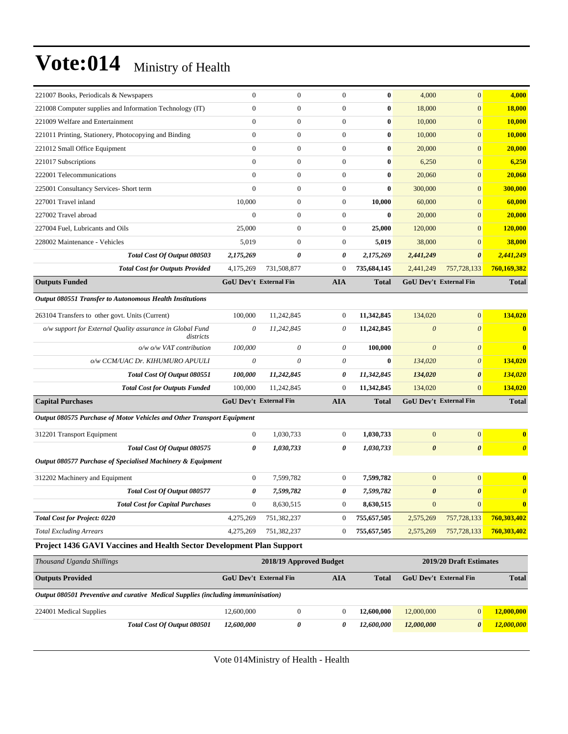# Vote:014 Ministry of Health

| | | | | | | | |
|---|---|---|---|---|---|---|---|
| 221007 Books, Periodicals & Newspapers | 0 | 0 | 0 | **0** | 4,000 | 0 | **4,000** |
| 221008 Computer supplies and Information Technology (IT) | 0 | 0 | 0 | **0** | 18,000 | 0 | **18,000** |
| 221009 Welfare and Entertainment | 0 | 0 | 0 | **0** | 10,000 | 0 | **10,000** |
| 221011 Printing, Stationery, Photocopying and Binding | 0 | 0 | 0 | **0** | 10,000 | 0 | **10,000** |
| 221012 Small Office Equipment | 0 | 0 | 0 | **0** | 20,000 | 0 | **20,000** |
| 221017 Subscriptions | 0 | 0 | 0 | **0** | 6,250 | 0 | **6,250** |
| 222001 Telecommunications | 0 | 0 | 0 | **0** | 20,060 | 0 | **20,060** |
| 225001 Consultancy Services- Short term | 0 | 0 | 0 | **0** | 300,000 | 0 | **300,000** |
| 227001 Travel inland | 10,000 | 0 | 0 | **10,000** | 60,000 | 0 | **60,000** |
| 227002 Travel abroad | 0 | 0 | 0 | **0** | 20,000 | 0 | **20,000** |
| 227004 Fuel, Lubricants and Oils | 25,000 | 0 | 0 | **25,000** | 120,000 | 0 | **120,000** |
| 228002 Maintenance - Vehicles | 5,019 | 0 | 0 | **5,019** | 38,000 | 0 | **38,000** |
| ***Total Cost Of Output 080503*** | ***2,175,269*** | ***0*** | ***0*** | ***2,175,269*** | ***2,441,249*** | ***0*** | ***2,441,249*** |
| ***Total Cost for Outputs Provided*** | 4,175,269 | 731,508,877 | 0 | 735,684,145 | 2,441,249 | 757,728,133 | **760,169,382** |
| **Outputs Funded** | **GoU Dev't** | **External Fin** | **AIA** | **Total** | **GoU Dev't** | **External Fin** | **Total** |
| ***Output 080551 Transfer to Autonomous Health Institutions*** | | | | | | | |
| 263104 Transfers to other govt. Units (Current) | 100,000 | 11,242,845 | 0 | **11,342,845** | 134,020 | 0 | **134,020** |
| *o/w support for External Quality assurance in Global Fund districts* | *0* | *11,242,845* | *0* | **11,242,845** | *0* | *0* | **0** |
| *o/w o/w VAT contribution* | *100,000* | *0* | *0* | **100,000** | *0* | *0* | **0** |
| *o/w CCM/UAC Dr. KIHUMURO APUULI* | *0* | *0* | *0* | **0** | *134,020* | *0* | **134,020** |
| ***Total Cost Of Output 080551*** | ***100,000*** | ***11,242,845*** | ***0*** | ***11,342,845*** | ***134,020*** | ***0*** | ***134,020*** |
| ***Total Cost for Outputs Funded*** | 100,000 | 11,242,845 | 0 | 11,342,845 | 134,020 | 0 | **134,020** |
| **Capital Purchases** | **GoU Dev't** | **External Fin** | **AIA** | **Total** | **GoU Dev't** | **External Fin** | **Total** |
| ***Output 080575 Purchase of Motor Vehicles and Other Transport Equipment*** | | | | | | | |
| 312201 Transport Equipment | 0 | 1,030,733 | 0 | **1,030,733** | 0 | 0 | **0** |
| ***Total Cost Of Output 080575*** | ***0*** | ***1,030,733*** | ***0*** | ***1,030,733*** | ***0*** | ***0*** | ***0*** |
| ***Output 080577 Purchase of Specialised Machinery & Equipment*** | | | | | | | |
| 312202 Machinery and Equipment | 0 | 7,599,782 | 0 | **7,599,782** | 0 | 0 | **0** |
| ***Total Cost Of Output 080577*** | ***0*** | ***7,599,782*** | ***0*** | ***7,599,782*** | ***0*** | ***0*** | ***0*** |
| ***Total Cost for Capital Purchases*** | 0 | 8,630,515 | 0 | 8,630,515 | 0 | 0 | **0** |
| ***Total Cost for Project: 0220*** | 4,275,269 | 751,382,237 | 0 | 755,657,505 | 2,575,269 | 757,728,133 | **760,303,402** |
| *Total Excluding Arrears* | 4,275,269 | 751,382,237 | 0 | 755,657,505 | 2,575,269 | 757,728,133 | **760,303,402** |

### Project 1436 GAVI Vaccines and Health Sector Development Plan Support

| *Thousand Uganda Shillings* | 2018/19 Approved Budget | | | | 2019/20 Draft Estimates | | |
|---|---|---|---|---|---|---|---|
| **Outputs Provided** | **GoU Dev't** | **External Fin** | **AIA** | **Total** | **GoU Dev't** | **External Fin** | **Total** |
| ***Output 080501 Preventive and curative Medical Supplies (including immuninisation)*** | | | | | | | |
| 224001 Medical Supplies | 12,600,000 | 0 | 0 | **12,600,000** | 12,000,000 | 0 | **12,000,000** |
| ***Total Cost Of Output 080501*** | ***12,600,000*** | ***0*** | ***0*** | ***12,600,000*** | ***12,000,000*** | ***0*** | ***12,000,000*** |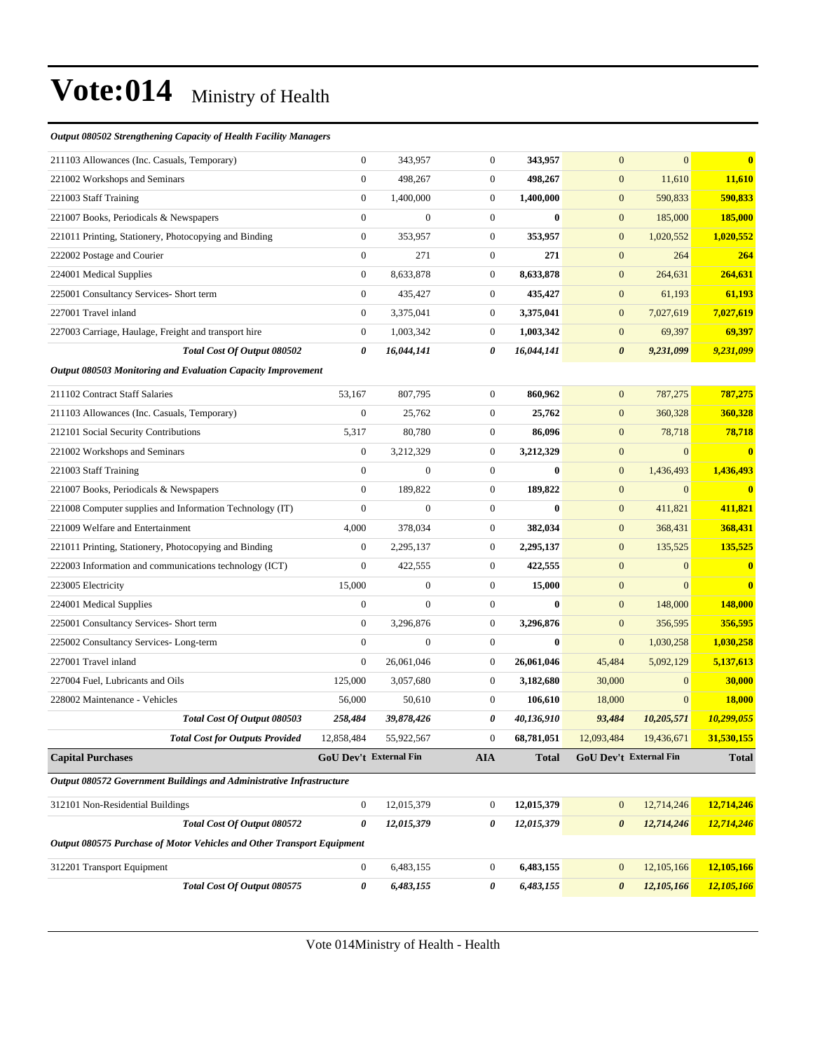# Vote:014 Ministry of Health

| | | | | | | | |
|---|---|---|---|---|---|---|---|
| ***Output 080502 Strengthening Capacity of Health Facility Managers*** | | | | | | | |
| 211103 Allowances (Inc. Casuals, Temporary) | 0 | 343,957 | 0 | **343,957** | 0 | 0 | **0** |
| 221002 Workshops and Seminars | 0 | 498,267 | 0 | **498,267** | 0 | 11,610 | **11,610** |
| 221003 Staff Training | 0 | 1,400,000 | 0 | **1,400,000** | 0 | 590,833 | **590,833** |
| 221007 Books, Periodicals & Newspapers | 0 | 0 | 0 | **0** | 0 | 185,000 | **185,000** |
| 221011 Printing, Stationery, Photocopying and Binding | 0 | 353,957 | 0 | **353,957** | 0 | 1,020,552 | **1,020,552** |
| 222002 Postage and Courier | 0 | 271 | 0 | **271** | 0 | 264 | **264** |
| 224001 Medical Supplies | 0 | 8,633,878 | 0 | **8,633,878** | 0 | 264,631 | **264,631** |
| 225001 Consultancy Services- Short term | 0 | 435,427 | 0 | **435,427** | 0 | 61,193 | **61,193** |
| 227001 Travel inland | 0 | 3,375,041 | 0 | **3,375,041** | 0 | 7,027,619 | **7,027,619** |
| 227003 Carriage, Haulage, Freight and transport hire | 0 | 1,003,342 | 0 | **1,003,342** | 0 | 69,397 | **69,397** |
| ***Total Cost Of Output 080502*** | ***0*** | ***16,044,141*** | ***0*** | ***16,044,141*** | ***0*** | ***9,231,099*** | ***9,231,099*** |
| ***Output 080503 Monitoring and Evaluation Capacity Improvement*** | | | | | | | |
| 211102 Contract Staff Salaries | 53,167 | 807,795 | 0 | **860,962** | 0 | 787,275 | **787,275** |
| 211103 Allowances (Inc. Casuals, Temporary) | 0 | 25,762 | 0 | **25,762** | 0 | 360,328 | **360,328** |
| 212101 Social Security Contributions | 5,317 | 80,780 | 0 | **86,096** | 0 | 78,718 | **78,718** |
| 221002 Workshops and Seminars | 0 | 3,212,329 | 0 | **3,212,329** | 0 | 0 | **0** |
| 221003 Staff Training | 0 | 0 | 0 | **0** | 0 | 1,436,493 | **1,436,493** |
| 221007 Books, Periodicals & Newspapers | 0 | 189,822 | 0 | **189,822** | 0 | 0 | **0** |
| 221008 Computer supplies and Information Technology (IT) | 0 | 0 | 0 | **0** | 0 | 411,821 | **411,821** |
| 221009 Welfare and Entertainment | 4,000 | 378,034 | 0 | **382,034** | 0 | 368,431 | **368,431** |
| 221011 Printing, Stationery, Photocopying and Binding | 0 | 2,295,137 | 0 | **2,295,137** | 0 | 135,525 | **135,525** |
| 222003 Information and communications technology (ICT) | 0 | 422,555 | 0 | **422,555** | 0 | 0 | **0** |
| 223005 Electricity | 15,000 | 0 | 0 | **15,000** | 0 | 0 | **0** |
| 224001 Medical Supplies | 0 | 0 | 0 | **0** | 0 | 148,000 | **148,000** |
| 225001 Consultancy Services- Short term | 0 | 3,296,876 | 0 | **3,296,876** | 0 | 356,595 | **356,595** |
| 225002 Consultancy Services- Long-term | 0 | 0 | 0 | **0** | 0 | 1,030,258 | **1,030,258** |
| 227001 Travel inland | 0 | 26,061,046 | 0 | **26,061,046** | 45,484 | 5,092,129 | **5,137,613** |
| 227004 Fuel, Lubricants and Oils | 125,000 | 3,057,680 | 0 | **3,182,680** | 30,000 | 0 | **30,000** |
| 228002 Maintenance - Vehicles | 56,000 | 50,610 | 0 | **106,610** | 18,000 | 0 | **18,000** |
| ***Total Cost Of Output 080503*** | ***258,484*** | ***39,878,426*** | ***0*** | ***40,136,910*** | ***93,484*** | ***10,205,571*** | ***10,299,055*** |
| ***Total Cost for Outputs Provided*** | 12,858,484 | 55,922,567 | 0 | **68,781,051** | 12,093,484 | 19,436,671 | **31,530,155** |
| **Capital Purchases** | **GoU Dev't** | **External Fin** | **AIA** | **Total** | **GoU Dev't** | **External Fin** | **Total** |
| ***Output 080572 Government Buildings and Administrative Infrastructure*** | | | | | | | |
| 312101 Non-Residential Buildings | 0 | 12,015,379 | 0 | **12,015,379** | 0 | 12,714,246 | **12,714,246** |
| ***Total Cost Of Output 080572*** | ***0*** | ***12,015,379*** | ***0*** | ***12,015,379*** | ***0*** | ***12,714,246*** | ***12,714,246*** |
| ***Output 080575 Purchase of Motor Vehicles and Other Transport Equipment*** | | | | | | | |
| 312201 Transport Equipment | 0 | 6,483,155 | 0 | **6,483,155** | 0 | 12,105,166 | **12,105,166** |
| ***Total Cost Of Output 080575*** | ***0*** | ***6,483,155*** | ***0*** | ***6,483,155*** | ***0*** | ***12,105,166*** | ***12,105,166*** |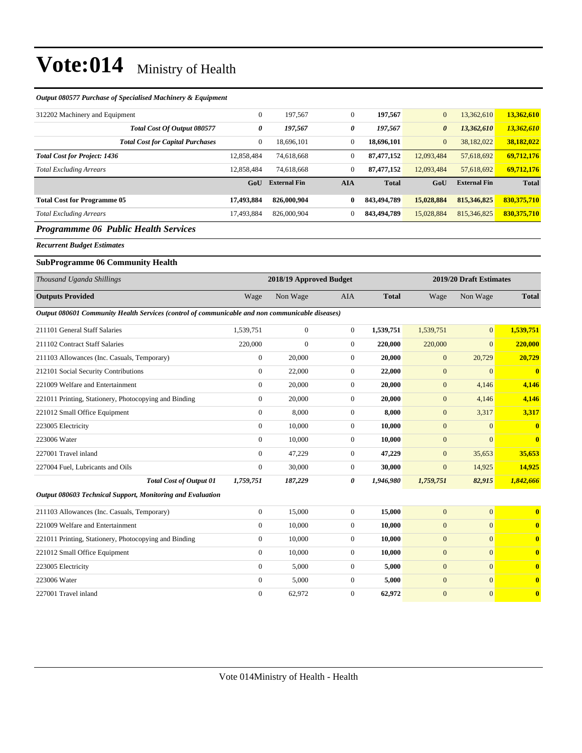*Output 080577 Purchase of Specialised Machinery & Equipment*

| | | | | | | | |
|---|---|---|---|---|---|---|---|
| 312202 Machinery and Equipment | 0 | 197,567 | 0 | **197,567** | 0 | 13,362,610 | **13,362,610** |
| ***Total Cost Of Output 080577*** | ***0*** | ***197,567*** | ***0*** | ***197,567*** | ***0*** | ***13,362,610*** | ***13,362,610*** |
| ***Total Cost for Capital Purchases*** | 0 | 18,696,101 | 0 | **18,696,101** | 0 | 38,182,022 | **38,182,022** |
| ***Total Cost for Project: 1436*** | 12,858,484 | 74,618,668 | 0 | **87,477,152** | 12,093,484 | 57,618,692 | **69,712,176** |
| *Total Excluding Arrears* | 12,858,484 | 74,618,668 | 0 | **87,477,152** | 12,093,484 | 57,618,692 | **69,712,176** |
| | **GoU** | **External Fin** | **AIA** | **Total** | **GoU** | **External Fin** | **Total** |
| **Total Cost for Programme 05** | **17,493,884** | **826,000,904** | **0** | **843,494,789** | **15,028,884** | **815,346,825** | **830,375,710** |
| *Total Excluding Arrears* | 17,493,884 | 826,000,904 | 0 | **843,494,789** | 15,028,884 | 815,346,825 | **830,375,710** |

## *Programmme 06 Public Health Services*

***Recurrent Budget Estimates***

### SubProgramme 06 Community Health

| *Thousand Uganda Shillings* | 2018/19 Approved Budget | | | | 2019/20 Draft Estimates | | |
|---|---|---|---|---|---|---|---|
| **Outputs Provided** | Wage | Non Wage | AIA | **Total** | Wage | Non Wage | **Total** |
| ***Output 080601 Community Health Services (control of communicable and non communicable diseases)*** | | | | | | | |
| 211101 General Staff Salaries | 1,539,751 | 0 | 0 | **1,539,751** | 1,539,751 | 0 | **1,539,751** |
| 211102 Contract Staff Salaries | 220,000 | 0 | 0 | **220,000** | 220,000 | 0 | **220,000** |
| 211103 Allowances (Inc. Casuals, Temporary) | 0 | 20,000 | 0 | **20,000** | 0 | 20,729 | **20,729** |
| 212101 Social Security Contributions | 0 | 22,000 | 0 | **22,000** | 0 | 0 | **0** |
| 221009 Welfare and Entertainment | 0 | 20,000 | 0 | **20,000** | 0 | 4,146 | **4,146** |
| 221011 Printing, Stationery, Photocopying and Binding | 0 | 20,000 | 0 | **20,000** | 0 | 4,146 | **4,146** |
| 221012 Small Office Equipment | 0 | 8,000 | 0 | **8,000** | 0 | 3,317 | **3,317** |
| 223005 Electricity | 0 | 10,000 | 0 | **10,000** | 0 | 0 | **0** |
| 223006 Water | 0 | 10,000 | 0 | **10,000** | 0 | 0 | **0** |
| 227001 Travel inland | 0 | 47,229 | 0 | **47,229** | 0 | 35,653 | **35,653** |
| 227004 Fuel, Lubricants and Oils | 0 | 30,000 | 0 | **30,000** | 0 | 14,925 | **14,925** |
| ***Total Cost of Output 01*** | ***1,759,751*** | ***187,229*** | ***0*** | ***1,946,980*** | ***1,759,751*** | ***82,915*** | ***1,842,666*** |
| ***Output 080603 Technical Support, Monitoring and Evaluation*** | | | | | | | |
| 211103 Allowances (Inc. Casuals, Temporary) | 0 | 15,000 | 0 | **15,000** | 0 | 0 | **0** |
| 221009 Welfare and Entertainment | 0 | 10,000 | 0 | **10,000** | 0 | 0 | **0** |
| 221011 Printing, Stationery, Photocopying and Binding | 0 | 10,000 | 0 | **10,000** | 0 | 0 | **0** |
| 221012 Small Office Equipment | 0 | 10,000 | 0 | **10,000** | 0 | 0 | **0** |
| 223005 Electricity | 0 | 5,000 | 0 | **5,000** | 0 | 0 | **0** |
| 223006 Water | 0 | 5,000 | 0 | **5,000** | 0 | 0 | **0** |
| 227001 Travel inland | 0 | 62,972 | 0 | **62,972** | 0 | 0 | **0** |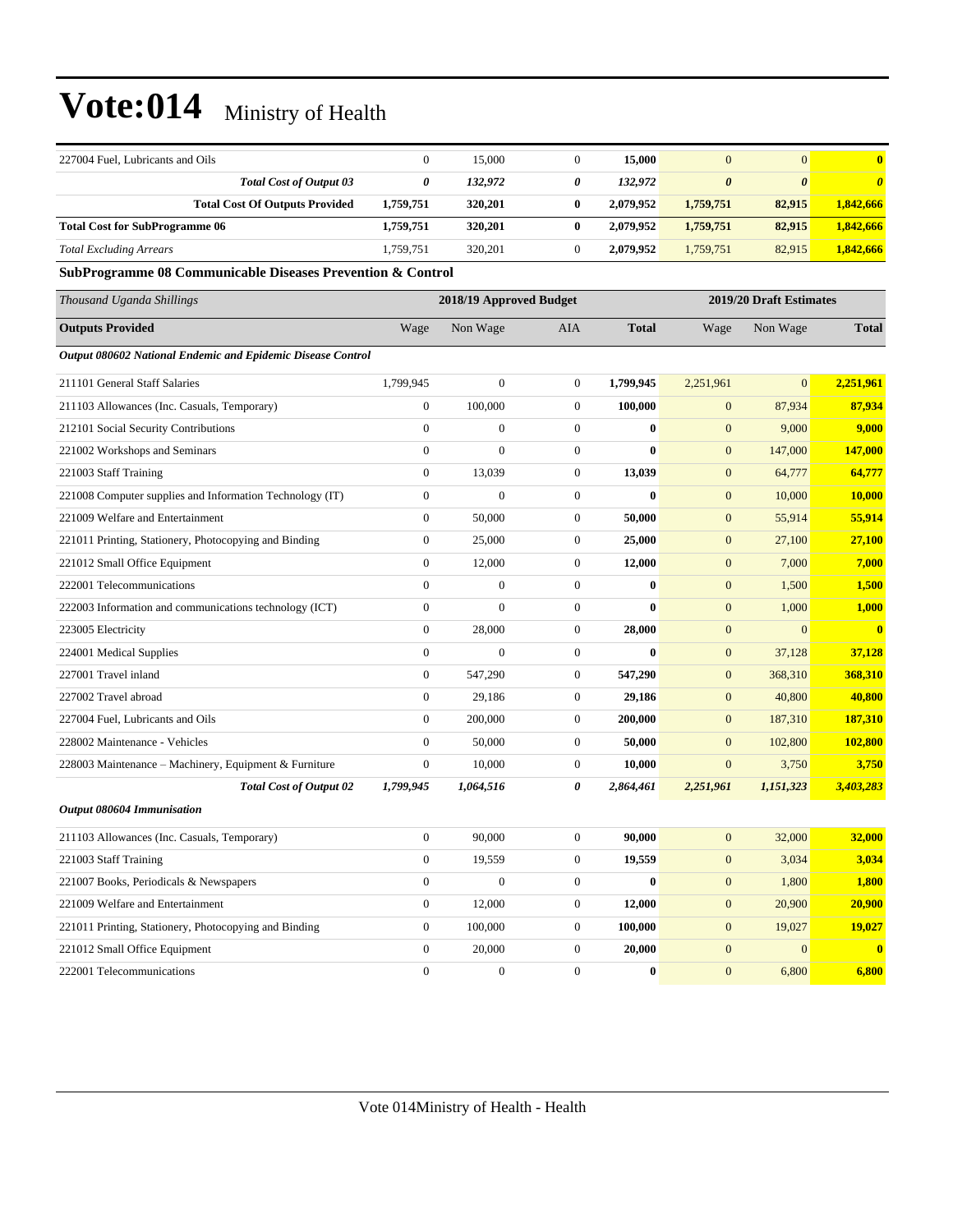# Vote:014 Ministry of Health

| | | | | | | | |
|---|---|---|---|---|---|---|---|
| 227004 Fuel, Lubricants and Oils | 0 | 15,000 | 0 | **15,000** | 0 | 0 | **0** |
| ***Total Cost of Output 03*** | ***0*** | ***132,972*** | ***0*** | ***132,972*** | ***0*** | ***0*** | ***0*** |
| **Total Cost Of Outputs Provided** | **1,759,751** | **320,201** | **0** | **2,079,952** | **1,759,751** | **82,915** | **1,842,666** |
| **Total Cost for SubProgramme 06** | **1,759,751** | **320,201** | **0** | **2,079,952** | **1,759,751** | **82,915** | **1,842,666** |
| *Total Excluding Arrears* | 1,759,751 | 320,201 | 0 | **2,079,952** | 1,759,751 | 82,915 | **1,842,666** |

**SubProgramme 08 Communicable Diseases Prevention & Control**

| *Thousand Uganda Shillings* | 2018/19 Approved Budget | | | | 2019/20 Draft Estimates | | |
|---|---|---|---|---|---|---|---|
| **Outputs Provided** | Wage | Non Wage | AIA | **Total** | Wage | Non Wage | **Total** |
| ***Output 080602 National Endemic and Epidemic Disease Control*** | | | | | | | |
| 211101 General Staff Salaries | 1,799,945 | 0 | 0 | **1,799,945** | 2,251,961 | 0 | **2,251,961** |
| 211103 Allowances (Inc. Casuals, Temporary) | 0 | 100,000 | 0 | **100,000** | 0 | 87,934 | **87,934** |
| 212101 Social Security Contributions | 0 | 0 | 0 | **0** | 0 | 9,000 | **9,000** |
| 221002 Workshops and Seminars | 0 | 0 | 0 | **0** | 0 | 147,000 | **147,000** |
| 221003 Staff Training | 0 | 13,039 | 0 | **13,039** | 0 | 64,777 | **64,777** |
| 221008 Computer supplies and Information Technology (IT) | 0 | 0 | 0 | **0** | 0 | 10,000 | **10,000** |
| 221009 Welfare and Entertainment | 0 | 50,000 | 0 | **50,000** | 0 | 55,914 | **55,914** |
| 221011 Printing, Stationery, Photocopying and Binding | 0 | 25,000 | 0 | **25,000** | 0 | 27,100 | **27,100** |
| 221012 Small Office Equipment | 0 | 12,000 | 0 | **12,000** | 0 | 7,000 | **7,000** |
| 222001 Telecommunications | 0 | 0 | 0 | **0** | 0 | 1,500 | **1,500** |
| 222003 Information and communications technology (ICT) | 0 | 0 | 0 | **0** | 0 | 1,000 | **1,000** |
| 223005 Electricity | 0 | 28,000 | 0 | **28,000** | 0 | 0 | **0** |
| 224001 Medical Supplies | 0 | 0 | 0 | **0** | 0 | 37,128 | **37,128** |
| 227001 Travel inland | 0 | 547,290 | 0 | **547,290** | 0 | 368,310 | **368,310** |
| 227002 Travel abroad | 0 | 29,186 | 0 | **29,186** | 0 | 40,800 | **40,800** |
| 227004 Fuel, Lubricants and Oils | 0 | 200,000 | 0 | **200,000** | 0 | 187,310 | **187,310** |
| 228002 Maintenance - Vehicles | 0 | 50,000 | 0 | **50,000** | 0 | 102,800 | **102,800** |
| 228003 Maintenance – Machinery, Equipment & Furniture | 0 | 10,000 | 0 | **10,000** | 0 | 3,750 | **3,750** |
| ***Total Cost of Output 02*** | ***1,799,945*** | ***1,064,516*** | ***0*** | ***2,864,461*** | ***2,251,961*** | ***1,151,323*** | ***3,403,283*** |
| ***Output 080604 Immunisation*** | | | | | | | |
| 211103 Allowances (Inc. Casuals, Temporary) | 0 | 90,000 | 0 | **90,000** | 0 | 32,000 | **32,000** |
| 221003 Staff Training | 0 | 19,559 | 0 | **19,559** | 0 | 3,034 | **3,034** |
| 221007 Books, Periodicals & Newspapers | 0 | 0 | 0 | **0** | 0 | 1,800 | **1,800** |
| 221009 Welfare and Entertainment | 0 | 12,000 | 0 | **12,000** | 0 | 20,900 | **20,900** |
| 221011 Printing, Stationery, Photocopying and Binding | 0 | 100,000 | 0 | **100,000** | 0 | 19,027 | **19,027** |
| 221012 Small Office Equipment | 0 | 20,000 | 0 | **20,000** | 0 | 0 | **0** |
| 222001 Telecommunications | 0 | 0 | 0 | **0** | 0 | 6,800 | **6,800** |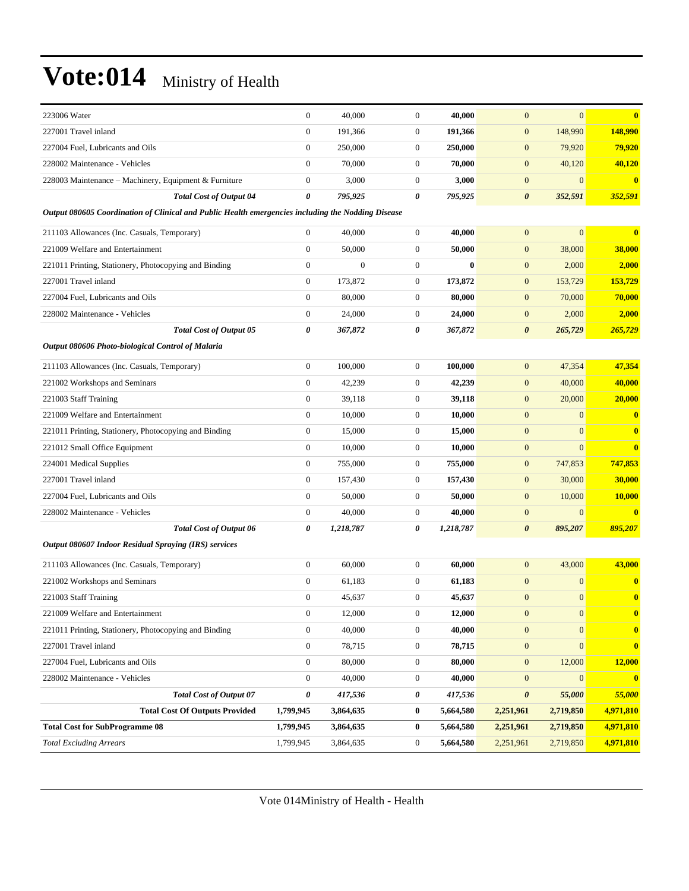# Vote:014 Ministry of Health

| | | | | | | | |
|---|---|---|---|---|---|---|---|
| 223006 Water | 0 | 40,000 | 0 | **40,000** | 0 | 0 | **0** |
| 227001 Travel inland | 0 | 191,366 | 0 | **191,366** | 0 | 148,990 | **148,990** |
| 227004 Fuel, Lubricants and Oils | 0 | 250,000 | 0 | **250,000** | 0 | 79,920 | **79,920** |
| 228002 Maintenance - Vehicles | 0 | 70,000 | 0 | **70,000** | 0 | 40,120 | **40,120** |
| 228003 Maintenance – Machinery, Equipment & Furniture | 0 | 3,000 | 0 | **3,000** | 0 | 0 | **0** |
| ***Total Cost of Output 04*** | ***0*** | ***795,925*** | ***0*** | ***795,925*** | ***0*** | ***352,591*** | ***352,591*** |
| ***Output 080605 Coordination of Clinical and Public Health emergencies including the Nodding Disease*** | | | | | | | |
| 211103 Allowances (Inc. Casuals, Temporary) | 0 | 40,000 | 0 | **40,000** | 0 | 0 | **0** |
| 221009 Welfare and Entertainment | 0 | 50,000 | 0 | **50,000** | 0 | 38,000 | **38,000** |
| 221011 Printing, Stationery, Photocopying and Binding | 0 | 0 | 0 | **0** | 0 | 2,000 | **2,000** |
| 227001 Travel inland | 0 | 173,872 | 0 | **173,872** | 0 | 153,729 | **153,729** |
| 227004 Fuel, Lubricants and Oils | 0 | 80,000 | 0 | **80,000** | 0 | 70,000 | **70,000** |
| 228002 Maintenance - Vehicles | 0 | 24,000 | 0 | **24,000** | 0 | 2,000 | **2,000** |
| ***Total Cost of Output 05*** | ***0*** | ***367,872*** | ***0*** | ***367,872*** | ***0*** | ***265,729*** | ***265,729*** |
| ***Output 080606 Photo-biological Control of Malaria*** | | | | | | | |
| 211103 Allowances (Inc. Casuals, Temporary) | 0 | 100,000 | 0 | **100,000** | 0 | 47,354 | **47,354** |
| 221002 Workshops and Seminars | 0 | 42,239 | 0 | **42,239** | 0 | 40,000 | **40,000** |
| 221003 Staff Training | 0 | 39,118 | 0 | **39,118** | 0 | 20,000 | **20,000** |
| 221009 Welfare and Entertainment | 0 | 10,000 | 0 | **10,000** | 0 | 0 | **0** |
| 221011 Printing, Stationery, Photocopying and Binding | 0 | 15,000 | 0 | **15,000** | 0 | 0 | **0** |
| 221012 Small Office Equipment | 0 | 10,000 | 0 | **10,000** | 0 | 0 | **0** |
| 224001 Medical Supplies | 0 | 755,000 | 0 | **755,000** | 0 | 747,853 | **747,853** |
| 227001 Travel inland | 0 | 157,430 | 0 | **157,430** | 0 | 30,000 | **30,000** |
| 227004 Fuel, Lubricants and Oils | 0 | 50,000 | 0 | **50,000** | 0 | 10,000 | **10,000** |
| 228002 Maintenance - Vehicles | 0 | 40,000 | 0 | **40,000** | 0 | 0 | **0** |
| ***Total Cost of Output 06*** | ***0*** | ***1,218,787*** | ***0*** | ***1,218,787*** | ***0*** | ***895,207*** | ***895,207*** |
| ***Output 080607 Indoor Residual Spraying (IRS) services*** | | | | | | | |
| 211103 Allowances (Inc. Casuals, Temporary) | 0 | 60,000 | 0 | **60,000** | 0 | 43,000 | **43,000** |
| 221002 Workshops and Seminars | 0 | 61,183 | 0 | **61,183** | 0 | 0 | **0** |
| 221003 Staff Training | 0 | 45,637 | 0 | **45,637** | 0 | 0 | **0** |
| 221009 Welfare and Entertainment | 0 | 12,000 | 0 | **12,000** | 0 | 0 | **0** |
| 221011 Printing, Stationery, Photocopying and Binding | 0 | 40,000 | 0 | **40,000** | 0 | 0 | **0** |
| 227001 Travel inland | 0 | 78,715 | 0 | **78,715** | 0 | 0 | **0** |
| 227004 Fuel, Lubricants and Oils | 0 | 80,000 | 0 | **80,000** | 0 | 12,000 | **12,000** |
| 228002 Maintenance - Vehicles | 0 | 40,000 | 0 | **40,000** | 0 | 0 | **0** |
| ***Total Cost of Output 07*** | ***0*** | ***417,536*** | ***0*** | ***417,536*** | ***0*** | ***55,000*** | ***55,000*** |
| **Total Cost Of Outputs Provided** | **1,799,945** | **3,864,635** | **0** | **5,664,580** | **2,251,961** | **2,719,850** | **4,971,810** |
| **Total Cost for SubProgramme 08** | **1,799,945** | **3,864,635** | **0** | **5,664,580** | **2,251,961** | **2,719,850** | **4,971,810** |
| *Total Excluding Arrears* | 1,799,945 | 3,864,635 | 0 | **5,664,580** | 2,251,961 | 2,719,850 | **4,971,810** |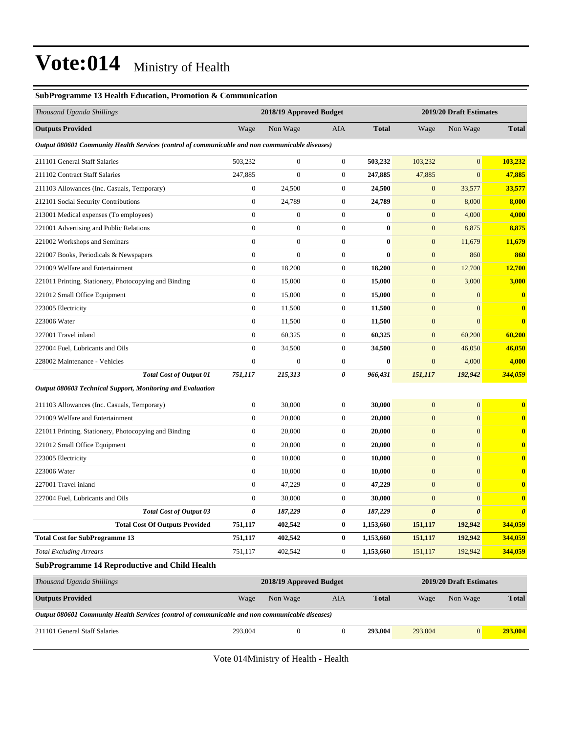# Vote:014 Ministry of Health

### SubProgramme 13 Health Education, Promotion & Communication

| *Thousand Uganda Shillings* | 2018/19 Approved Budget | | | | 2019/20 Draft Estimates | | |
|---|---|---|---|---|---|---|---|
| **Outputs Provided** | Wage | Non Wage | AIA | **Total** | Wage | Non Wage | **Total** |
| ***Output 080601 Community Health Services (control of communicable and non communicable diseases)*** | | | | | | | |
| 211101 General Staff Salaries | 503,232 | 0 | 0 | **503,232** | 103,232 | 0 | **103,232** |
| 211102 Contract Staff Salaries | 247,885 | 0 | 0 | **247,885** | 47,885 | 0 | **47,885** |
| 211103 Allowances (Inc. Casuals, Temporary) | 0 | 24,500 | 0 | **24,500** | 0 | 33,577 | **33,577** |
| 212101 Social Security Contributions | 0 | 24,789 | 0 | **24,789** | 0 | 8,000 | **8,000** |
| 213001 Medical expenses (To employees) | 0 | 0 | 0 | **0** | 0 | 4,000 | **4,000** |
| 221001 Advertising and Public Relations | 0 | 0 | 0 | **0** | 0 | 8,875 | **8,875** |
| 221002 Workshops and Seminars | 0 | 0 | 0 | **0** | 0 | 11,679 | **11,679** |
| 221007 Books, Periodicals & Newspapers | 0 | 0 | 0 | **0** | 0 | 860 | **860** |
| 221009 Welfare and Entertainment | 0 | 18,200 | 0 | **18,200** | 0 | 12,700 | **12,700** |
| 221011 Printing, Stationery, Photocopying and Binding | 0 | 15,000 | 0 | **15,000** | 0 | 3,000 | **3,000** |
| 221012 Small Office Equipment | 0 | 15,000 | 0 | **15,000** | 0 | 0 | **0** |
| 223005 Electricity | 0 | 11,500 | 0 | **11,500** | 0 | 0 | **0** |
| 223006 Water | 0 | 11,500 | 0 | **11,500** | 0 | 0 | **0** |
| 227001 Travel inland | 0 | 60,325 | 0 | **60,325** | 0 | 60,200 | **60,200** |
| 227004 Fuel, Lubricants and Oils | 0 | 34,500 | 0 | **34,500** | 0 | 46,050 | **46,050** |
| 228002 Maintenance - Vehicles | 0 | 0 | 0 | **0** | 0 | 4,000 | **4,000** |
| ***Total Cost of Output 01*** | ***751,117*** | ***215,313*** | ***0*** | ***966,431*** | ***151,117*** | ***192,942*** | ***344,059*** |
| ***Output 080603 Technical Support, Monitoring and Evaluation*** | | | | | | | |
| 211103 Allowances (Inc. Casuals, Temporary) | 0 | 30,000 | 0 | **30,000** | 0 | 0 | **0** |
| 221009 Welfare and Entertainment | 0 | 20,000 | 0 | **20,000** | 0 | 0 | **0** |
| 221011 Printing, Stationery, Photocopying and Binding | 0 | 20,000 | 0 | **20,000** | 0 | 0 | **0** |
| 221012 Small Office Equipment | 0 | 20,000 | 0 | **20,000** | 0 | 0 | **0** |
| 223005 Electricity | 0 | 10,000 | 0 | **10,000** | 0 | 0 | **0** |
| 223006 Water | 0 | 10,000 | 0 | **10,000** | 0 | 0 | **0** |
| 227001 Travel inland | 0 | 47,229 | 0 | **47,229** | 0 | 0 | **0** |
| 227004 Fuel, Lubricants and Oils | 0 | 30,000 | 0 | **30,000** | 0 | 0 | **0** |
| ***Total Cost of Output 03*** | ***0*** | ***187,229*** | ***0*** | ***187,229*** | ***0*** | ***0*** | ***0*** |
| **Total Cost Of Outputs Provided** | **751,117** | **402,542** | **0** | **1,153,660** | **151,117** | **192,942** | **344,059** |
| **Total Cost for SubProgramme 13** | **751,117** | **402,542** | **0** | **1,153,660** | **151,117** | **192,942** | **344,059** |
| *Total Excluding Arrears* | 751,117 | 402,542 | 0 | **1,153,660** | 151,117 | 192,942 | **344,059** |

### SubProgramme 14 Reproductive and Child Health

| *Thousand Uganda Shillings* | 2018/19 Approved Budget | | | | 2019/20 Draft Estimates | | |
|---|---|---|---|---|---|---|---|
| **Outputs Provided** | Wage | Non Wage | AIA | **Total** | Wage | Non Wage | **Total** |
| ***Output 080601 Community Health Services (control of communicable and non communicable diseases)*** | | | | | | | |
| 211101 General Staff Salaries | 293,004 | 0 | 0 | **293,004** | 293,004 | 0 | **293,004** |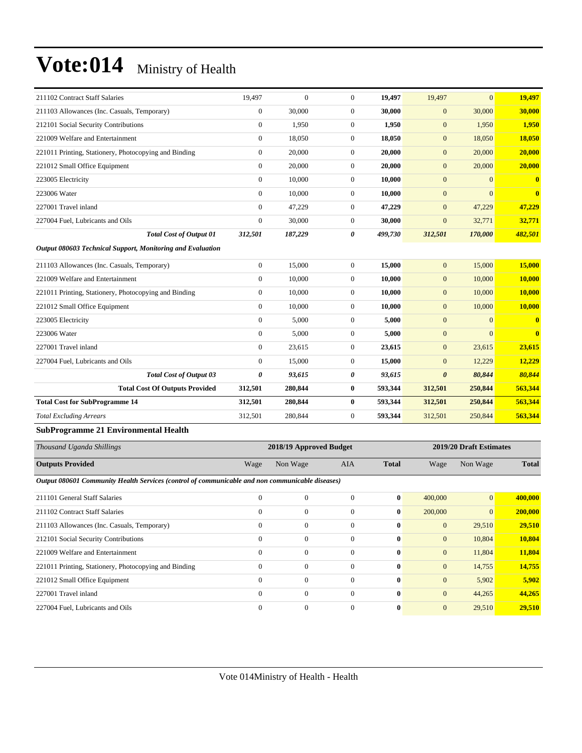| | | | | | | | |
|---|---|---|---|---|---|---|---|
| 211102 Contract Staff Salaries | 19,497 | 0 | 0 | **19,497** | 19,497 | 0 | **19,497** |
| 211103 Allowances (Inc. Casuals, Temporary) | 0 | 30,000 | 0 | **30,000** | 0 | 30,000 | **30,000** |
| 212101 Social Security Contributions | 0 | 1,950 | 0 | **1,950** | 0 | 1,950 | **1,950** |
| 221009 Welfare and Entertainment | 0 | 18,050 | 0 | **18,050** | 0 | 18,050 | **18,050** |
| 221011 Printing, Stationery, Photocopying and Binding | 0 | 20,000 | 0 | **20,000** | 0 | 20,000 | **20,000** |
| 221012 Small Office Equipment | 0 | 20,000 | 0 | **20,000** | 0 | 20,000 | **20,000** |
| 223005 Electricity | 0 | 10,000 | 0 | **10,000** | 0 | 0 | **0** |
| 223006 Water | 0 | 10,000 | 0 | **10,000** | 0 | 0 | **0** |
| 227001 Travel inland | 0 | 47,229 | 0 | **47,229** | 0 | 47,229 | **47,229** |
| 227004 Fuel, Lubricants and Oils | 0 | 30,000 | 0 | **30,000** | 0 | 32,771 | **32,771** |
| ***Total Cost of Output 01*** | ***312,501*** | ***187,229*** | ***0*** | ***499,730*** | ***312,501*** | ***170,000*** | ***482,501*** |
| ***Output 080603 Technical Support, Monitoring and Evaluation*** | | | | | | | |
| 211103 Allowances (Inc. Casuals, Temporary) | 0 | 15,000 | 0 | **15,000** | 0 | 15,000 | **15,000** |
| 221009 Welfare and Entertainment | 0 | 10,000 | 0 | **10,000** | 0 | 10,000 | **10,000** |
| 221011 Printing, Stationery, Photocopying and Binding | 0 | 10,000 | 0 | **10,000** | 0 | 10,000 | **10,000** |
| 221012 Small Office Equipment | 0 | 10,000 | 0 | **10,000** | 0 | 10,000 | **10,000** |
| 223005 Electricity | 0 | 5,000 | 0 | **5,000** | 0 | 0 | **0** |
| 223006 Water | 0 | 5,000 | 0 | **5,000** | 0 | 0 | **0** |
| 227001 Travel inland | 0 | 23,615 | 0 | **23,615** | 0 | 23,615 | **23,615** |
| 227004 Fuel, Lubricants and Oils | 0 | 15,000 | 0 | **15,000** | 0 | 12,229 | **12,229** |
| ***Total Cost of Output 03*** | ***0*** | ***93,615*** | ***0*** | ***93,615*** | ***0*** | ***80,844*** | ***80,844*** |
| **Total Cost Of Outputs Provided** | **312,501** | **280,844** | **0** | **593,344** | **312,501** | **250,844** | **563,344** |
| **Total Cost for SubProgramme 14** | **312,501** | **280,844** | **0** | **593,344** | **312,501** | **250,844** | **563,344** |
| *Total Excluding Arrears* | 312,501 | 280,844 | 0 | **593,344** | 312,501 | 250,844 | **563,344** |

**SubProgramme 21 Environmental Health**

| *Thousand Uganda Shillings* | 2018/19 Approved Budget | | | | 2019/20 Draft Estimates | | |
|---|---|---|---|---|---|---|---|
| **Outputs Provided** | Wage | Non Wage | AIA | **Total** | Wage | Non Wage | **Total** |
| ***Output 080601 Community Health Services (control of communicable and non communicable diseases)*** | | | | | | | |
| 211101 General Staff Salaries | 0 | 0 | 0 | **0** | 400,000 | 0 | **400,000** |
| 211102 Contract Staff Salaries | 0 | 0 | 0 | **0** | 200,000 | 0 | **200,000** |
| 211103 Allowances (Inc. Casuals, Temporary) | 0 | 0 | 0 | **0** | 0 | 29,510 | **29,510** |
| 212101 Social Security Contributions | 0 | 0 | 0 | **0** | 0 | 10,804 | **10,804** |
| 221009 Welfare and Entertainment | 0 | 0 | 0 | **0** | 0 | 11,804 | **11,804** |
| 221011 Printing, Stationery, Photocopying and Binding | 0 | 0 | 0 | **0** | 0 | 14,755 | **14,755** |
| 221012 Small Office Equipment | 0 | 0 | 0 | **0** | 0 | 5,902 | **5,902** |
| 227001 Travel inland | 0 | 0 | 0 | **0** | 0 | 44,265 | **44,265** |
| 227004 Fuel, Lubricants and Oils | 0 | 0 | 0 | **0** | 0 | 29,510 | **29,510** |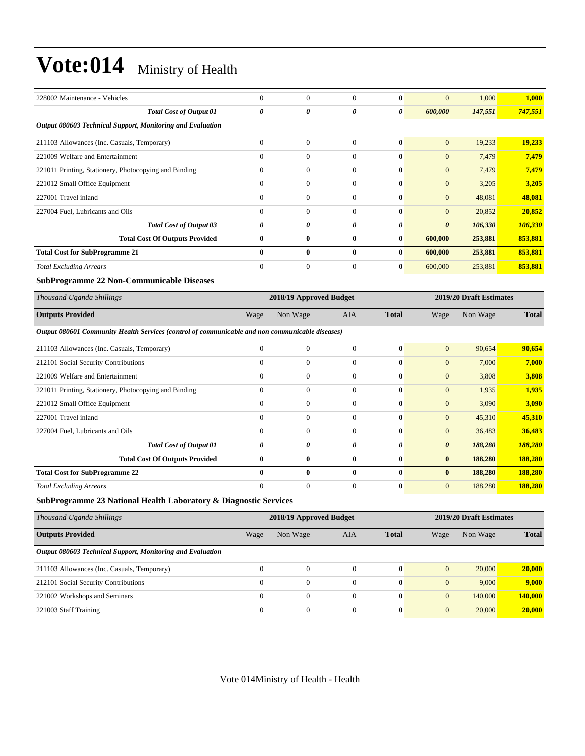| | | | | | | | |
|---|---|---|---|---|---|---|---|
| 228002 Maintenance - Vehicles | 0 | 0 | 0 | **0** | 0 | 1,000 | **1,000** |
| ***Total Cost of Output 01*** | ***0*** | ***0*** | ***0*** | ***0*** | ***600,000*** | ***147,551*** | ***747,551*** |
| ***Output 080603 Technical Support, Monitoring and Evaluation*** | | | | | | | |
| 211103 Allowances (Inc. Casuals, Temporary) | 0 | 0 | 0 | **0** | 0 | 19,233 | **19,233** |
| 221009 Welfare and Entertainment | 0 | 0 | 0 | **0** | 0 | 7,479 | **7,479** |
| 221011 Printing, Stationery, Photocopying and Binding | 0 | 0 | 0 | **0** | 0 | 7,479 | **7,479** |
| 221012 Small Office Equipment | 0 | 0 | 0 | **0** | 0 | 3,205 | **3,205** |
| 227001 Travel inland | 0 | 0 | 0 | **0** | 0 | 48,081 | **48,081** |
| 227004 Fuel, Lubricants and Oils | 0 | 0 | 0 | **0** | 0 | 20,852 | **20,852** |
| ***Total Cost of Output 03*** | ***0*** | ***0*** | ***0*** | ***0*** | ***0*** | ***106,330*** | ***106,330*** |
| **Total Cost Of Outputs Provided** | **0** | **0** | **0** | **0** | **600,000** | **253,881** | **853,881** |
| **Total Cost for SubProgramme 21** | **0** | **0** | **0** | **0** | **600,000** | **253,881** | **853,881** |
| *Total Excluding Arrears* | 0 | 0 | 0 | **0** | 600,000 | 253,881 | **853,881** |

### SubProgramme 22 Non-Communicable Diseases

| *Thousand Uganda Shillings* | 2018/19 Approved Budget | | | | 2019/20 Draft Estimates | | |
|---|---|---|---|---|---|---|---|
| **Outputs Provided** | Wage | Non Wage | AIA | **Total** | Wage | Non Wage | **Total** |
| ***Output 080601 Community Health Services (control of communicable and non communicable diseases)*** | | | | | | | |
| 211103 Allowances (Inc. Casuals, Temporary) | 0 | 0 | 0 | **0** | 0 | 90,654 | **90,654** |
| 212101 Social Security Contributions | 0 | 0 | 0 | **0** | 0 | 7,000 | **7,000** |
| 221009 Welfare and Entertainment | 0 | 0 | 0 | **0** | 0 | 3,808 | **3,808** |
| 221011 Printing, Stationery, Photocopying and Binding | 0 | 0 | 0 | **0** | 0 | 1,935 | **1,935** |
| 221012 Small Office Equipment | 0 | 0 | 0 | **0** | 0 | 3,090 | **3,090** |
| 227001 Travel inland | 0 | 0 | 0 | **0** | 0 | 45,310 | **45,310** |
| 227004 Fuel, Lubricants and Oils | 0 | 0 | 0 | **0** | 0 | 36,483 | **36,483** |
| ***Total Cost of Output 01*** | ***0*** | ***0*** | ***0*** | ***0*** | ***0*** | ***188,280*** | ***188,280*** |
| **Total Cost Of Outputs Provided** | **0** | **0** | **0** | **0** | **0** | **188,280** | **188,280** |
| **Total Cost for SubProgramme 22** | **0** | **0** | **0** | **0** | **0** | **188,280** | **188,280** |
| *Total Excluding Arrears* | 0 | 0 | 0 | **0** | 0 | 188,280 | **188,280** |

### SubProgramme 23 National Health Laboratory & Diagnostic Services

| *Thousand Uganda Shillings* | 2018/19 Approved Budget | | | | 2019/20 Draft Estimates | | |
|---|---|---|---|---|---|---|---|
| **Outputs Provided** | Wage | Non Wage | AIA | **Total** | Wage | Non Wage | **Total** |
| ***Output 080603 Technical Support, Monitoring and Evaluation*** | | | | | | | |
| 211103 Allowances (Inc. Casuals, Temporary) | 0 | 0 | 0 | **0** | 0 | 20,000 | **20,000** |
| 212101 Social Security Contributions | 0 | 0 | 0 | **0** | 0 | 9,000 | **9,000** |
| 221002 Workshops and Seminars | 0 | 0 | 0 | **0** | 0 | 140,000 | **140,000** |
| 221003 Staff Training | 0 | 0 | 0 | **0** | 0 | 20,000 | **20,000** |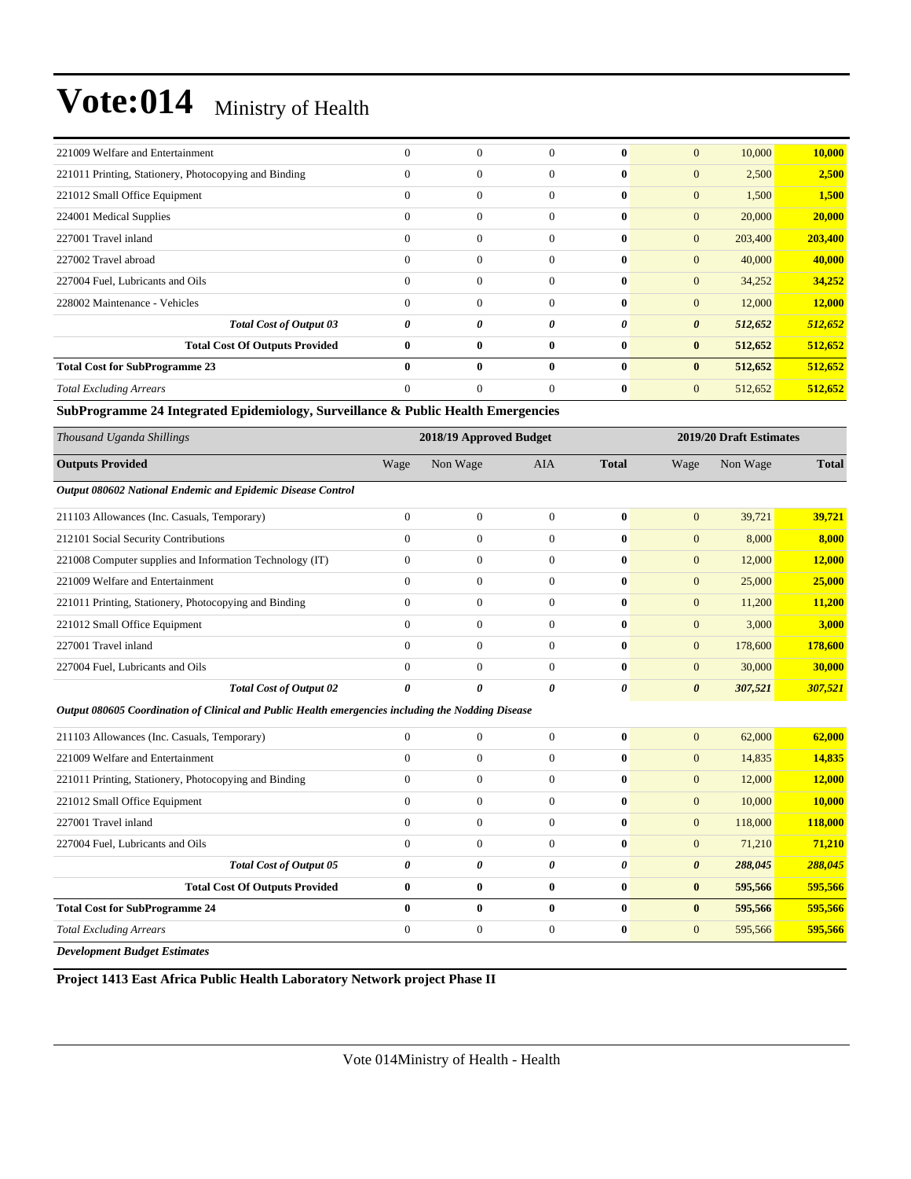| | | | | | | | |
|---|---|---|---|---|---|---|---|
| 221009 Welfare and Entertainment | 0 | 0 | 0 | **0** | 0 | 10,000 | **10,000** |
| 221011 Printing, Stationery, Photocopying and Binding | 0 | 0 | 0 | **0** | 0 | 2,500 | **2,500** |
| 221012 Small Office Equipment | 0 | 0 | 0 | **0** | 0 | 1,500 | **1,500** |
| 224001 Medical Supplies | 0 | 0 | 0 | **0** | 0 | 20,000 | **20,000** |
| 227001 Travel inland | 0 | 0 | 0 | **0** | 0 | 203,400 | **203,400** |
| 227002 Travel abroad | 0 | 0 | 0 | **0** | 0 | 40,000 | **40,000** |
| 227004 Fuel, Lubricants and Oils | 0 | 0 | 0 | **0** | 0 | 34,252 | **34,252** |
| 228002 Maintenance - Vehicles | 0 | 0 | 0 | **0** | 0 | 12,000 | **12,000** |
| ***Total Cost of Output 03*** | ***0*** | ***0*** | ***0*** | ***0*** | ***0*** | ***512,652*** | ***512,652*** |
| **Total Cost Of Outputs Provided** | **0** | **0** | **0** | **0** | **0** | **512,652** | **512,652** |
| **Total Cost for SubProgramme 23** | **0** | **0** | **0** | **0** | **0** | **512,652** | **512,652** |
| *Total Excluding Arrears* | 0 | 0 | 0 | **0** | 0 | 512,652 | **512,652** |

**SubProgramme 24 Integrated Epidemiology, Surveillance & Public Health Emergencies**

| *Thousand Uganda Shillings* | 2018/19 Approved Budget | | | | 2019/20 Draft Estimates | | |
|---|---|---|---|---|---|---|---|
| **Outputs Provided** | Wage | Non Wage | AIA | **Total** | Wage | Non Wage | **Total** |
| ***Output 080602 National Endemic and Epidemic Disease Control*** | | | | | | | |
| 211103 Allowances (Inc. Casuals, Temporary) | 0 | 0 | 0 | **0** | 0 | 39,721 | **39,721** |
| 212101 Social Security Contributions | 0 | 0 | 0 | **0** | 0 | 8,000 | **8,000** |
| 221008 Computer supplies and Information Technology (IT) | 0 | 0 | 0 | **0** | 0 | 12,000 | **12,000** |
| 221009 Welfare and Entertainment | 0 | 0 | 0 | **0** | 0 | 25,000 | **25,000** |
| 221011 Printing, Stationery, Photocopying and Binding | 0 | 0 | 0 | **0** | 0 | 11,200 | **11,200** |
| 221012 Small Office Equipment | 0 | 0 | 0 | **0** | 0 | 3,000 | **3,000** |
| 227001 Travel inland | 0 | 0 | 0 | **0** | 0 | 178,600 | **178,600** |
| 227004 Fuel, Lubricants and Oils | 0 | 0 | 0 | **0** | 0 | 30,000 | **30,000** |
| ***Total Cost of Output 02*** | ***0*** | ***0*** | ***0*** | ***0*** | ***0*** | ***307,521*** | ***307,521*** |
| ***Output 080605 Coordination of Clinical and Public Health emergencies including the Nodding Disease*** | | | | | | | |
| 211103 Allowances (Inc. Casuals, Temporary) | 0 | 0 | 0 | **0** | 0 | 62,000 | **62,000** |
| 221009 Welfare and Entertainment | 0 | 0 | 0 | **0** | 0 | 14,835 | **14,835** |
| 221011 Printing, Stationery, Photocopying and Binding | 0 | 0 | 0 | **0** | 0 | 12,000 | **12,000** |
| 221012 Small Office Equipment | 0 | 0 | 0 | **0** | 0 | 10,000 | **10,000** |
| 227001 Travel inland | 0 | 0 | 0 | **0** | 0 | 118,000 | **118,000** |
| 227004 Fuel, Lubricants and Oils | 0 | 0 | 0 | **0** | 0 | 71,210 | **71,210** |
| ***Total Cost of Output 05*** | ***0*** | ***0*** | ***0*** | ***0*** | ***0*** | ***288,045*** | ***288,045*** |
| **Total Cost Of Outputs Provided** | **0** | **0** | **0** | **0** | **0** | **595,566** | **595,566** |
| **Total Cost for SubProgramme 24** | **0** | **0** | **0** | **0** | **0** | **595,566** | **595,566** |
| *Total Excluding Arrears* | 0 | 0 | 0 | **0** | 0 | 595,566 | **595,566** |

***Development Budget Estimates***

**Project 1413 East Africa Public Health Laboratory Network project Phase II**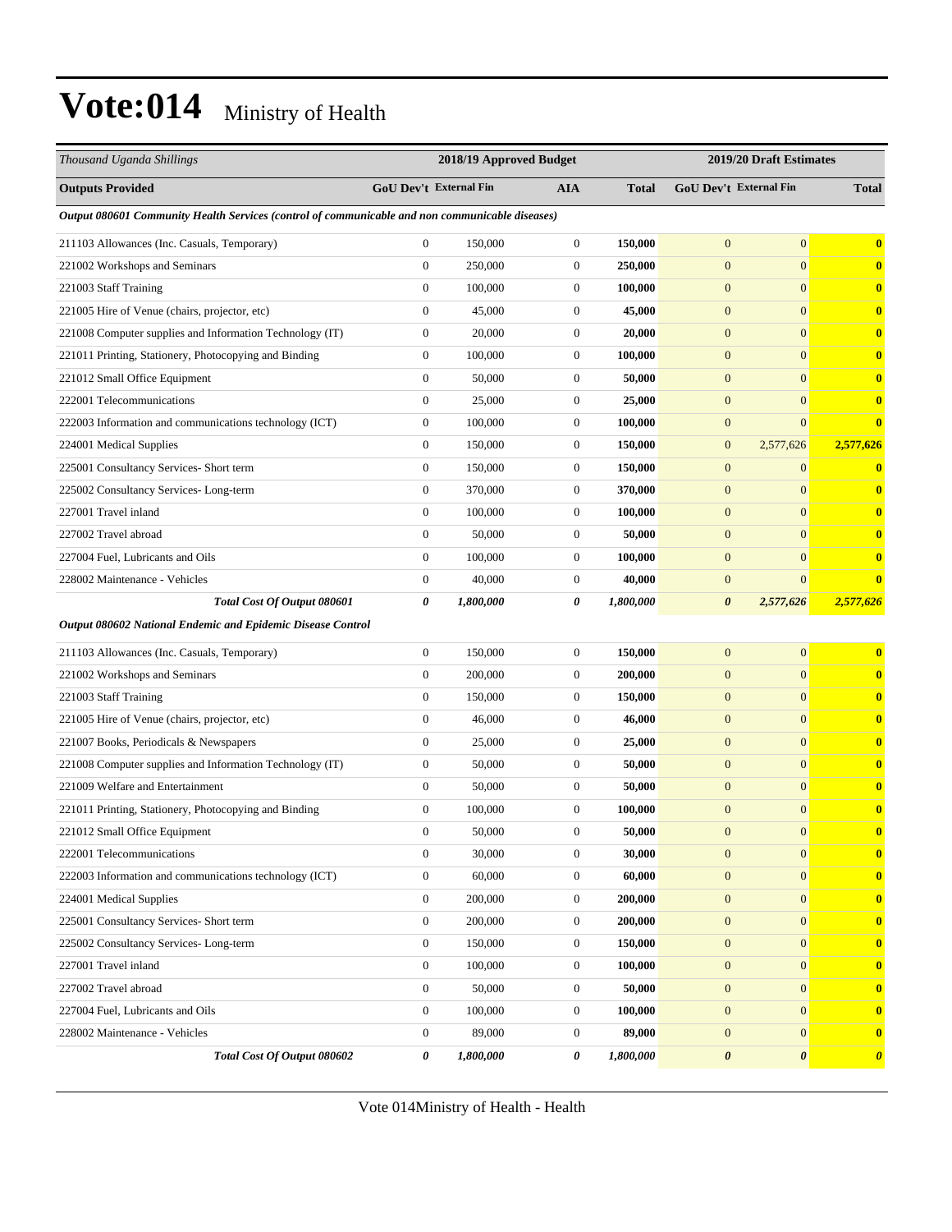# Vote:014 Ministry of Health

| Thousand Uganda Shillings | 2018/19 Approved Budget | | | | 2019/20 Draft Estimates | | |
|---|---|---|---|---|---|---|---|
| **Outputs Provided** | **GoU Dev't** | **External Fin** | **AIA** | **Total** | **GoU Dev't** | **External Fin** | **Total** |
| ***Output 080601 Community Health Services (control of communicable and non communicable diseases)*** | | | | | | | |
| 211103 Allowances (Inc. Casuals, Temporary) | 0 | 150,000 | 0 | **150,000** | 0 | 0 | **0** |
| 221002 Workshops and Seminars | 0 | 250,000 | 0 | **250,000** | 0 | 0 | **0** |
| 221003 Staff Training | 0 | 100,000 | 0 | **100,000** | 0 | 0 | **0** |
| 221005 Hire of Venue (chairs, projector, etc) | 0 | 45,000 | 0 | **45,000** | 0 | 0 | **0** |
| 221008 Computer supplies and Information Technology (IT) | 0 | 20,000 | 0 | **20,000** | 0 | 0 | **0** |
| 221011 Printing, Stationery, Photocopying and Binding | 0 | 100,000 | 0 | **100,000** | 0 | 0 | **0** |
| 221012 Small Office Equipment | 0 | 50,000 | 0 | **50,000** | 0 | 0 | **0** |
| 222001 Telecommunications | 0 | 25,000 | 0 | **25,000** | 0 | 0 | **0** |
| 222003 Information and communications technology (ICT) | 0 | 100,000 | 0 | **100,000** | 0 | 0 | **0** |
| 224001 Medical Supplies | 0 | 150,000 | 0 | **150,000** | 0 | 2,577,626 | **2,577,626** |
| 225001 Consultancy Services- Short term | 0 | 150,000 | 0 | **150,000** | 0 | 0 | **0** |
| 225002 Consultancy Services- Long-term | 0 | 370,000 | 0 | **370,000** | 0 | 0 | **0** |
| 227001 Travel inland | 0 | 100,000 | 0 | **100,000** | 0 | 0 | **0** |
| 227002 Travel abroad | 0 | 50,000 | 0 | **50,000** | 0 | 0 | **0** |
| 227004 Fuel, Lubricants and Oils | 0 | 100,000 | 0 | **100,000** | 0 | 0 | **0** |
| 228002 Maintenance - Vehicles | 0 | 40,000 | 0 | **40,000** | 0 | 0 | **0** |
| ***Total Cost Of Output 080601*** | ***0*** | ***1,800,000*** | ***0*** | ***1,800,000*** | ***0*** | ***2,577,626*** | ***2,577,626*** |
| ***Output 080602 National Endemic and Epidemic Disease Control*** | | | | | | | |
| 211103 Allowances (Inc. Casuals, Temporary) | 0 | 150,000 | 0 | **150,000** | 0 | 0 | **0** |
| 221002 Workshops and Seminars | 0 | 200,000 | 0 | **200,000** | 0 | 0 | **0** |
| 221003 Staff Training | 0 | 150,000 | 0 | **150,000** | 0 | 0 | **0** |
| 221005 Hire of Venue (chairs, projector, etc) | 0 | 46,000 | 0 | **46,000** | 0 | 0 | **0** |
| 221007 Books, Periodicals & Newspapers | 0 | 25,000 | 0 | **25,000** | 0 | 0 | **0** |
| 221008 Computer supplies and Information Technology (IT) | 0 | 50,000 | 0 | **50,000** | 0 | 0 | **0** |
| 221009 Welfare and Entertainment | 0 | 50,000 | 0 | **50,000** | 0 | 0 | **0** |
| 221011 Printing, Stationery, Photocopying and Binding | 0 | 100,000 | 0 | **100,000** | 0 | 0 | **0** |
| 221012 Small Office Equipment | 0 | 50,000 | 0 | **50,000** | 0 | 0 | **0** |
| 222001 Telecommunications | 0 | 30,000 | 0 | **30,000** | 0 | 0 | **0** |
| 222003 Information and communications technology (ICT) | 0 | 60,000 | 0 | **60,000** | 0 | 0 | **0** |
| 224001 Medical Supplies | 0 | 200,000 | 0 | **200,000** | 0 | 0 | **0** |
| 225001 Consultancy Services- Short term | 0 | 200,000 | 0 | **200,000** | 0 | 0 | **0** |
| 225002 Consultancy Services- Long-term | 0 | 150,000 | 0 | **150,000** | 0 | 0 | **0** |
| 227001 Travel inland | 0 | 100,000 | 0 | **100,000** | 0 | 0 | **0** |
| 227002 Travel abroad | 0 | 50,000 | 0 | **50,000** | 0 | 0 | **0** |
| 227004 Fuel, Lubricants and Oils | 0 | 100,000 | 0 | **100,000** | 0 | 0 | **0** |
| 228002 Maintenance - Vehicles | 0 | 89,000 | 0 | **89,000** | 0 | 0 | **0** |
| ***Total Cost Of Output 080602*** | ***0*** | ***1,800,000*** | ***0*** | ***1,800,000*** | ***0*** | ***0*** | ***0*** |

Vote 014Ministry of Health - Health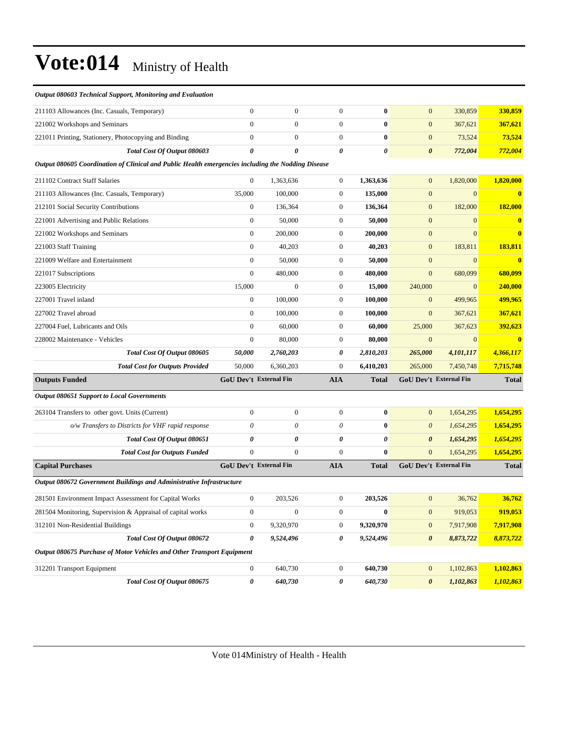# Vote:014 Ministry of Health

| | | | | | | | |
|---|---|---|---|---|---|---|---|
| ***Output 080603 Technical Support, Monitoring and Evaluation*** | | | | | | | |
| 211103 Allowances (Inc. Casuals, Temporary) | 0 | 0 | 0 | **0** | 0 | 330,859 | **330,859** |
| 221002 Workshops and Seminars | 0 | 0 | 0 | **0** | 0 | 367,621 | **367,621** |
| 221011 Printing, Stationery, Photocopying and Binding | 0 | 0 | 0 | **0** | 0 | 73,524 | **73,524** |
| ***Total Cost Of Output 080603*** | ***0*** | ***0*** | ***0*** | ***0*** | ***0*** | ***772,004*** | ***772,004*** |
| ***Output 080605 Coordination of Clinical and Public Health emergencies including the Nodding Disease*** | | | | | | | |
| 211102 Contract Staff Salaries | 0 | 1,363,636 | 0 | **1,363,636** | 0 | 1,820,000 | **1,820,000** |
| 211103 Allowances (Inc. Casuals, Temporary) | 35,000 | 100,000 | 0 | **135,000** | 0 | 0 | **0** |
| 212101 Social Security Contributions | 0 | 136,364 | 0 | **136,364** | 0 | 182,000 | **182,000** |
| 221001 Advertising and Public Relations | 0 | 50,000 | 0 | **50,000** | 0 | 0 | **0** |
| 221002 Workshops and Seminars | 0 | 200,000 | 0 | **200,000** | 0 | 0 | **0** |
| 221003 Staff Training | 0 | 40,203 | 0 | **40,203** | 0 | 183,811 | **183,811** |
| 221009 Welfare and Entertainment | 0 | 50,000 | 0 | **50,000** | 0 | 0 | **0** |
| 221017 Subscriptions | 0 | 480,000 | 0 | **480,000** | 0 | 680,099 | **680,099** |
| 223005 Electricity | 15,000 | 0 | 0 | **15,000** | 240,000 | 0 | **240,000** |
| 227001 Travel inland | 0 | 100,000 | 0 | **100,000** | 0 | 499,965 | **499,965** |
| 227002 Travel abroad | 0 | 100,000 | 0 | **100,000** | 0 | 367,621 | **367,621** |
| 227004 Fuel, Lubricants and Oils | 0 | 60,000 | 0 | **60,000** | 25,000 | 367,623 | **392,623** |
| 228002 Maintenance - Vehicles | 0 | 80,000 | 0 | **80,000** | 0 | 0 | **0** |
| ***Total Cost Of Output 080605*** | ***50,000*** | ***2,760,203*** | ***0*** | ***2,810,203*** | ***265,000*** | ***4,101,117*** | ***4,366,117*** |
| ***Total Cost for Outputs Provided*** | 50,000 | 6,360,203 | 0 | 6,410,203 | 265,000 | 7,450,748 | 7,715,748 |
| **Outputs Funded** | **GoU Dev't** | **External Fin** | **AIA** | **Total** | **GoU Dev't** | **External Fin** | **Total** |
| ***Output 080651 Support to Local Governments*** | | | | | | | |
| 263104 Transfers to other govt. Units (Current) | 0 | 0 | 0 | **0** | 0 | 1,654,295 | **1,654,295** |
| *o/w Transfers to Districts for VHF rapid response* | *0* | *0* | *0* | **0** | *0* | *1,654,295* | **1,654,295** |
| ***Total Cost Of Output 080651*** | ***0*** | ***0*** | ***0*** | ***0*** | ***0*** | ***1,654,295*** | ***1,654,295*** |
| ***Total Cost for Outputs Funded*** | 0 | 0 | 0 | **0** | 0 | 1,654,295 | **1,654,295** |
| **Capital Purchases** | **GoU Dev't** | **External Fin** | **AIA** | **Total** | **GoU Dev't** | **External Fin** | **Total** |
| ***Output 080672 Government Buildings and Administrative Infrastructure*** | | | | | | | |
| 281501 Environment Impact Assessment for Capital Works | 0 | 203,526 | 0 | **203,526** | 0 | 36,762 | **36,762** |
| 281504 Monitoring, Supervision & Appraisal of capital works | 0 | 0 | 0 | **0** | 0 | 919,053 | **919,053** |
| 312101 Non-Residential Buildings | 0 | 9,320,970 | 0 | **9,320,970** | 0 | 7,917,908 | **7,917,908** |
| ***Total Cost Of Output 080672*** | ***0*** | ***9,524,496*** | ***0*** | ***9,524,496*** | ***0*** | ***8,873,722*** | ***8,873,722*** |
| ***Output 080675 Purchase of Motor Vehicles and Other Transport Equipment*** | | | | | | | |
| 312201 Transport Equipment | 0 | 640,730 | 0 | **640,730** | 0 | 1,102,863 | **1,102,863** |
| ***Total Cost Of Output 080675*** | ***0*** | ***640,730*** | ***0*** | ***640,730*** | ***0*** | ***1,102,863*** | ***1,102,863*** |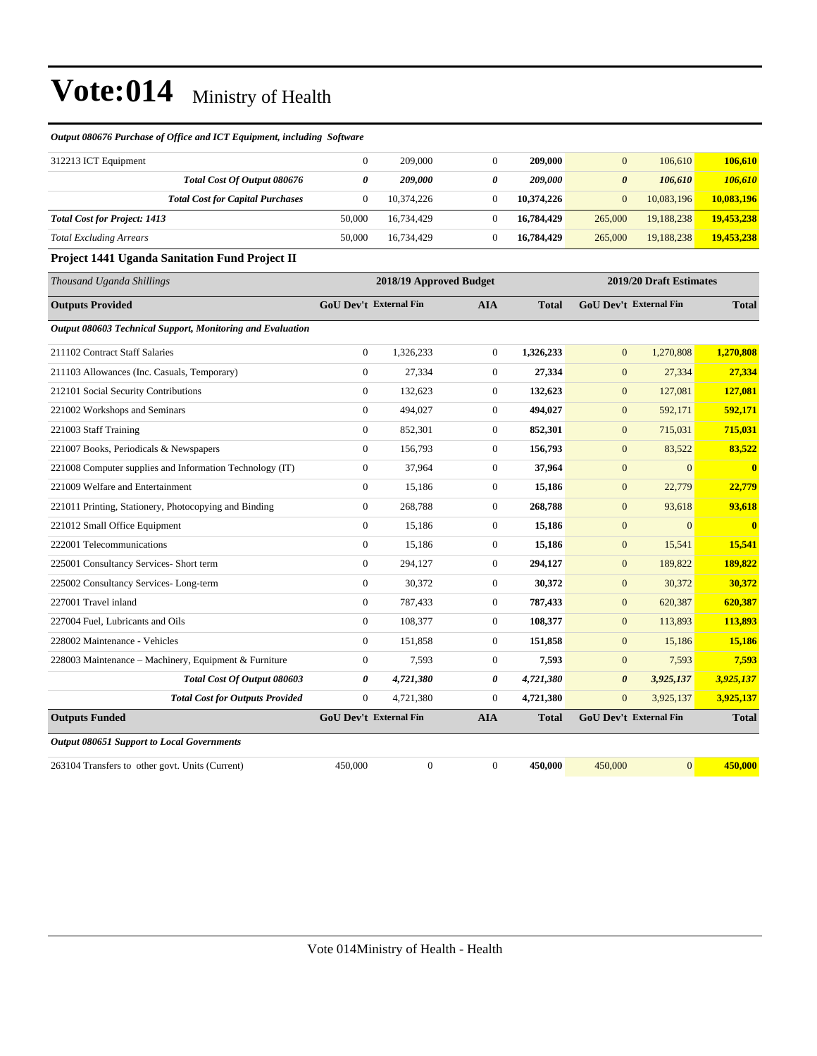# Vote:014 Ministry of Health

*Output 080676 Purchase of Office and ICT Equipment, including Software*

| | | | | | | | |
|---|---|---|---|---|---|---|---|
| 312213 ICT Equipment | 0 | 209,000 | 0 | **209,000** | 0 | 106,610 | **106,610** |
| ***Total Cost Of Output 080676*** | ***0*** | ***209,000*** | ***0*** | ***209,000*** | ***0*** | ***106,610*** | ***106,610*** |
| ***Total Cost for Capital Purchases*** | 0 | 10,374,226 | 0 | **10,374,226** | 0 | 10,083,196 | **10,083,196** |
| ***Total Cost for Project: 1413*** | 50,000 | 16,734,429 | 0 | **16,784,429** | 265,000 | 19,188,238 | **19,453,238** |
| *Total Excluding Arrears* | 50,000 | 16,734,429 | 0 | **16,784,429** | 265,000 | 19,188,238 | **19,453,238** |

### Project 1441 Uganda Sanitation Fund Project II

| *Thousand Uganda Shillings* | 2018/19 Approved Budget | | | | 2019/20 Draft Estimates | | |
|---|---|---|---|---|---|---|---|
| **Outputs Provided** | **GoU Dev't** | **External Fin** | **AIA** | **Total** | **GoU Dev't** | **External Fin** | **Total** |
| ***Output 080603 Technical Support, Monitoring and Evaluation*** | | | | | | | |
| 211102 Contract Staff Salaries | 0 | 1,326,233 | 0 | **1,326,233** | 0 | 1,270,808 | **1,270,808** |
| 211103 Allowances (Inc. Casuals, Temporary) | 0 | 27,334 | 0 | **27,334** | 0 | 27,334 | **27,334** |
| 212101 Social Security Contributions | 0 | 132,623 | 0 | **132,623** | 0 | 127,081 | **127,081** |
| 221002 Workshops and Seminars | 0 | 494,027 | 0 | **494,027** | 0 | 592,171 | **592,171** |
| 221003 Staff Training | 0 | 852,301 | 0 | **852,301** | 0 | 715,031 | **715,031** |
| 221007 Books, Periodicals & Newspapers | 0 | 156,793 | 0 | **156,793** | 0 | 83,522 | **83,522** |
| 221008 Computer supplies and Information Technology (IT) | 0 | 37,964 | 0 | **37,964** | 0 | 0 | **0** |
| 221009 Welfare and Entertainment | 0 | 15,186 | 0 | **15,186** | 0 | 22,779 | **22,779** |
| 221011 Printing, Stationery, Photocopying and Binding | 0 | 268,788 | 0 | **268,788** | 0 | 93,618 | **93,618** |
| 221012 Small Office Equipment | 0 | 15,186 | 0 | **15,186** | 0 | 0 | **0** |
| 222001 Telecommunications | 0 | 15,186 | 0 | **15,186** | 0 | 15,541 | **15,541** |
| 225001 Consultancy Services- Short term | 0 | 294,127 | 0 | **294,127** | 0 | 189,822 | **189,822** |
| 225002 Consultancy Services- Long-term | 0 | 30,372 | 0 | **30,372** | 0 | 30,372 | **30,372** |
| 227001 Travel inland | 0 | 787,433 | 0 | **787,433** | 0 | 620,387 | **620,387** |
| 227004 Fuel, Lubricants and Oils | 0 | 108,377 | 0 | **108,377** | 0 | 113,893 | **113,893** |
| 228002 Maintenance - Vehicles | 0 | 151,858 | 0 | **151,858** | 0 | 15,186 | **15,186** |
| 228003 Maintenance – Machinery, Equipment & Furniture | 0 | 7,593 | 0 | **7,593** | 0 | 7,593 | **7,593** |
| ***Total Cost Of Output 080603*** | ***0*** | ***4,721,380*** | ***0*** | ***4,721,380*** | ***0*** | ***3,925,137*** | ***3,925,137*** |
| ***Total Cost for Outputs Provided*** | 0 | 4,721,380 | 0 | **4,721,380** | 0 | 3,925,137 | **3,925,137** |
| **Outputs Funded** | **GoU Dev't** | **External Fin** | **AIA** | **Total** | **GoU Dev't** | **External Fin** | **Total** |
| ***Output 080651 Support to Local Governments*** | | | | | | | |
| 263104 Transfers to other govt. Units (Current) | 450,000 | 0 | 0 | **450,000** | 450,000 | 0 | **450,000** |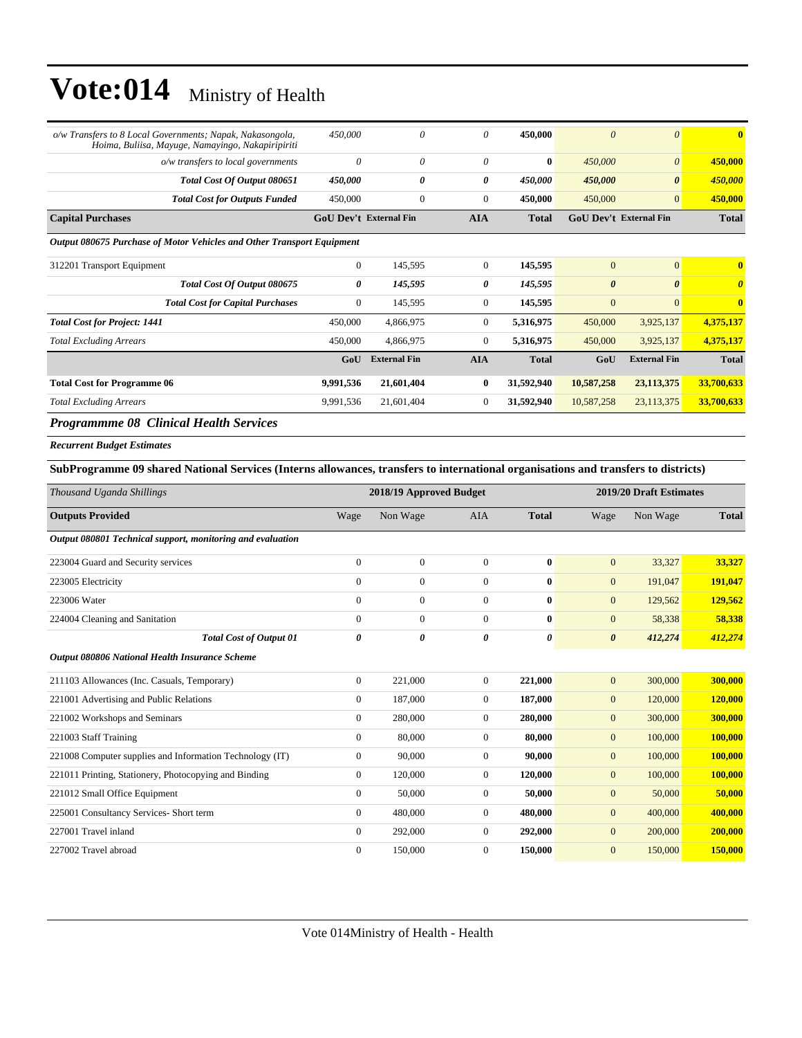| | | | | | | | |
|---|---|---|---|---|---|---|---|
| *o/w Transfers to 8 Local Governments; Napak, Nakasongola, Hoima, Buliisa, Mayuge, Namayingo, Nakapiripiriti* | *450,000* | *0* | *0* | **450,000** | *0* | *0* | **0** |
| *o/w transfers to local governments* | *0* | *0* | *0* | **0** | *450,000* | *0* | **450,000** |
| ***Total Cost Of Output 080651*** | ***450,000*** | ***0*** | ***0*** | ***450,000*** | ***450,000*** | ***0*** | ***450,000*** |
| ***Total Cost for Outputs Funded*** | 450,000 | 0 | 0 | **450,000** | 450,000 | 0 | **450,000** |
| **Capital Purchases** | **GoU Dev't** | **External Fin** | **AIA** | **Total** | **GoU Dev't** | **External Fin** | **Total** |
| ***Output 080675 Purchase of Motor Vehicles and Other Transport Equipment*** | | | | | | | |
| 312201 Transport Equipment | 0 | 145,595 | 0 | **145,595** | 0 | 0 | **0** |
| ***Total Cost Of Output 080675*** | ***0*** | ***145,595*** | ***0*** | ***145,595*** | ***0*** | ***0*** | ***0*** |
| ***Total Cost for Capital Purchases*** | 0 | 145,595 | 0 | **145,595** | 0 | 0 | **0** |
| ***Total Cost for Project: 1441*** | 450,000 | 4,866,975 | 0 | **5,316,975** | 450,000 | 3,925,137 | **4,375,137** |
| *Total Excluding Arrears* | 450,000 | 4,866,975 | 0 | **5,316,975** | 450,000 | 3,925,137 | **4,375,137** |
| | **GoU** | **External Fin** | **AIA** | **Total** | **GoU** | **External Fin** | **Total** |
| **Total Cost for Programme 06** | **9,991,536** | **21,601,404** | **0** | **31,592,940** | **10,587,258** | **23,113,375** | **33,700,633** |
| *Total Excluding Arrears* | 9,991,536 | 21,601,404 | 0 | 31,592,940 | 10,587,258 | 23,113,375 | **33,700,633** |

## *Programmme 08 Clinical Health Services*

***Recurrent Budget Estimates***

**SubProgramme 09 shared National Services (Interns allowances, transfers to international organisations and transfers to districts)**

| *Thousand Uganda Shillings* | 2018/19 Approved Budget | | | | 2019/20 Draft Estimates | | |
|---|---|---|---|---|---|---|---|
| **Outputs Provided** | Wage | Non Wage | AIA | **Total** | Wage | Non Wage | **Total** |
| ***Output 080801 Technical support, monitoring and evaluation*** | | | | | | | |
| 223004 Guard and Security services | 0 | 0 | 0 | **0** | 0 | 33,327 | **33,327** |
| 223005 Electricity | 0 | 0 | 0 | **0** | 0 | 191,047 | **191,047** |
| 223006 Water | 0 | 0 | 0 | **0** | 0 | 129,562 | **129,562** |
| 224004 Cleaning and Sanitation | 0 | 0 | 0 | **0** | 0 | 58,338 | **58,338** |
| ***Total Cost of Output 01*** | ***0*** | ***0*** | ***0*** | ***0*** | ***0*** | ***412,274*** | ***412,274*** |
| ***Output 080806 National Health Insurance Scheme*** | | | | | | | |
| 211103 Allowances (Inc. Casuals, Temporary) | 0 | 221,000 | 0 | **221,000** | 0 | 300,000 | **300,000** |
| 221001 Advertising and Public Relations | 0 | 187,000 | 0 | **187,000** | 0 | 120,000 | **120,000** |
| 221002 Workshops and Seminars | 0 | 280,000 | 0 | **280,000** | 0 | 300,000 | **300,000** |
| 221003 Staff Training | 0 | 80,000 | 0 | **80,000** | 0 | 100,000 | **100,000** |
| 221008 Computer supplies and Information Technology (IT) | 0 | 90,000 | 0 | **90,000** | 0 | 100,000 | **100,000** |
| 221011 Printing, Stationery, Photocopying and Binding | 0 | 120,000 | 0 | **120,000** | 0 | 100,000 | **100,000** |
| 221012 Small Office Equipment | 0 | 50,000 | 0 | **50,000** | 0 | 50,000 | **50,000** |
| 225001 Consultancy Services- Short term | 0 | 480,000 | 0 | **480,000** | 0 | 400,000 | **400,000** |
| 227001 Travel inland | 0 | 292,000 | 0 | **292,000** | 0 | 200,000 | **200,000** |
| 227002 Travel abroad | 0 | 150,000 | 0 | **150,000** | 0 | 150,000 | **150,000** |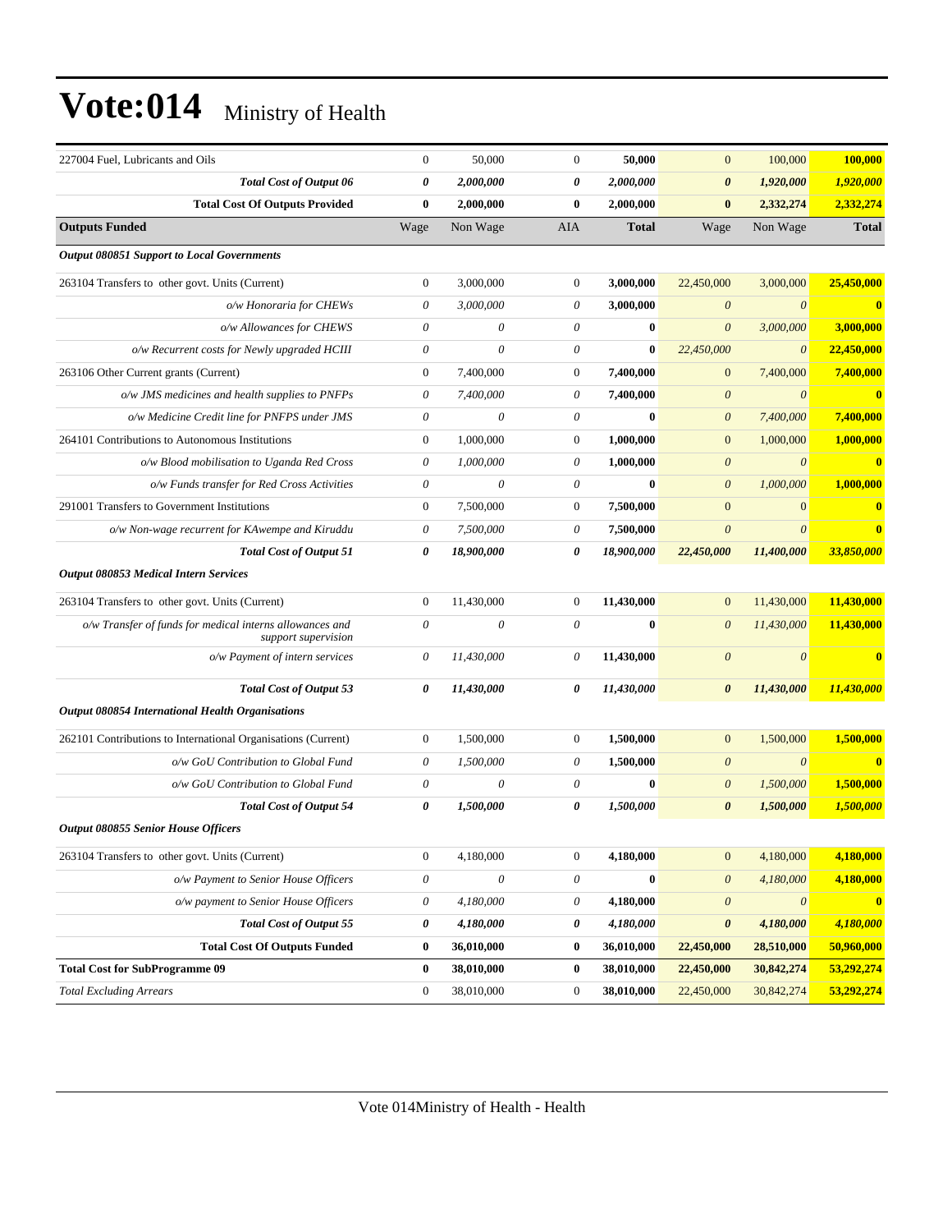# Vote:014 Ministry of Health

| | | | | | | | |
|---|---|---|---|---|---|---|---|
| 227004 Fuel, Lubricants and Oils | 0 | 50,000 | 0 | **50,000** | 0 | 100,000 | **100,000** |
| ***Total Cost of Output 06*** | ***0*** | ***2,000,000*** | ***0*** | ***2,000,000*** | ***0*** | ***1,920,000*** | ***1,920,000*** |
| **Total Cost Of Outputs Provided** | **0** | **2,000,000** | **0** | **2,000,000** | **0** | **2,332,274** | **2,332,274** |
| **Outputs Funded** | Wage | Non Wage | AIA | **Total** | Wage | Non Wage | **Total** |
| ***Output 080851 Support to Local Governments*** | | | | | | | |
| 263104 Transfers to other govt. Units (Current) | 0 | 3,000,000 | 0 | **3,000,000** | 22,450,000 | 3,000,000 | **25,450,000** |
| *o/w Honoraria for CHEWs* | *0* | *3,000,000* | *0* | **3,000,000** | *0* | *0* | **0** |
| *o/w Allowances for CHEWS* | *0* | *0* | *0* | **0** | *0* | *3,000,000* | **3,000,000** |
| *o/w Recurrent costs for Newly upgraded HCIII* | *0* | *0* | *0* | **0** | *22,450,000* | *0* | **22,450,000** |
| 263106 Other Current grants (Current) | 0 | 7,400,000 | 0 | **7,400,000** | 0 | 7,400,000 | **7,400,000** |
| *o/w JMS medicines and health supplies to PNFPs* | *0* | *7,400,000* | *0* | **7,400,000** | *0* | *0* | **0** |
| *o/w Medicine Credit line for PNFPS under JMS* | *0* | *0* | *0* | **0** | *0* | *7,400,000* | **7,400,000** |
| 264101 Contributions to Autonomous Institutions | 0 | 1,000,000 | 0 | **1,000,000** | 0 | 1,000,000 | **1,000,000** |
| *o/w Blood mobilisation to Uganda Red Cross* | *0* | *1,000,000* | *0* | **1,000,000** | *0* | *0* | **0** |
| *o/w Funds transfer for Red Cross Activities* | *0* | *0* | *0* | **0** | *0* | *1,000,000* | **1,000,000** |
| 291001 Transfers to Government Institutions | 0 | 7,500,000 | 0 | **7,500,000** | 0 | 0 | **0** |
| *o/w Non-wage recurrent for KAwempe and Kiruddu* | *0* | *7,500,000* | *0* | **7,500,000** | *0* | *0* | **0** |
| ***Total Cost of Output 51*** | ***0*** | ***18,900,000*** | ***0*** | ***18,900,000*** | ***22,450,000*** | ***11,400,000*** | ***33,850,000*** |
| ***Output 080853 Medical Intern Services*** | | | | | | | |
| 263104 Transfers to other govt. Units (Current) | 0 | 11,430,000 | 0 | **11,430,000** | 0 | 11,430,000 | **11,430,000** |
| *o/w Transfer of funds for medical interns allowances and support supervision* | *0* | *0* | *0* | **0** | *0* | *11,430,000* | **11,430,000** |
| *o/w Payment of intern services* | *0* | *11,430,000* | *0* | **11,430,000** | *0* | *0* | **0** |
| ***Total Cost of Output 53*** | ***0*** | ***11,430,000*** | ***0*** | ***11,430,000*** | ***0*** | ***11,430,000*** | ***11,430,000*** |
| ***Output 080854 International Health Organisations*** | | | | | | | |
| 262101 Contributions to International Organisations (Current) | 0 | 1,500,000 | 0 | **1,500,000** | 0 | 1,500,000 | **1,500,000** |
| *o/w GoU Contribution to Global Fund* | *0* | *1,500,000* | *0* | **1,500,000** | *0* | *0* | **0** |
| *o/w GoU Contribution to Global Fund* | *0* | *0* | *0* | **0** | *0* | *1,500,000* | **1,500,000** |
| ***Total Cost of Output 54*** | ***0*** | ***1,500,000*** | ***0*** | ***1,500,000*** | ***0*** | ***1,500,000*** | ***1,500,000*** |
| ***Output 080855 Senior House Officers*** | | | | | | | |
| 263104 Transfers to other govt. Units (Current) | 0 | 4,180,000 | 0 | **4,180,000** | 0 | 4,180,000 | **4,180,000** |
| *o/w Payment to Senior House Officers* | *0* | *0* | *0* | **0** | *0* | *4,180,000* | **4,180,000** |
| *o/w payment to Senior House Officers* | *0* | *4,180,000* | *0* | **4,180,000** | *0* | *0* | **0** |
| ***Total Cost of Output 55*** | ***0*** | ***4,180,000*** | ***0*** | ***4,180,000*** | ***0*** | ***4,180,000*** | ***4,180,000*** |
| **Total Cost Of Outputs Funded** | **0** | **36,010,000** | **0** | **36,010,000** | **22,450,000** | **28,510,000** | **50,960,000** |
| **Total Cost for SubProgramme 09** | **0** | **38,010,000** | **0** | **38,010,000** | **22,450,000** | **30,842,274** | **53,292,274** |
| *Total Excluding Arrears* | 0 | 38,010,000 | 0 | **38,010,000** | 22,450,000 | 30,842,274 | **53,292,274** |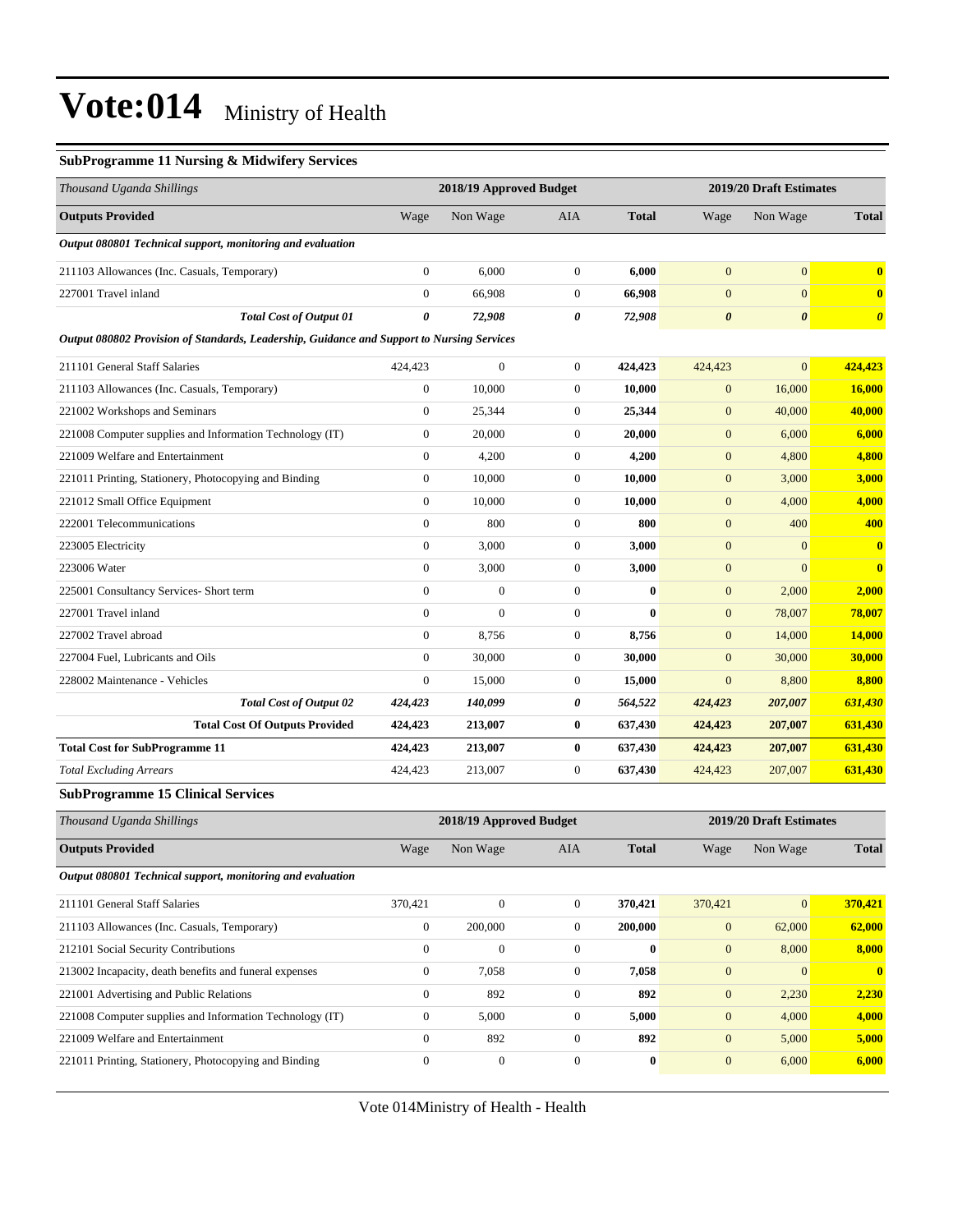# Vote:014 Ministry of Health

### SubProgramme 11 Nursing & Midwifery Services

| *Thousand Uganda Shillings* | 2018/19 Approved Budget | | | | 2019/20 Draft Estimates | | |
|---|---|---|---|---|---|---|---|
| **Outputs Provided** | Wage | Non Wage | AIA | **Total** | Wage | Non Wage | **Total** |
| ***Output 080801 Technical support, monitoring and evaluation*** | | | | | | | |
| 211103 Allowances (Inc. Casuals, Temporary) | 0 | 6,000 | 0 | **6,000** | 0 | 0 | **0** |
| 227001 Travel inland | 0 | 66,908 | 0 | **66,908** | 0 | 0 | **0** |
| ***Total Cost of Output 01*** | ***0*** | ***72,908*** | ***0*** | ***72,908*** | ***0*** | ***0*** | ***0*** |
| ***Output 080802 Provision of Standards, Leadership, Guidance and Support to Nursing Services*** | | | | | | | |
| 211101 General Staff Salaries | 424,423 | 0 | 0 | **424,423** | 424,423 | 0 | **424,423** |
| 211103 Allowances (Inc. Casuals, Temporary) | 0 | 10,000 | 0 | **10,000** | 0 | 16,000 | **16,000** |
| 221002 Workshops and Seminars | 0 | 25,344 | 0 | **25,344** | 0 | 40,000 | **40,000** |
| 221008 Computer supplies and Information Technology (IT) | 0 | 20,000 | 0 | **20,000** | 0 | 6,000 | **6,000** |
| 221009 Welfare and Entertainment | 0 | 4,200 | 0 | **4,200** | 0 | 4,800 | **4,800** |
| 221011 Printing, Stationery, Photocopying and Binding | 0 | 10,000 | 0 | **10,000** | 0 | 3,000 | **3,000** |
| 221012 Small Office Equipment | 0 | 10,000 | 0 | **10,000** | 0 | 4,000 | **4,000** |
| 222001 Telecommunications | 0 | 800 | 0 | **800** | 0 | 400 | **400** |
| 223005 Electricity | 0 | 3,000 | 0 | **3,000** | 0 | 0 | **0** |
| 223006 Water | 0 | 3,000 | 0 | **3,000** | 0 | 0 | **0** |
| 225001 Consultancy Services- Short term | 0 | 0 | 0 | **0** | 0 | 2,000 | **2,000** |
| 227001 Travel inland | 0 | 0 | 0 | **0** | 0 | 78,007 | **78,007** |
| 227002 Travel abroad | 0 | 8,756 | 0 | **8,756** | 0 | 14,000 | **14,000** |
| 227004 Fuel, Lubricants and Oils | 0 | 30,000 | 0 | **30,000** | 0 | 30,000 | **30,000** |
| 228002 Maintenance - Vehicles | 0 | 15,000 | 0 | **15,000** | 0 | 8,800 | **8,800** |
| ***Total Cost of Output 02*** | ***424,423*** | ***140,099*** | ***0*** | ***564,522*** | ***424,423*** | ***207,007*** | ***631,430*** |
| **Total Cost Of Outputs Provided** | **424,423** | **213,007** | **0** | **637,430** | **424,423** | **207,007** | **631,430** |
| **Total Cost for SubProgramme 11** | **424,423** | **213,007** | **0** | **637,430** | **424,423** | **207,007** | **631,430** |
| *Total Excluding Arrears* | 424,423 | 213,007 | 0 | **637,430** | 424,423 | 207,007 | **631,430** |

### SubProgramme 15 Clinical Services

| *Thousand Uganda Shillings* | 2018/19 Approved Budget | | | | 2019/20 Draft Estimates | | |
|---|---|---|---|---|---|---|---|
| **Outputs Provided** | Wage | Non Wage | AIA | **Total** | Wage | Non Wage | **Total** |
| ***Output 080801 Technical support, monitoring and evaluation*** | | | | | | | |
| 211101 General Staff Salaries | 370,421 | 0 | 0 | **370,421** | 370,421 | 0 | **370,421** |
| 211103 Allowances (Inc. Casuals, Temporary) | 0 | 200,000 | 0 | **200,000** | 0 | 62,000 | **62,000** |
| 212101 Social Security Contributions | 0 | 0 | 0 | **0** | 0 | 8,000 | **8,000** |
| 213002 Incapacity, death benefits and funeral expenses | 0 | 7,058 | 0 | **7,058** | 0 | 0 | **0** |
| 221001 Advertising and Public Relations | 0 | 892 | 0 | **892** | 0 | 2,230 | **2,230** |
| 221008 Computer supplies and Information Technology (IT) | 0 | 5,000 | 0 | **5,000** | 0 | 4,000 | **4,000** |
| 221009 Welfare and Entertainment | 0 | 892 | 0 | **892** | 0 | 5,000 | **5,000** |
| 221011 Printing, Stationery, Photocopying and Binding | 0 | 0 | 0 | **0** | 0 | 6,000 | **6,000** |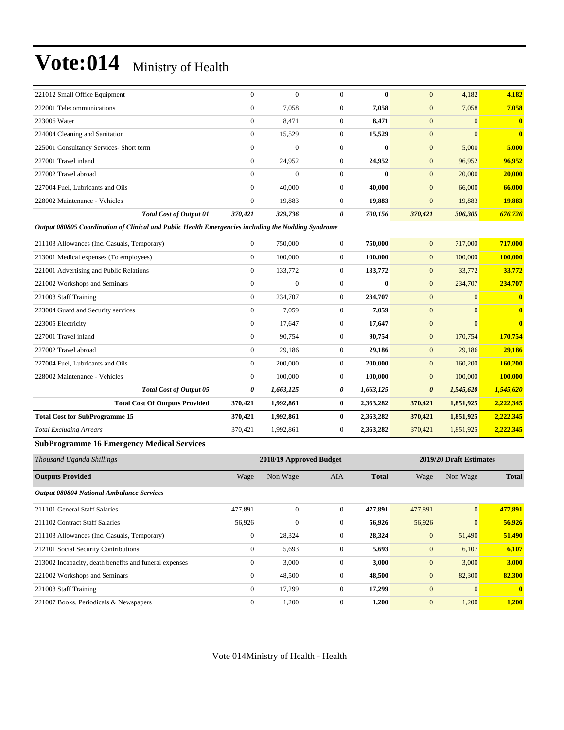# Vote:014 Ministry of Health

| | | | | | | | |
|---|---|---|---|---|---|---|---|
| 221012 Small Office Equipment | 0 | 0 | 0 | **0** | 0 | 4,182 | **4,182** |
| 222001 Telecommunications | 0 | 7,058 | 0 | **7,058** | 0 | 7,058 | **7,058** |
| 223006 Water | 0 | 8,471 | 0 | **8,471** | 0 | 0 | **0** |
| 224004 Cleaning and Sanitation | 0 | 15,529 | 0 | **15,529** | 0 | 0 | **0** |
| 225001 Consultancy Services- Short term | 0 | 0 | 0 | **0** | 0 | 5,000 | **5,000** |
| 227001 Travel inland | 0 | 24,952 | 0 | **24,952** | 0 | 96,952 | **96,952** |
| 227002 Travel abroad | 0 | 0 | 0 | **0** | 0 | 20,000 | **20,000** |
| 227004 Fuel, Lubricants and Oils | 0 | 40,000 | 0 | **40,000** | 0 | 66,000 | **66,000** |
| 228002 Maintenance - Vehicles | 0 | 19,883 | 0 | **19,883** | 0 | 19,883 | **19,883** |
| ***Total Cost of Output 01*** | ***370,421*** | ***329,736*** | ***0*** | ***700,156*** | ***370,421*** | ***306,305*** | ***676,726*** |
| ***Output 080805 Coordination of Clinical and Public Health Emergencies including the Nodding Syndrome*** | | | | | | | |
| 211103 Allowances (Inc. Casuals, Temporary) | 0 | 750,000 | 0 | **750,000** | 0 | 717,000 | **717,000** |
| 213001 Medical expenses (To employees) | 0 | 100,000 | 0 | **100,000** | 0 | 100,000 | **100,000** |
| 221001 Advertising and Public Relations | 0 | 133,772 | 0 | **133,772** | 0 | 33,772 | **33,772** |
| 221002 Workshops and Seminars | 0 | 0 | 0 | **0** | 0 | 234,707 | **234,707** |
| 221003 Staff Training | 0 | 234,707 | 0 | **234,707** | 0 | 0 | **0** |
| 223004 Guard and Security services | 0 | 7,059 | 0 | **7,059** | 0 | 0 | **0** |
| 223005 Electricity | 0 | 17,647 | 0 | **17,647** | 0 | 0 | **0** |
| 227001 Travel inland | 0 | 90,754 | 0 | **90,754** | 0 | 170,754 | **170,754** |
| 227002 Travel abroad | 0 | 29,186 | 0 | **29,186** | 0 | 29,186 | **29,186** |
| 227004 Fuel, Lubricants and Oils | 0 | 200,000 | 0 | **200,000** | 0 | 160,200 | **160,200** |
| 228002 Maintenance - Vehicles | 0 | 100,000 | 0 | **100,000** | 0 | 100,000 | **100,000** |
| ***Total Cost of Output 05*** | ***0*** | ***1,663,125*** | ***0*** | ***1,663,125*** | ***0*** | ***1,545,620*** | ***1,545,620*** |
| **Total Cost Of Outputs Provided** | **370,421** | **1,992,861** | **0** | **2,363,282** | **370,421** | **1,851,925** | **2,222,345** |
| **Total Cost for SubProgramme 15** | **370,421** | **1,992,861** | **0** | **2,363,282** | **370,421** | **1,851,925** | **2,222,345** |
| *Total Excluding Arrears* | 370,421 | 1,992,861 | 0 | **2,363,282** | 370,421 | 1,851,925 | **2,222,345** |

### SubProgramme 16 Emergency Medical Services

| *Thousand Uganda Shillings* | 2018/19 Approved Budget | | | | 2019/20 Draft Estimates | | |
|---|---|---|---|---|---|---|---|
| **Outputs Provided** | Wage | Non Wage | AIA | **Total** | Wage | Non Wage | **Total** |
| ***Output 080804 National Ambulance Services*** | | | | | | | |
| 211101 General Staff Salaries | 477,891 | 0 | 0 | **477,891** | 477,891 | 0 | **477,891** |
| 211102 Contract Staff Salaries | 56,926 | 0 | 0 | **56,926** | 56,926 | 0 | **56,926** |
| 211103 Allowances (Inc. Casuals, Temporary) | 0 | 28,324 | 0 | **28,324** | 0 | 51,490 | **51,490** |
| 212101 Social Security Contributions | 0 | 5,693 | 0 | **5,693** | 0 | 6,107 | **6,107** |
| 213002 Incapacity, death benefits and funeral expenses | 0 | 3,000 | 0 | **3,000** | 0 | 3,000 | **3,000** |
| 221002 Workshops and Seminars | 0 | 48,500 | 0 | **48,500** | 0 | 82,300 | **82,300** |
| 221003 Staff Training | 0 | 17,299 | 0 | **17,299** | 0 | 0 | **0** |
| 221007 Books, Periodicals & Newspapers | 0 | 1,200 | 0 | **1,200** | 0 | 1,200 | **1,200** |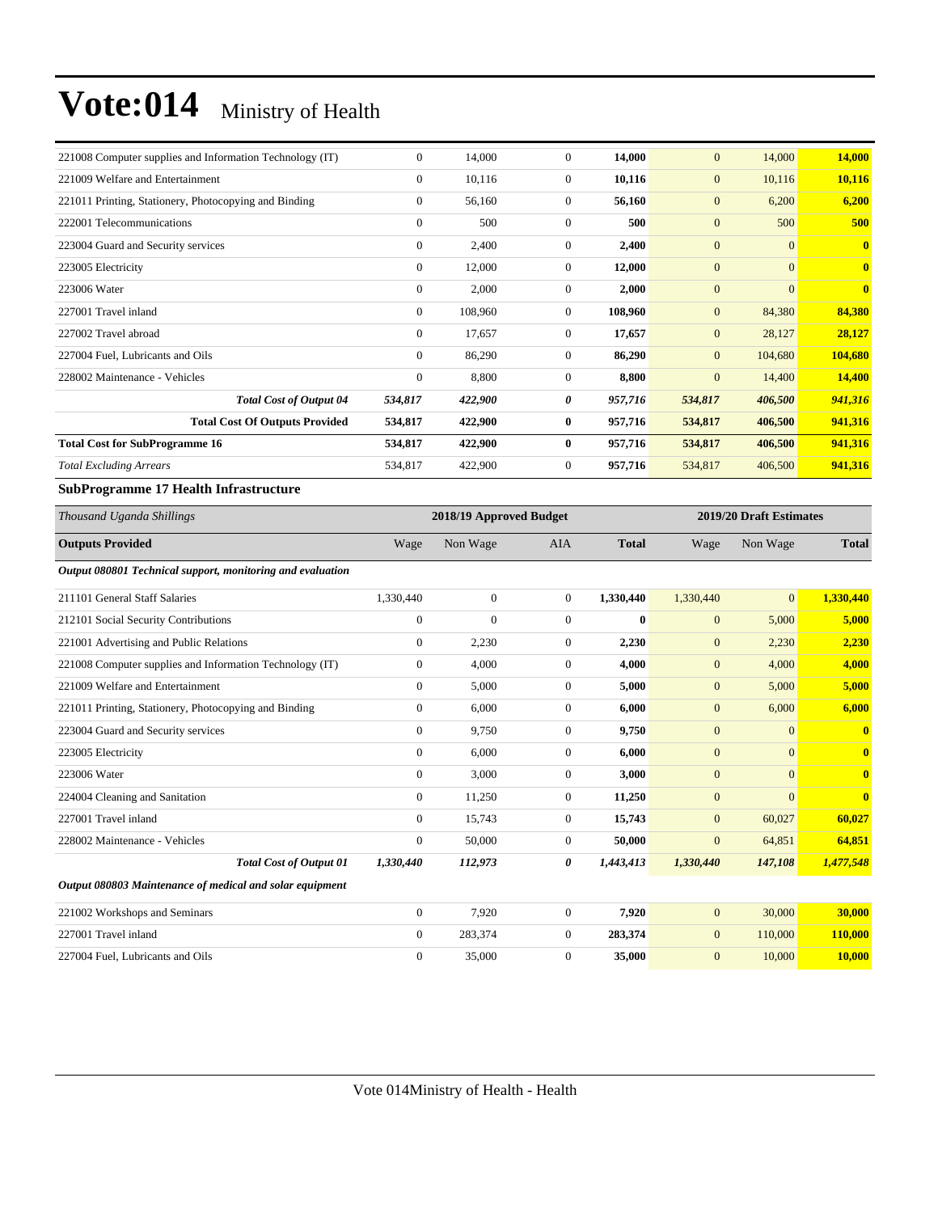# Vote:014 Ministry of Health

| | | | | | | | |
|---|---|---|---|---|---|---|---|
| 221008 Computer supplies and Information Technology (IT) | 0 | 14,000 | 0 | **14,000** | 0 | 14,000 | **14,000** |
| 221009 Welfare and Entertainment | 0 | 10,116 | 0 | **10,116** | 0 | 10,116 | **10,116** |
| 221011 Printing, Stationery, Photocopying and Binding | 0 | 56,160 | 0 | **56,160** | 0 | 6,200 | **6,200** |
| 222001 Telecommunications | 0 | 500 | 0 | **500** | 0 | 500 | **500** |
| 223004 Guard and Security services | 0 | 2,400 | 0 | **2,400** | 0 | 0 | **0** |
| 223005 Electricity | 0 | 12,000 | 0 | **12,000** | 0 | 0 | **0** |
| 223006 Water | 0 | 2,000 | 0 | **2,000** | 0 | 0 | **0** |
| 227001 Travel inland | 0 | 108,960 | 0 | **108,960** | 0 | 84,380 | **84,380** |
| 227002 Travel abroad | 0 | 17,657 | 0 | **17,657** | 0 | 28,127 | **28,127** |
| 227004 Fuel, Lubricants and Oils | 0 | 86,290 | 0 | **86,290** | 0 | 104,680 | **104,680** |
| 228002 Maintenance - Vehicles | 0 | 8,800 | 0 | **8,800** | 0 | 14,400 | **14,400** |
| ***Total Cost of Output 04*** | ***534,817*** | ***422,900*** | ***0*** | ***957,716*** | ***534,817*** | ***406,500*** | ***941,316*** |
| **Total Cost Of Outputs Provided** | **534,817** | **422,900** | **0** | **957,716** | **534,817** | **406,500** | **941,316** |
| **Total Cost for SubProgramme 16** | **534,817** | **422,900** | **0** | **957,716** | **534,817** | **406,500** | **941,316** |
| *Total Excluding Arrears* | 534,817 | 422,900 | 0 | **957,716** | 534,817 | 406,500 | **941,316** |

**SubProgramme 17 Health Infrastructure**

| *Thousand Uganda Shillings* | 2018/19 Approved Budget | | | | 2019/20 Draft Estimates | | |
|---|---|---|---|---|---|---|---|
| **Outputs Provided** | Wage | Non Wage | AIA | **Total** | Wage | Non Wage | **Total** |
| ***Output 080801 Technical support, monitoring and evaluation*** | | | | | | | |
| 211101 General Staff Salaries | 1,330,440 | 0 | 0 | **1,330,440** | 1,330,440 | 0 | **1,330,440** |
| 212101 Social Security Contributions | 0 | 0 | 0 | **0** | 0 | 5,000 | **5,000** |
| 221001 Advertising and Public Relations | 0 | 2,230 | 0 | **2,230** | 0 | 2,230 | **2,230** |
| 221008 Computer supplies and Information Technology (IT) | 0 | 4,000 | 0 | **4,000** | 0 | 4,000 | **4,000** |
| 221009 Welfare and Entertainment | 0 | 5,000 | 0 | **5,000** | 0 | 5,000 | **5,000** |
| 221011 Printing, Stationery, Photocopying and Binding | 0 | 6,000 | 0 | **6,000** | 0 | 6,000 | **6,000** |
| 223004 Guard and Security services | 0 | 9,750 | 0 | **9,750** | 0 | 0 | **0** |
| 223005 Electricity | 0 | 6,000 | 0 | **6,000** | 0 | 0 | **0** |
| 223006 Water | 0 | 3,000 | 0 | **3,000** | 0 | 0 | **0** |
| 224004 Cleaning and Sanitation | 0 | 11,250 | 0 | **11,250** | 0 | 0 | **0** |
| 227001 Travel inland | 0 | 15,743 | 0 | **15,743** | 0 | 60,027 | **60,027** |
| 228002 Maintenance - Vehicles | 0 | 50,000 | 0 | **50,000** | 0 | 64,851 | **64,851** |
| ***Total Cost of Output 01*** | ***1,330,440*** | ***112,973*** | ***0*** | ***1,443,413*** | ***1,330,440*** | ***147,108*** | ***1,477,548*** |
| ***Output 080803 Maintenance of medical and solar equipment*** | | | | | | | |
| 221002 Workshops and Seminars | 0 | 7,920 | 0 | **7,920** | 0 | 30,000 | **30,000** |
| 227001 Travel inland | 0 | 283,374 | 0 | **283,374** | 0 | 110,000 | **110,000** |
| 227004 Fuel, Lubricants and Oils | 0 | 35,000 | 0 | **35,000** | 0 | 10,000 | **10,000** |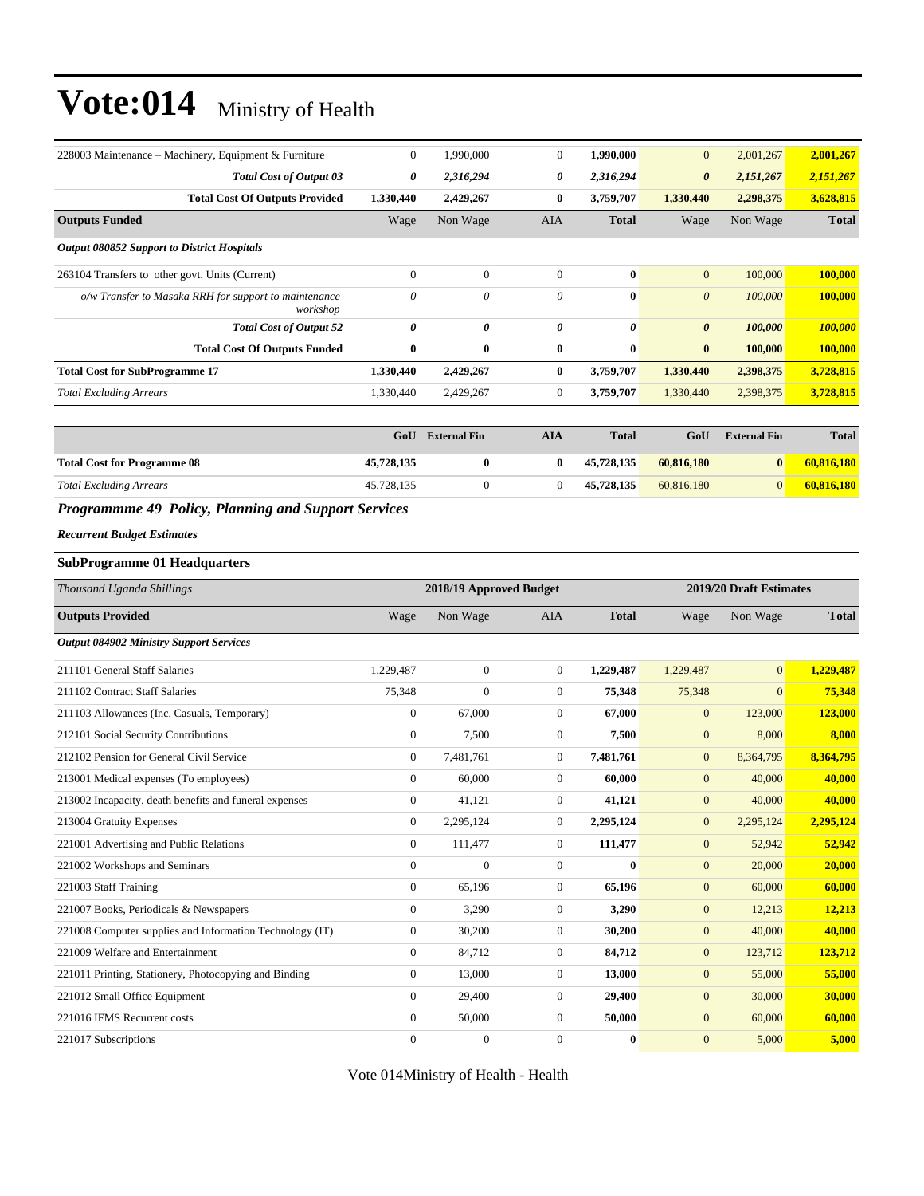# Vote:014 Ministry of Health

| | | | | | | | |
|---|---|---|---|---|---|---|---|
| 228003 Maintenance – Machinery, Equipment & Furniture | 0 | 1,990,000 | 0 | **1,990,000** | 0 | 2,001,267 | **2,001,267** |
| ***Total Cost of Output 03*** | ***0*** | ***2,316,294*** | ***0*** | ***2,316,294*** | ***0*** | ***2,151,267*** | ***2,151,267*** |
| **Total Cost Of Outputs Provided** | **1,330,440** | **2,429,267** | **0** | **3,759,707** | **1,330,440** | **2,298,375** | **3,628,815** |
| **Outputs Funded** | Wage | Non Wage | AIA | **Total** | Wage | Non Wage | **Total** |
| ***Output 080852 Support to District Hospitals*** | | | | | | | |
| 263104 Transfers to other govt. Units (Current) | 0 | 0 | 0 | **0** | 0 | 100,000 | **100,000** |
| *o/w Transfer to Masaka RRH for support to maintenance workshop* | *0* | *0* | *0* | **0** | *0* | *100,000* | **100,000** |
| ***Total Cost of Output 52*** | ***0*** | ***0*** | ***0*** | ***0*** | ***0*** | ***100,000*** | ***100,000*** |
| **Total Cost Of Outputs Funded** | **0** | **0** | **0** | **0** | **0** | **100,000** | **100,000** |
| **Total Cost for SubProgramme 17** | **1,330,440** | **2,429,267** | **0** | **3,759,707** | **1,330,440** | **2,398,375** | **3,728,815** |
| *Total Excluding Arrears* | 1,330,440 | 2,429,267 | 0 | **3,759,707** | 1,330,440 | 2,398,375 | **3,728,815** |

| | GoU | External Fin | AIA | Total | GoU | External Fin | Total |
|---|---|---|---|---|---|---|---|
| **Total Cost for Programme 08** | **45,728,135** | **0** | **0** | **45,728,135** | **60,816,180** | **0** | **60,816,180** |
| *Total Excluding Arrears* | 45,728,135 | 0 | 0 | **45,728,135** | 60,816,180 | 0 | **60,816,180** |

## *Programmme 49 Policy, Planning and Support Services*

***Recurrent Budget Estimates***

### SubProgramme 01 Headquarters

| *Thousand Uganda Shillings* | 2018/19 Approved Budget | | | | 2019/20 Draft Estimates | | |
|---|---|---|---|---|---|---|---|
| **Outputs Provided** | Wage | Non Wage | AIA | **Total** | Wage | Non Wage | **Total** |
| ***Output 084902 Ministry Support Services*** | | | | | | | |
| 211101 General Staff Salaries | 1,229,487 | 0 | 0 | **1,229,487** | 1,229,487 | 0 | **1,229,487** |
| 211102 Contract Staff Salaries | 75,348 | 0 | 0 | **75,348** | 75,348 | 0 | **75,348** |
| 211103 Allowances (Inc. Casuals, Temporary) | 0 | 67,000 | 0 | **67,000** | 0 | 123,000 | **123,000** |
| 212101 Social Security Contributions | 0 | 7,500 | 0 | **7,500** | 0 | 8,000 | **8,000** |
| 212102 Pension for General Civil Service | 0 | 7,481,761 | 0 | **7,481,761** | 0 | 8,364,795 | **8,364,795** |
| 213001 Medical expenses (To employees) | 0 | 60,000 | 0 | **60,000** | 0 | 40,000 | **40,000** |
| 213002 Incapacity, death benefits and funeral expenses | 0 | 41,121 | 0 | **41,121** | 0 | 40,000 | **40,000** |
| 213004 Gratuity Expenses | 0 | 2,295,124 | 0 | **2,295,124** | 0 | 2,295,124 | **2,295,124** |
| 221001 Advertising and Public Relations | 0 | 111,477 | 0 | **111,477** | 0 | 52,942 | **52,942** |
| 221002 Workshops and Seminars | 0 | 0 | 0 | **0** | 0 | 20,000 | **20,000** |
| 221003 Staff Training | 0 | 65,196 | 0 | **65,196** | 0 | 60,000 | **60,000** |
| 221007 Books, Periodicals & Newspapers | 0 | 3,290 | 0 | **3,290** | 0 | 12,213 | **12,213** |
| 221008 Computer supplies and Information Technology (IT) | 0 | 30,200 | 0 | **30,200** | 0 | 40,000 | **40,000** |
| 221009 Welfare and Entertainment | 0 | 84,712 | 0 | **84,712** | 0 | 123,712 | **123,712** |
| 221011 Printing, Stationery, Photocopying and Binding | 0 | 13,000 | 0 | **13,000** | 0 | 55,000 | **55,000** |
| 221012 Small Office Equipment | 0 | 29,400 | 0 | **29,400** | 0 | 30,000 | **30,000** |
| 221016 IFMS Recurrent costs | 0 | 50,000 | 0 | **50,000** | 0 | 60,000 | **60,000** |
| 221017 Subscriptions | 0 | 0 | 0 | **0** | 0 | 5,000 | **5,000** |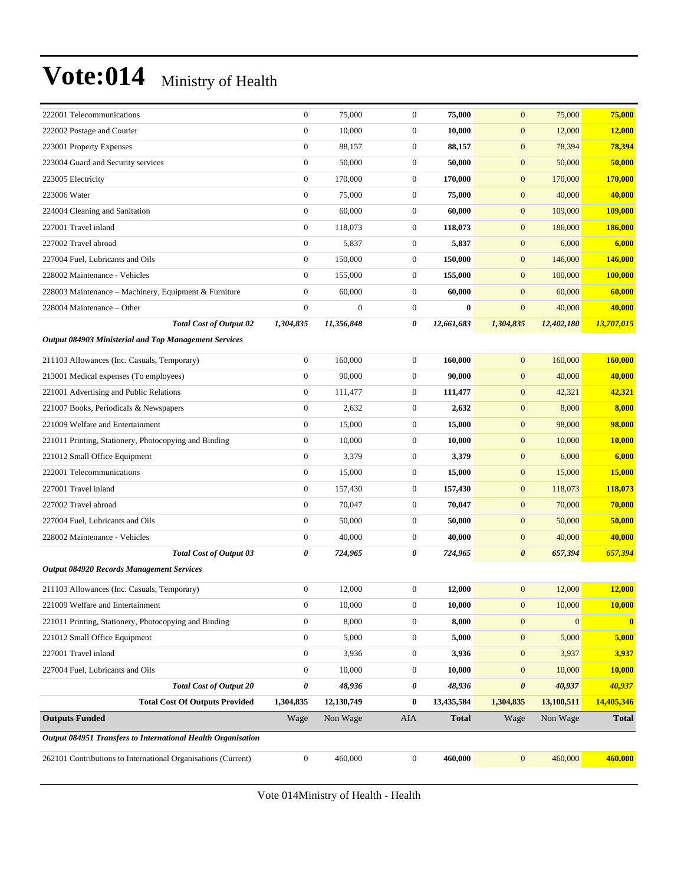# Vote:014 Ministry of Health

| | | | | | | | |
|---|---|---|---|---|---|---|---|
| 222001 Telecommunications | 0 | 75,000 | 0 | **75,000** | 0 | 75,000 | **75,000** |
| 222002 Postage and Courier | 0 | 10,000 | 0 | **10,000** | 0 | 12,000 | **12,000** |
| 223001 Property Expenses | 0 | 88,157 | 0 | **88,157** | 0 | 78,394 | **78,394** |
| 223004 Guard and Security services | 0 | 50,000 | 0 | **50,000** | 0 | 50,000 | **50,000** |
| 223005 Electricity | 0 | 170,000 | 0 | **170,000** | 0 | 170,000 | **170,000** |
| 223006 Water | 0 | 75,000 | 0 | **75,000** | 0 | 40,000 | **40,000** |
| 224004 Cleaning and Sanitation | 0 | 60,000 | 0 | **60,000** | 0 | 109,000 | **109,000** |
| 227001 Travel inland | 0 | 118,073 | 0 | **118,073** | 0 | 186,000 | **186,000** |
| 227002 Travel abroad | 0 | 5,837 | 0 | **5,837** | 0 | 6,000 | **6,000** |
| 227004 Fuel, Lubricants and Oils | 0 | 150,000 | 0 | **150,000** | 0 | 146,000 | **146,000** |
| 228002 Maintenance - Vehicles | 0 | 155,000 | 0 | **155,000** | 0 | 100,000 | **100,000** |
| 228003 Maintenance – Machinery, Equipment & Furniture | 0 | 60,000 | 0 | **60,000** | 0 | 60,000 | **60,000** |
| 228004 Maintenance – Other | 0 | 0 | 0 | **0** | 0 | 40,000 | **40,000** |
| ***Total Cost of Output 02*** | ***1,304,835*** | ***11,356,848*** | ***0*** | ***12,661,683*** | ***1,304,835*** | ***12,402,180*** | ***13,707,015*** |
| ***Output 084903 Ministerial and Top Management Services*** | | | | | | | |
| 211103 Allowances (Inc. Casuals, Temporary) | 0 | 160,000 | 0 | **160,000** | 0 | 160,000 | **160,000** |
| 213001 Medical expenses (To employees) | 0 | 90,000 | 0 | **90,000** | 0 | 40,000 | **40,000** |
| 221001 Advertising and Public Relations | 0 | 111,477 | 0 | **111,477** | 0 | 42,321 | **42,321** |
| 221007 Books, Periodicals & Newspapers | 0 | 2,632 | 0 | **2,632** | 0 | 8,000 | **8,000** |
| 221009 Welfare and Entertainment | 0 | 15,000 | 0 | **15,000** | 0 | 98,000 | **98,000** |
| 221011 Printing, Stationery, Photocopying and Binding | 0 | 10,000 | 0 | **10,000** | 0 | 10,000 | **10,000** |
| 221012 Small Office Equipment | 0 | 3,379 | 0 | **3,379** | 0 | 6,000 | **6,000** |
| 222001 Telecommunications | 0 | 15,000 | 0 | **15,000** | 0 | 15,000 | **15,000** |
| 227001 Travel inland | 0 | 157,430 | 0 | **157,430** | 0 | 118,073 | **118,073** |
| 227002 Travel abroad | 0 | 70,047 | 0 | **70,047** | 0 | 70,000 | **70,000** |
| 227004 Fuel, Lubricants and Oils | 0 | 50,000 | 0 | **50,000** | 0 | 50,000 | **50,000** |
| 228002 Maintenance - Vehicles | 0 | 40,000 | 0 | **40,000** | 0 | 40,000 | **40,000** |
| ***Total Cost of Output 03*** | ***0*** | ***724,965*** | ***0*** | ***724,965*** | ***0*** | ***657,394*** | ***657,394*** |
| ***Output 084920 Records Management Services*** | | | | | | | |
| 211103 Allowances (Inc. Casuals, Temporary) | 0 | 12,000 | 0 | **12,000** | 0 | 12,000 | **12,000** |
| 221009 Welfare and Entertainment | 0 | 10,000 | 0 | **10,000** | 0 | 10,000 | **10,000** |
| 221011 Printing, Stationery, Photocopying and Binding | 0 | 8,000 | 0 | **8,000** | 0 | 0 | **0** |
| 221012 Small Office Equipment | 0 | 5,000 | 0 | **5,000** | 0 | 5,000 | **5,000** |
| 227001 Travel inland | 0 | 3,936 | 0 | **3,936** | 0 | 3,937 | **3,937** |
| 227004 Fuel, Lubricants and Oils | 0 | 10,000 | 0 | **10,000** | 0 | 10,000 | **10,000** |
| ***Total Cost of Output 20*** | ***0*** | ***48,936*** | ***0*** | ***48,936*** | ***0*** | ***40,937*** | ***40,937*** |
| **Total Cost Of Outputs Provided** | **1,304,835** | **12,130,749** | **0** | **13,435,584** | **1,304,835** | **13,100,511** | **14,405,346** |
| **Outputs Funded** | Wage | Non Wage | AIA | **Total** | Wage | Non Wage | **Total** |
| ***Output 084951 Transfers to International Health Organisation*** | | | | | | | |
| 262101 Contributions to International Organisations (Current) | 0 | 460,000 | 0 | **460,000** | 0 | 460,000 | **460,000** |

Vote 014Ministry of Health - Health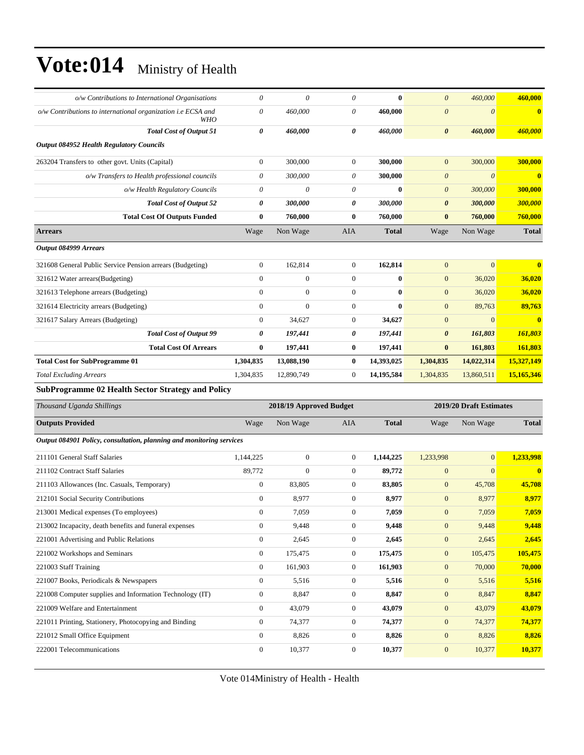# Vote:014 Ministry of Health

| | | | | | | | |
|---|---|---|---|---|---|---|---|
| *o/w Contributions to International Organisations* | *0* | *0* | *0* | **0** | *0* | *460,000* | **460,000** |
| *o/w Contributions to international organization i.e ECSA and WHO* | *0* | *460,000* | *0* | **460,000** | *0* | *0* | **0** |
| ***Total Cost of Output 51*** | ***0*** | ***460,000*** | ***0*** | ***460,000*** | ***0*** | ***460,000*** | ***460,000*** |
| ***Output 084952 Health Regulatory Councils*** | | | | | | | |
| 263204 Transfers to other govt. Units (Capital) | 0 | 300,000 | 0 | **300,000** | 0 | 300,000 | **300,000** |
| *o/w Transfers to Health professional councils* | *0* | *300,000* | *0* | **300,000** | *0* | *0* | **0** |
| *o/w Health Regulatory Councils* | *0* | *0* | *0* | **0** | *0* | *300,000* | **300,000** |
| ***Total Cost of Output 52*** | ***0*** | ***300,000*** | ***0*** | ***300,000*** | ***0*** | ***300,000*** | ***300,000*** |
| **Total Cost Of Outputs Funded** | **0** | **760,000** | **0** | **760,000** | **0** | **760,000** | **760,000** |
| **Arrears** | Wage | Non Wage | AIA | **Total** | Wage | Non Wage | **Total** |
| ***Output 084999 Arrears*** | | | | | | | |
| 321608 General Public Service Pension arrears (Budgeting) | 0 | 162,814 | 0 | **162,814** | 0 | 0 | **0** |
| 321612 Water arrears(Budgeting) | 0 | 0 | 0 | **0** | 0 | 36,020 | **36,020** |
| 321613 Telephone arrears (Budgeting) | 0 | 0 | 0 | **0** | 0 | 36,020 | **36,020** |
| 321614 Electricity arrears (Budgeting) | 0 | 0 | 0 | **0** | 0 | 89,763 | **89,763** |
| 321617 Salary Arrears (Budgeting) | 0 | 34,627 | 0 | **34,627** | 0 | 0 | **0** |
| ***Total Cost of Output 99*** | ***0*** | ***197,441*** | ***0*** | ***197,441*** | ***0*** | ***161,803*** | ***161,803*** |
| **Total Cost Of Arrears** | **0** | **197,441** | **0** | **197,441** | **0** | **161,803** | **161,803** |
| **Total Cost for SubProgramme 01** | **1,304,835** | **13,088,190** | **0** | **14,393,025** | **1,304,835** | **14,022,314** | **15,327,149** |
| *Total Excluding Arrears* | 1,304,835 | 12,890,749 | 0 | **14,195,584** | 1,304,835 | 13,860,511 | **15,165,346** |

### SubProgramme 02 Health Sector Strategy and Policy

| *Thousand Uganda Shillings* | | **2018/19 Approved Budget** | | | | **2019/20 Draft Estimates** | |
|---|---|---|---|---|---|---|---|
| **Outputs Provided** | Wage | Non Wage | AIA | **Total** | Wage | Non Wage | **Total** |
| ***Output 084901 Policy, consultation, planning and monitoring services*** | | | | | | | |
| 211101 General Staff Salaries | 1,144,225 | 0 | 0 | **1,144,225** | 1,233,998 | 0 | **1,233,998** |
| 211102 Contract Staff Salaries | 89,772 | 0 | 0 | **89,772** | 0 | 0 | **0** |
| 211103 Allowances (Inc. Casuals, Temporary) | 0 | 83,805 | 0 | **83,805** | 0 | 45,708 | **45,708** |
| 212101 Social Security Contributions | 0 | 8,977 | 0 | **8,977** | 0 | 8,977 | **8,977** |
| 213001 Medical expenses (To employees) | 0 | 7,059 | 0 | **7,059** | 0 | 7,059 | **7,059** |
| 213002 Incapacity, death benefits and funeral expenses | 0 | 9,448 | 0 | **9,448** | 0 | 9,448 | **9,448** |
| 221001 Advertising and Public Relations | 0 | 2,645 | 0 | **2,645** | 0 | 2,645 | **2,645** |
| 221002 Workshops and Seminars | 0 | 175,475 | 0 | **175,475** | 0 | 105,475 | **105,475** |
| 221003 Staff Training | 0 | 161,903 | 0 | **161,903** | 0 | 70,000 | **70,000** |
| 221007 Books, Periodicals & Newspapers | 0 | 5,516 | 0 | **5,516** | 0 | 5,516 | **5,516** |
| 221008 Computer supplies and Information Technology (IT) | 0 | 8,847 | 0 | **8,847** | 0 | 8,847 | **8,847** |
| 221009 Welfare and Entertainment | 0 | 43,079 | 0 | **43,079** | 0 | 43,079 | **43,079** |
| 221011 Printing, Stationery, Photocopying and Binding | 0 | 74,377 | 0 | **74,377** | 0 | 74,377 | **74,377** |
| 221012 Small Office Equipment | 0 | 8,826 | 0 | **8,826** | 0 | 8,826 | **8,826** |
| 222001 Telecommunications | 0 | 10,377 | 0 | **10,377** | 0 | 10,377 | **10,377** |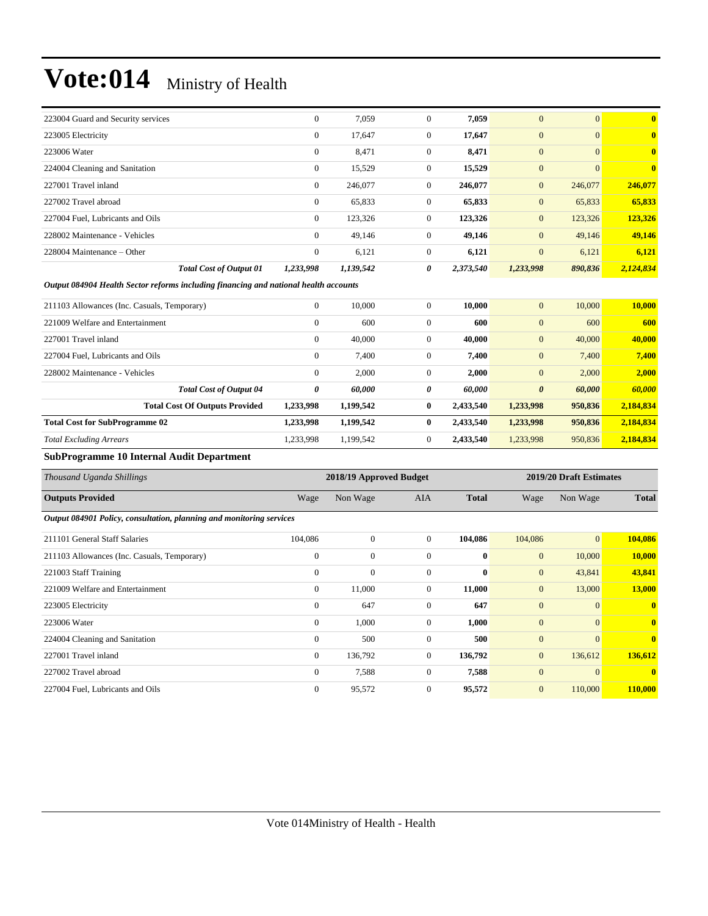# Vote:014 Ministry of Health

| | | | | | | | |
|---|---|---|---|---|---|---|---|
| 223004 Guard and Security services | 0 | 7,059 | 0 | **7,059** | 0 | 0 | **0** |
| 223005 Electricity | 0 | 17,647 | 0 | **17,647** | 0 | 0 | **0** |
| 223006 Water | 0 | 8,471 | 0 | **8,471** | 0 | 0 | **0** |
| 224004 Cleaning and Sanitation | 0 | 15,529 | 0 | **15,529** | 0 | 0 | **0** |
| 227001 Travel inland | 0 | 246,077 | 0 | **246,077** | 0 | 246,077 | **246,077** |
| 227002 Travel abroad | 0 | 65,833 | 0 | **65,833** | 0 | 65,833 | **65,833** |
| 227004 Fuel, Lubricants and Oils | 0 | 123,326 | 0 | **123,326** | 0 | 123,326 | **123,326** |
| 228002 Maintenance - Vehicles | 0 | 49,146 | 0 | **49,146** | 0 | 49,146 | **49,146** |
| 228004 Maintenance – Other | 0 | 6,121 | 0 | **6,121** | 0 | 6,121 | **6,121** |
| ***Total Cost of Output 01*** | ***1,233,998*** | ***1,139,542*** | ***0*** | ***2,373,540*** | ***1,233,998*** | ***890,836*** | ***2,124,834*** |
| ***Output 084904 Health Sector reforms including financing and national health accounts*** | | | | | | | |
| 211103 Allowances (Inc. Casuals, Temporary) | 0 | 10,000 | 0 | **10,000** | 0 | 10,000 | **10,000** |
| 221009 Welfare and Entertainment | 0 | 600 | 0 | **600** | 0 | 600 | **600** |
| 227001 Travel inland | 0 | 40,000 | 0 | **40,000** | 0 | 40,000 | **40,000** |
| 227004 Fuel, Lubricants and Oils | 0 | 7,400 | 0 | **7,400** | 0 | 7,400 | **7,400** |
| 228002 Maintenance - Vehicles | 0 | 2,000 | 0 | **2,000** | 0 | 2,000 | **2,000** |
| ***Total Cost of Output 04*** | ***0*** | ***60,000*** | ***0*** | ***60,000*** | ***0*** | ***60,000*** | ***60,000*** |
| **Total Cost Of Outputs Provided** | **1,233,998** | **1,199,542** | **0** | **2,433,540** | **1,233,998** | **950,836** | **2,184,834** |
| **Total Cost for SubProgramme 02** | **1,233,998** | **1,199,542** | **0** | **2,433,540** | **1,233,998** | **950,836** | **2,184,834** |
| *Total Excluding Arrears* | 1,233,998 | 1,199,542 | 0 | **2,433,540** | 1,233,998 | 950,836 | **2,184,834** |

### SubProgramme 10 Internal Audit Department

| *Thousand Uganda Shillings* | 2018/19 Approved Budget | | | | 2019/20 Draft Estimates | | |
|---|---|---|---|---|---|---|---|
| **Outputs Provided** | Wage | Non Wage | AIA | **Total** | Wage | Non Wage | **Total** |
| ***Output 084901 Policy, consultation, planning and monitoring services*** | | | | | | | |
| 211101 General Staff Salaries | 104,086 | 0 | 0 | **104,086** | 104,086 | 0 | **104,086** |
| 211103 Allowances (Inc. Casuals, Temporary) | 0 | 0 | 0 | **0** | 0 | 10,000 | **10,000** |
| 221003 Staff Training | 0 | 0 | 0 | **0** | 0 | 43,841 | **43,841** |
| 221009 Welfare and Entertainment | 0 | 11,000 | 0 | **11,000** | 0 | 13,000 | **13,000** |
| 223005 Electricity | 0 | 647 | 0 | **647** | 0 | 0 | **0** |
| 223006 Water | 0 | 1,000 | 0 | **1,000** | 0 | 0 | **0** |
| 224004 Cleaning and Sanitation | 0 | 500 | 0 | **500** | 0 | 0 | **0** |
| 227001 Travel inland | 0 | 136,792 | 0 | **136,792** | 0 | 136,612 | **136,612** |
| 227002 Travel abroad | 0 | 7,588 | 0 | **7,588** | 0 | 0 | **0** |
| 227004 Fuel, Lubricants and Oils | 0 | 95,572 | 0 | **95,572** | 0 | 110,000 | **110,000** |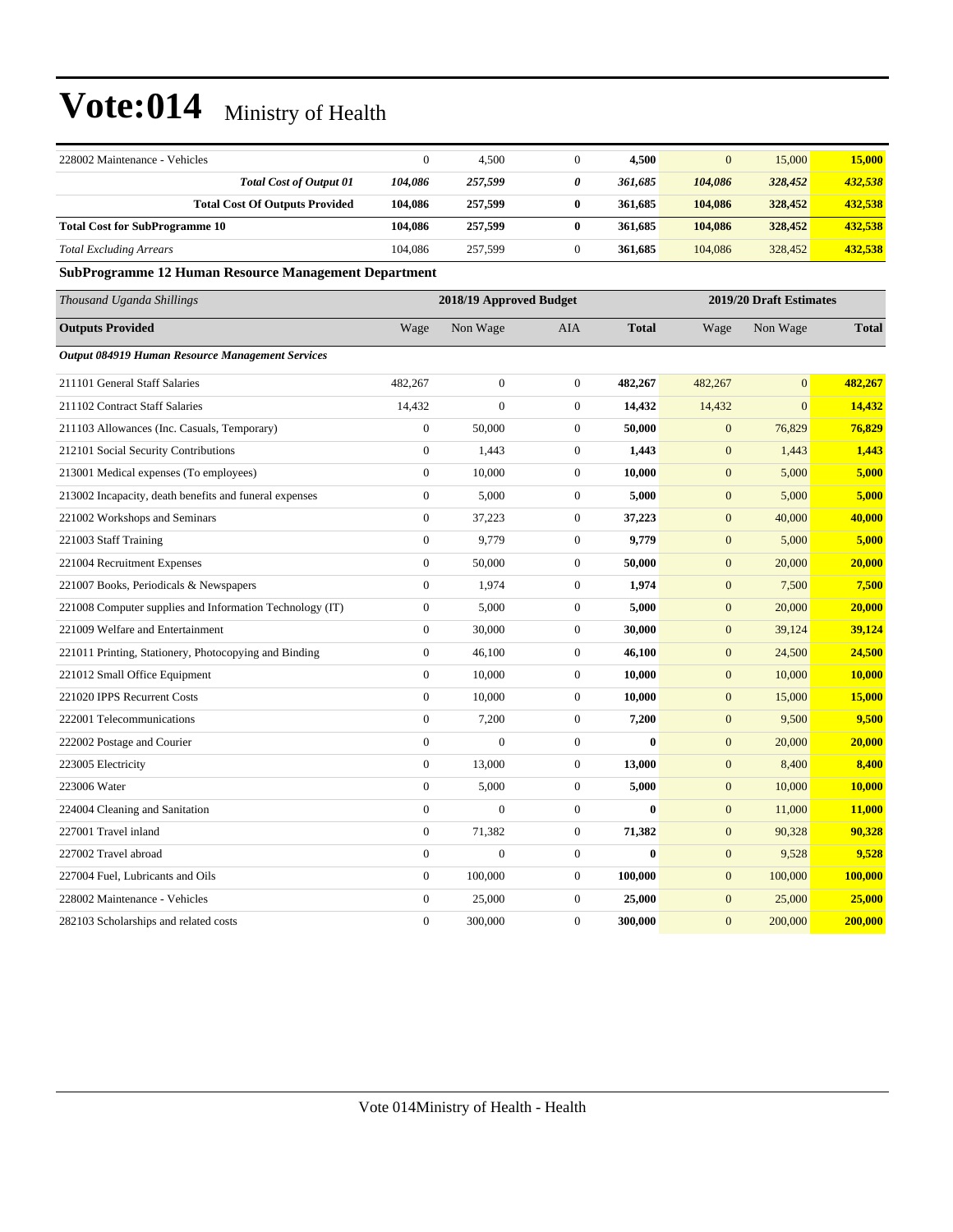| | | | | | | | |
|---|---|---|---|---|---|---|---|
| 228002 Maintenance - Vehicles | 0 | 4,500 | 0 | **4,500** | 0 | 15,000 | **15,000** |
| ***Total Cost of Output 01*** | ***104,086*** | ***257,599*** | ***0*** | ***361,685*** | ***104,086*** | ***328,452*** | ***432,538*** |
| **Total Cost Of Outputs Provided** | **104,086** | **257,599** | **0** | **361,685** | **104,086** | **328,452** | **432,538** |
| **Total Cost for SubProgramme 10** | **104,086** | **257,599** | **0** | **361,685** | **104,086** | **328,452** | **432,538** |
| *Total Excluding Arrears* | 104,086 | 257,599 | 0 | **361,685** | 104,086 | 328,452 | **432,538** |

**SubProgramme 12 Human Resource Management Department**

| *Thousand Uganda Shillings* | 2018/19 Approved Budget | | | | 2019/20 Draft Estimates | | |
|---|---|---|---|---|---|---|---|
| **Outputs Provided** | Wage | Non Wage | AIA | **Total** | Wage | Non Wage | **Total** |
| ***Output 084919 Human Resource Management Services*** | | | | | | | |
| 211101 General Staff Salaries | 482,267 | 0 | 0 | **482,267** | 482,267 | 0 | **482,267** |
| 211102 Contract Staff Salaries | 14,432 | 0 | 0 | **14,432** | 14,432 | 0 | **14,432** |
| 211103 Allowances (Inc. Casuals, Temporary) | 0 | 50,000 | 0 | **50,000** | 0 | 76,829 | **76,829** |
| 212101 Social Security Contributions | 0 | 1,443 | 0 | **1,443** | 0 | 1,443 | **1,443** |
| 213001 Medical expenses (To employees) | 0 | 10,000 | 0 | **10,000** | 0 | 5,000 | **5,000** |
| 213002 Incapacity, death benefits and funeral expenses | 0 | 5,000 | 0 | **5,000** | 0 | 5,000 | **5,000** |
| 221002 Workshops and Seminars | 0 | 37,223 | 0 | **37,223** | 0 | 40,000 | **40,000** |
| 221003 Staff Training | 0 | 9,779 | 0 | **9,779** | 0 | 5,000 | **5,000** |
| 221004 Recruitment Expenses | 0 | 50,000 | 0 | **50,000** | 0 | 20,000 | **20,000** |
| 221007 Books, Periodicals & Newspapers | 0 | 1,974 | 0 | **1,974** | 0 | 7,500 | **7,500** |
| 221008 Computer supplies and Information Technology (IT) | 0 | 5,000 | 0 | **5,000** | 0 | 20,000 | **20,000** |
| 221009 Welfare and Entertainment | 0 | 30,000 | 0 | **30,000** | 0 | 39,124 | **39,124** |
| 221011 Printing, Stationery, Photocopying and Binding | 0 | 46,100 | 0 | **46,100** | 0 | 24,500 | **24,500** |
| 221012 Small Office Equipment | 0 | 10,000 | 0 | **10,000** | 0 | 10,000 | **10,000** |
| 221020 IPPS Recurrent Costs | 0 | 10,000 | 0 | **10,000** | 0 | 15,000 | **15,000** |
| 222001 Telecommunications | 0 | 7,200 | 0 | **7,200** | 0 | 9,500 | **9,500** |
| 222002 Postage and Courier | 0 | 0 | 0 | **0** | 0 | 20,000 | **20,000** |
| 223005 Electricity | 0 | 13,000 | 0 | **13,000** | 0 | 8,400 | **8,400** |
| 223006 Water | 0 | 5,000 | 0 | **5,000** | 0 | 10,000 | **10,000** |
| 224004 Cleaning and Sanitation | 0 | 0 | 0 | **0** | 0 | 11,000 | **11,000** |
| 227001 Travel inland | 0 | 71,382 | 0 | **71,382** | 0 | 90,328 | **90,328** |
| 227002 Travel abroad | 0 | 0 | 0 | **0** | 0 | 9,528 | **9,528** |
| 227004 Fuel, Lubricants and Oils | 0 | 100,000 | 0 | **100,000** | 0 | 100,000 | **100,000** |
| 228002 Maintenance - Vehicles | 0 | 25,000 | 0 | **25,000** | 0 | 25,000 | **25,000** |
| 282103 Scholarships and related costs | 0 | 300,000 | 0 | **300,000** | 0 | 200,000 | **200,000** |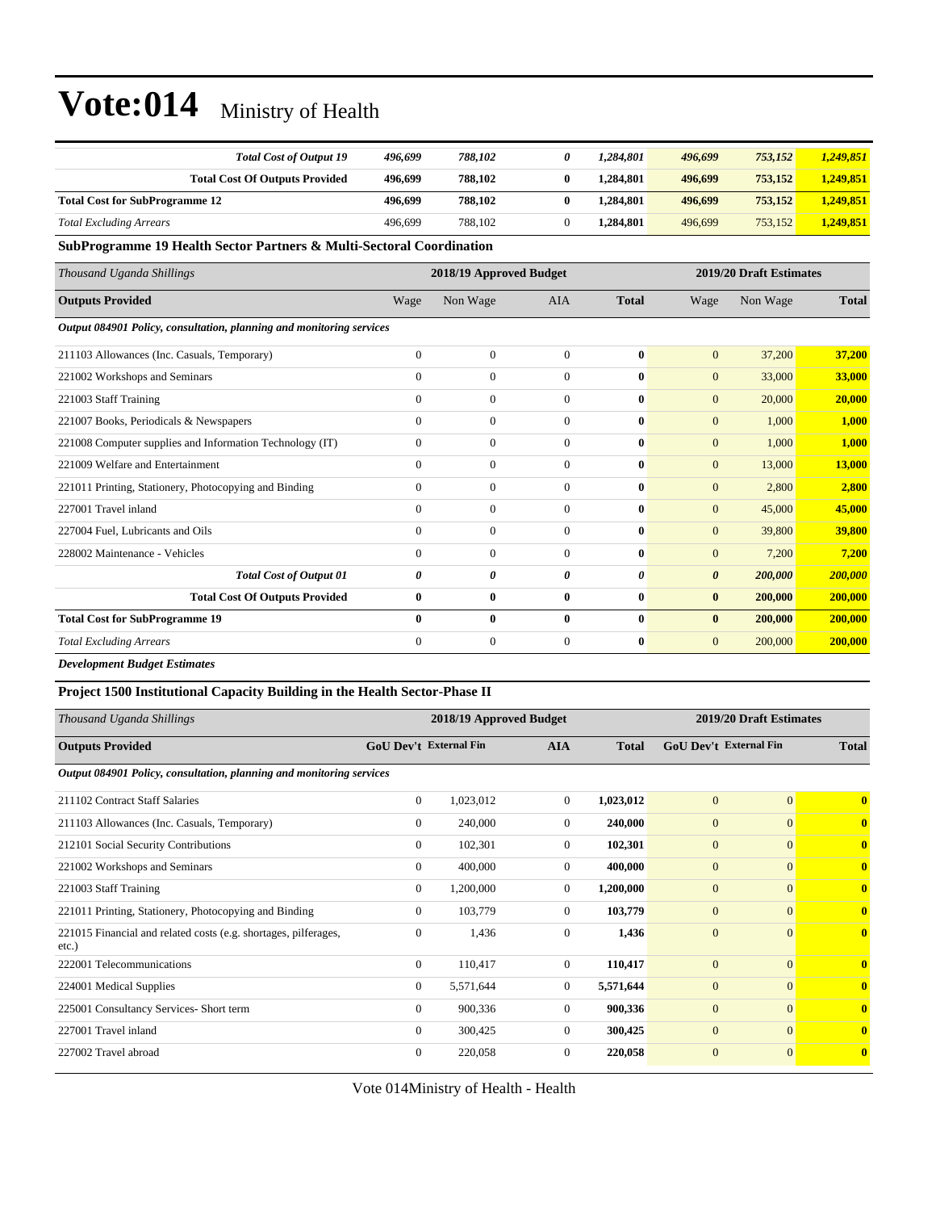# Vote:014 Ministry of Health

| | | | | | | | |
|---|---|---|---|---|---|---|---|
| ***Total Cost of Output 19*** | *496,699* | *788,102* | *0* | *1,284,801* | *496,699* | *753,152* | *1,249,851* |
| **Total Cost Of Outputs Provided** | **496,699** | **788,102** | **0** | **1,284,801** | **496,699** | **753,152** | **1,249,851** |
| **Total Cost for SubProgramme 12** | **496,699** | **788,102** | **0** | **1,284,801** | **496,699** | **753,152** | **1,249,851** |
| *Total Excluding Arrears* | 496,699 | 788,102 | 0 | **1,284,801** | 496,699 | 753,152 | **1,249,851** |

**SubProgramme 19 Health Sector Partners & Multi-Sectoral Coordination**

| *Thousand Uganda Shillings* | 2018/19 Approved Budget | | | | 2019/20 Draft Estimates | | |
|---|---|---|---|---|---|---|---|
| **Outputs Provided** | Wage | Non Wage | AIA | **Total** | Wage | Non Wage | **Total** |
| ***Output 084901 Policy, consultation, planning and monitoring services*** | | | | | | | |
| 211103 Allowances (Inc. Casuals, Temporary) | 0 | 0 | 0 | **0** | 0 | 37,200 | **37,200** |
| 221002 Workshops and Seminars | 0 | 0 | 0 | **0** | 0 | 33,000 | **33,000** |
| 221003 Staff Training | 0 | 0 | 0 | **0** | 0 | 20,000 | **20,000** |
| 221007 Books, Periodicals & Newspapers | 0 | 0 | 0 | **0** | 0 | 1,000 | **1,000** |
| 221008 Computer supplies and Information Technology (IT) | 0 | 0 | 0 | **0** | 0 | 1,000 | **1,000** |
| 221009 Welfare and Entertainment | 0 | 0 | 0 | **0** | 0 | 13,000 | **13,000** |
| 221011 Printing, Stationery, Photocopying and Binding | 0 | 0 | 0 | **0** | 0 | 2,800 | **2,800** |
| 227001 Travel inland | 0 | 0 | 0 | **0** | 0 | 45,000 | **45,000** |
| 227004 Fuel, Lubricants and Oils | 0 | 0 | 0 | **0** | 0 | 39,800 | **39,800** |
| 228002 Maintenance - Vehicles | 0 | 0 | 0 | **0** | 0 | 7,200 | **7,200** |
| ***Total Cost of Output 01*** | ***0*** | ***0*** | ***0*** | ***0*** | ***0*** | ***200,000*** | ***200,000*** |
| **Total Cost Of Outputs Provided** | **0** | **0** | **0** | **0** | **0** | **200,000** | **200,000** |
| **Total Cost for SubProgramme 19** | **0** | **0** | **0** | **0** | **0** | **200,000** | **200,000** |
| *Total Excluding Arrears* | 0 | 0 | 0 | **0** | 0 | 200,000 | **200,000** |

***Development Budget Estimates***

**Project 1500 Institutional Capacity Building in the Health Sector-Phase II**

| *Thousand Uganda Shillings* | 2018/19 Approved Budget | | | | 2019/20 Draft Estimates | | |
|---|---|---|---|---|---|---|---|
| **Outputs Provided** | **GoU Dev't** | **External Fin** | **AIA** | **Total** | **GoU Dev't** | **External Fin** | **Total** |
| ***Output 084901 Policy, consultation, planning and monitoring services*** | | | | | | | |
| 211102 Contract Staff Salaries | 0 | 1,023,012 | 0 | **1,023,012** | 0 | 0 | **0** |
| 211103 Allowances (Inc. Casuals, Temporary) | 0 | 240,000 | 0 | **240,000** | 0 | 0 | **0** |
| 212101 Social Security Contributions | 0 | 102,301 | 0 | **102,301** | 0 | 0 | **0** |
| 221002 Workshops and Seminars | 0 | 400,000 | 0 | **400,000** | 0 | 0 | **0** |
| 221003 Staff Training | 0 | 1,200,000 | 0 | **1,200,000** | 0 | 0 | **0** |
| 221011 Printing, Stationery, Photocopying and Binding | 0 | 103,779 | 0 | **103,779** | 0 | 0 | **0** |
| 221015 Financial and related costs (e.g. shortages, pilferages, etc.) | 0 | 1,436 | 0 | **1,436** | 0 | 0 | **0** |
| 222001 Telecommunications | 0 | 110,417 | 0 | **110,417** | 0 | 0 | **0** |
| 224001 Medical Supplies | 0 | 5,571,644 | 0 | **5,571,644** | 0 | 0 | **0** |
| 225001 Consultancy Services- Short term | 0 | 900,336 | 0 | **900,336** | 0 | 0 | **0** |
| 227001 Travel inland | 0 | 300,425 | 0 | **300,425** | 0 | 0 | **0** |
| 227002 Travel abroad | 0 | 220,058 | 0 | **220,058** | 0 | 0 | **0** |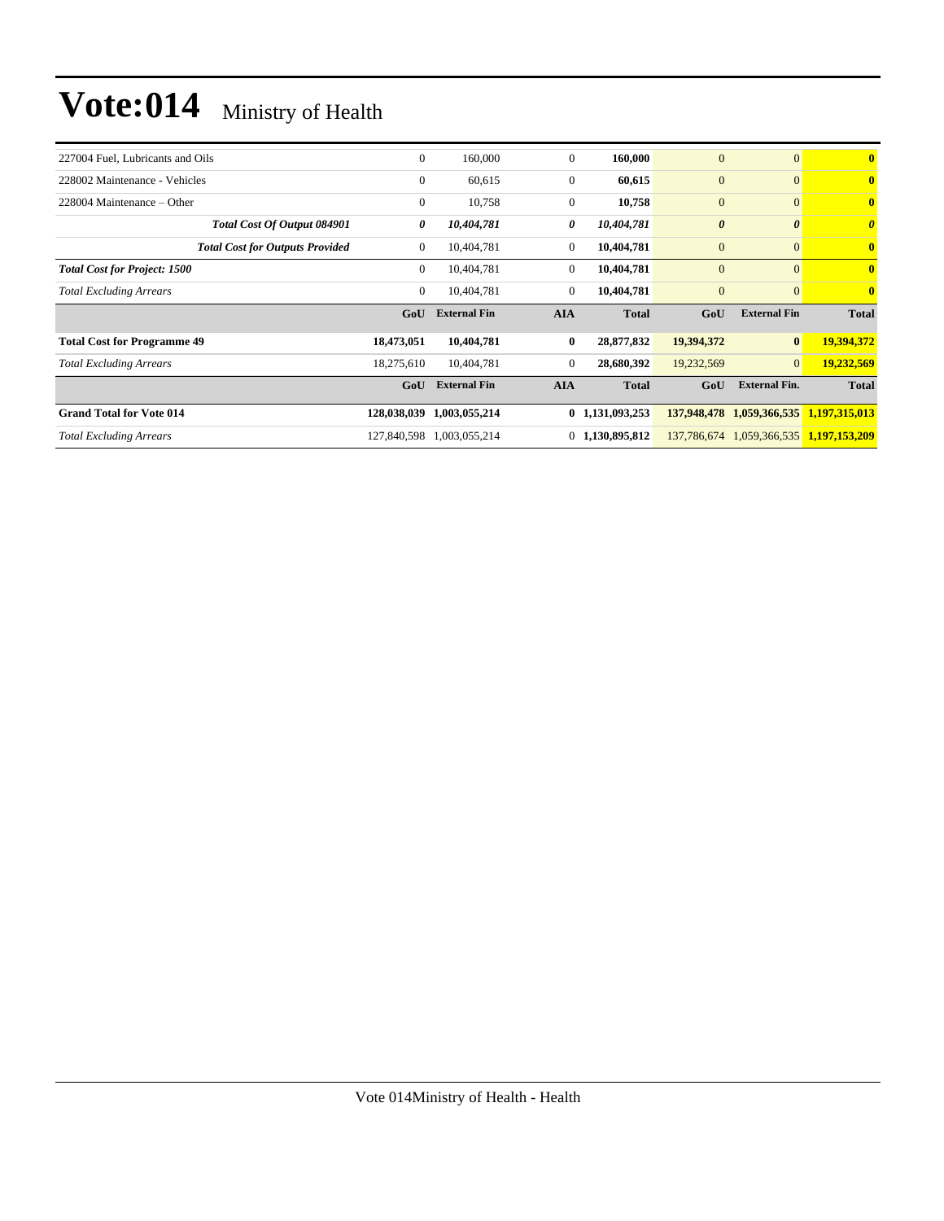# Vote:014 Ministry of Health

| | | | | | | | |
|---|---|---|---|---|---|---|---|
| 227004 Fuel, Lubricants and Oils | 0 | 160,000 | 0 | **160,000** | 0 | 0 | **0** |
| 228002 Maintenance - Vehicles | 0 | 60,615 | 0 | **60,615** | 0 | 0 | **0** |
| 228004 Maintenance – Other | 0 | 10,758 | 0 | **10,758** | 0 | 0 | **0** |
| ***Total Cost Of Output 084901*** | ***0*** | ***10,404,781*** | ***0*** | ***10,404,781*** | ***0*** | ***0*** | ***0*** |
| ***Total Cost for Outputs Provided*** | 0 | 10,404,781 | 0 | **10,404,781** | 0 | 0 | **0** |
| ***Total Cost for Project: 1500*** | 0 | 10,404,781 | 0 | **10,404,781** | 0 | 0 | **0** |
| *Total Excluding Arrears* | 0 | 10,404,781 | 0 | **10,404,781** | 0 | 0 | **0** |
| | **GoU** | **External Fin** | **AIA** | **Total** | **GoU** | **External Fin** | **Total** |
| **Total Cost for Programme 49** | **18,473,051** | **10,404,781** | **0** | **28,877,832** | **19,394,372** | **0** | **19,394,372** |
| *Total Excluding Arrears* | 18,275,610 | 10,404,781 | 0 | **28,680,392** | 19,232,569 | 0 | **19,232,569** |
| | **GoU** | **External Fin** | **AIA** | **Total** | **GoU** | **External Fin.** | **Total** |
| **Grand Total for Vote 014** | **128,038,039** | **1,003,055,214** | **0** | **1,131,093,253** | **137,948,478** | **1,059,366,535** | **1,197,315,013** |
| *Total Excluding Arrears* | 127,840,598 | 1,003,055,214 | 0 | **1,130,895,812** | 137,786,674 | 1,059,366,535 | **1,197,153,209** |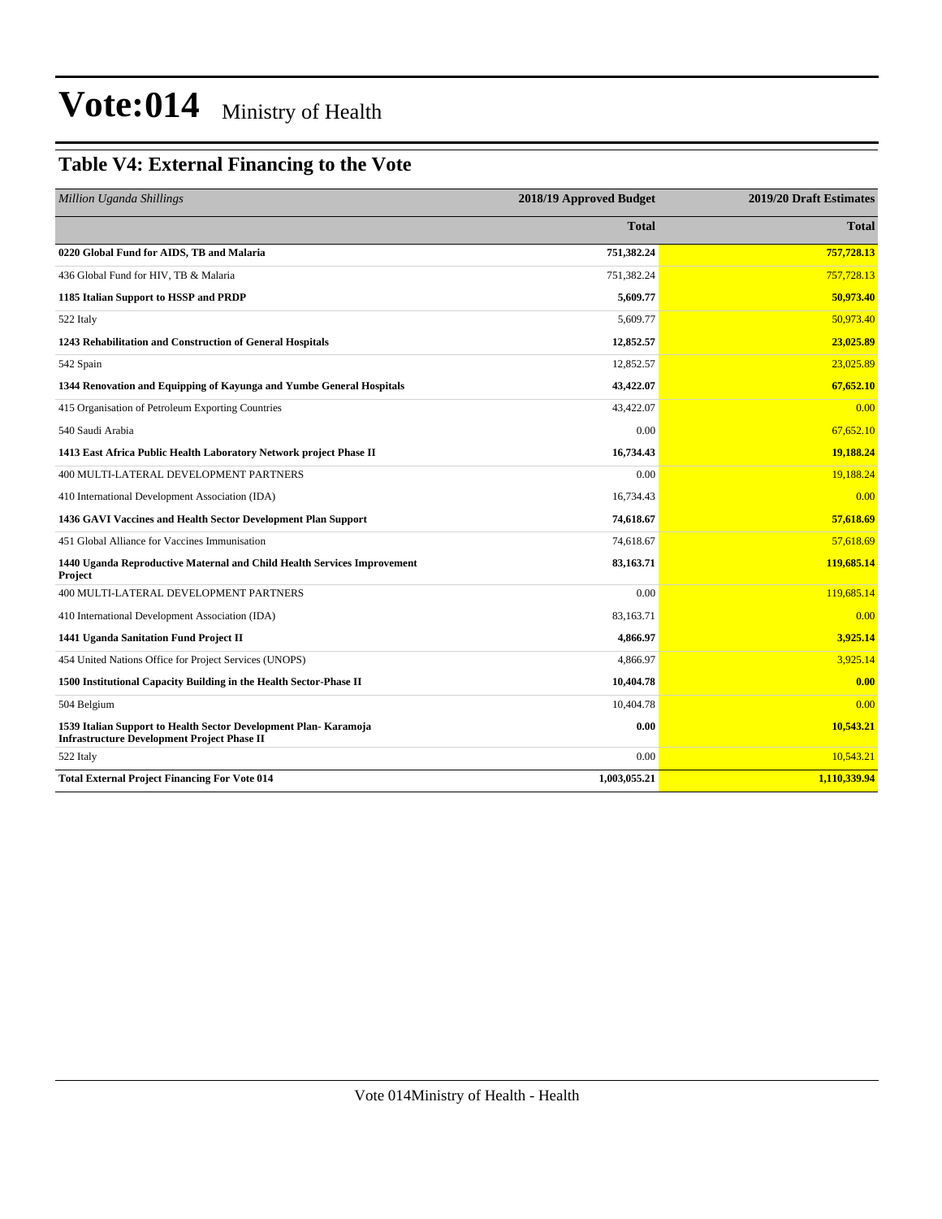# Vote:014 Ministry of Health

## Table V4: External Financing to the Vote

| *Million Uganda Shillings* | 2018/19 Approved Budget | 2019/20 Draft Estimates |
|---|---|---|
| | **Total** | **Total** |
| **0220 Global Fund for AIDS, TB and Malaria** | **751,382.24** | **757,728.13** |
| 436 Global Fund for HIV, TB & Malaria | 751,382.24 | 757,728.13 |
| **1185 Italian Support to HSSP and PRDP** | **5,609.77** | **50,973.40** |
| 522 Italy | 5,609.77 | 50,973.40 |
| **1243 Rehabilitation and Construction of General Hospitals** | **12,852.57** | **23,025.89** |
| 542 Spain | 12,852.57 | 23,025.89 |
| **1344 Renovation and Equipping of Kayunga and Yumbe General Hospitals** | **43,422.07** | **67,652.10** |
| 415 Organisation of Petroleum Exporting Countries | 43,422.07 | 0.00 |
| 540 Saudi Arabia | 0.00 | 67,652.10 |
| **1413 East Africa Public Health Laboratory Network project Phase II** | **16,734.43** | **19,188.24** |
| 400 MULTI-LATERAL DEVELOPMENT PARTNERS | 0.00 | 19,188.24 |
| 410 International Development Association (IDA) | 16,734.43 | 0.00 |
| **1436 GAVI Vaccines and Health Sector Development Plan Support** | **74,618.67** | **57,618.69** |
| 451 Global Alliance for Vaccines Immunisation | 74,618.67 | 57,618.69 |
| **1440 Uganda Reproductive Maternal and Child Health Services Improvement Project** | **83,163.71** | **119,685.14** |
| 400 MULTI-LATERAL DEVELOPMENT PARTNERS | 0.00 | 119,685.14 |
| 410 International Development Association (IDA) | 83,163.71 | 0.00 |
| **1441 Uganda Sanitation Fund Project II** | **4,866.97** | **3,925.14** |
| 454 United Nations Office for Project Services (UNOPS) | 4,866.97 | 3,925.14 |
| **1500 Institutional Capacity Building in the Health Sector-Phase II** | **10,404.78** | **0.00** |
| 504 Belgium | 10,404.78 | 0.00 |
| **1539 Italian Support to Health Sector Development Plan- Karamoja Infrastructure Development Project Phase II** | **0.00** | **10,543.21** |
| 522 Italy | 0.00 | 10,543.21 |
| **Total External Project Financing For Vote 014** | **1,003,055.21** | **1,110,339.94** |